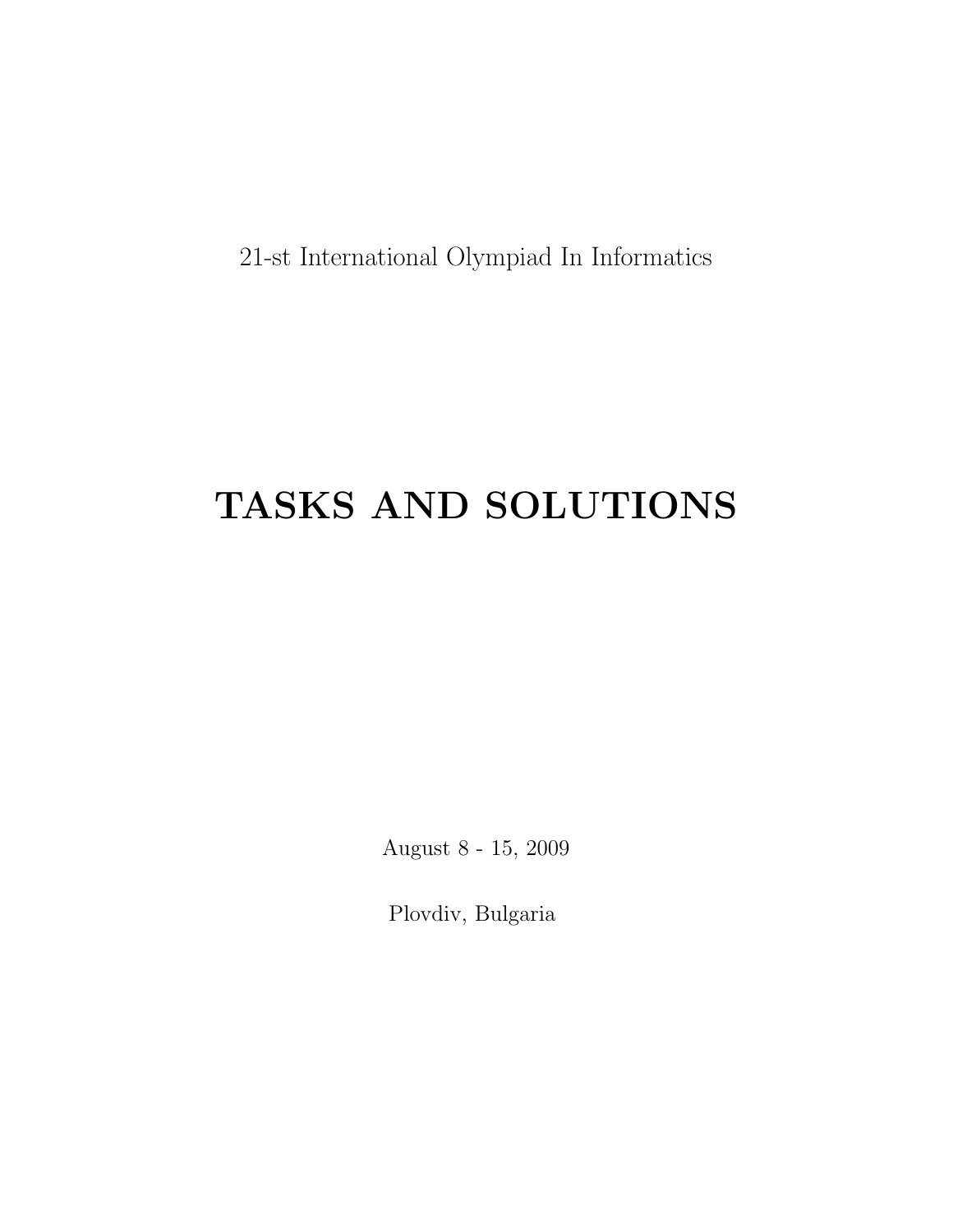21-st International Olympiad In Informatics

# TASKS AND SOLUTIONS

August 8 - 15, 2009

Plovdiv, Bulgaria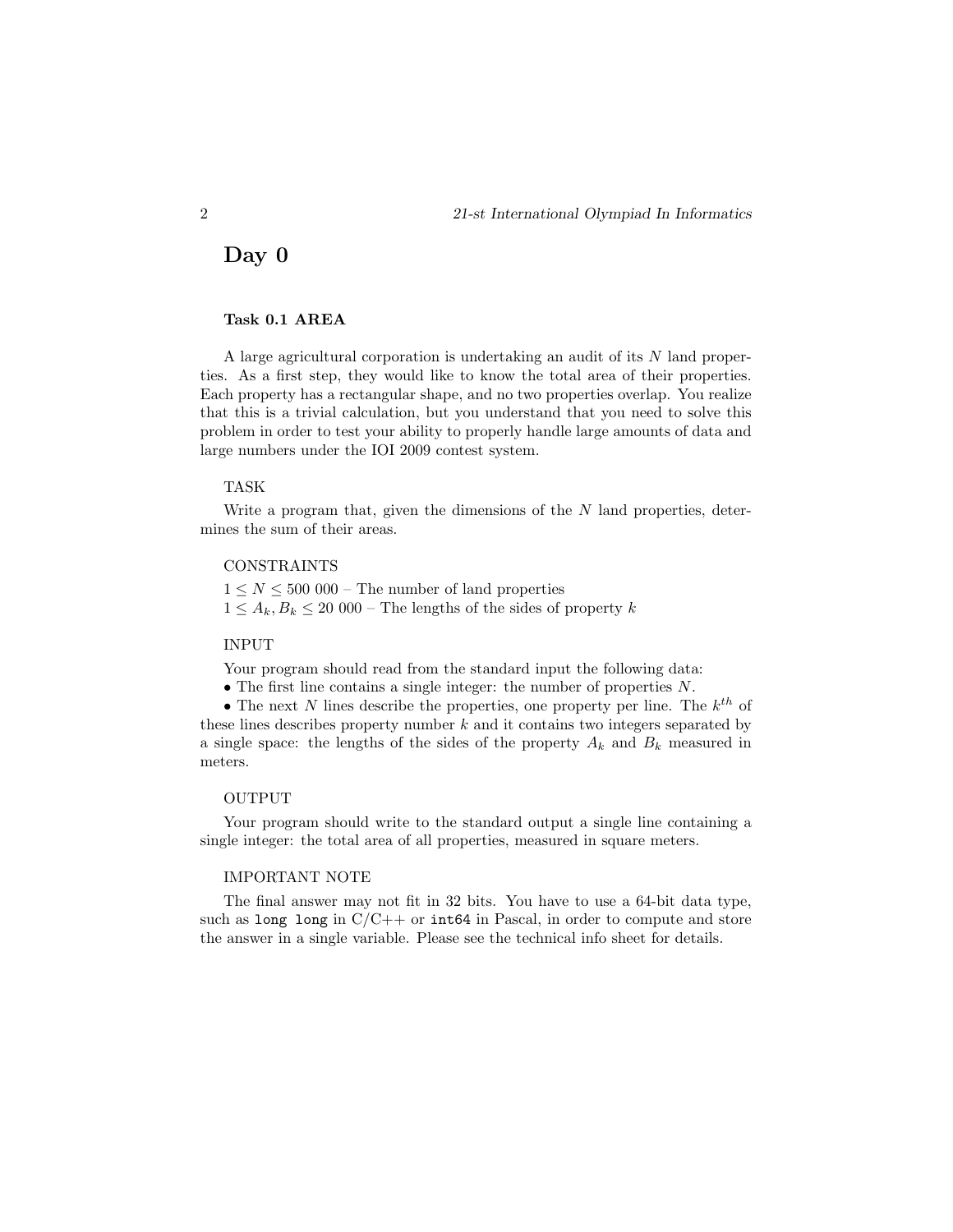# Day 0

### Task 0.1 AREA

A large agricultural corporation is undertaking an audit of its $N$ land properties. As a first step, they would like to know the total area of their properties. Each property has a rectangular shape, and no two properties overlap. You realize that this is a trivial calculation, but you understand that you need to solve this problem in order to test your ability to properly handle large amounts of data and large numbers under the IOI 2009 contest system.

TASK

Write a program that, given the dimensions of the $N$ land properties, determines the sum of their areas.

CONSTRAINTS

$1 \leq N \leq 500\ 000$ – The number of land properties
$1 \leq A_k, B_k \leq 20\ 000$ – The lengths of the sides of property $k$

INPUT

Your program should read from the standard input the following data:

- The first line contains a single integer: the number of properties $N$.
- The next $N$ lines describe the properties, one property per line. The $k^{th}$ of these lines describes property number $k$ and it contains two integers separated by a single space: the lengths of the sides of the property $A_k$ and $B_k$ measured in meters.

OUTPUT

Your program should write to the standard output a single line containing a single integer: the total area of all properties, measured in square meters.

IMPORTANT NOTE

The final answer may not fit in 32 bits. You have to use a 64-bit data type, such as `long long` in C/C++ or `int64` in Pascal, in order to compute and store the answer in a single variable. Please see the technical info sheet for details.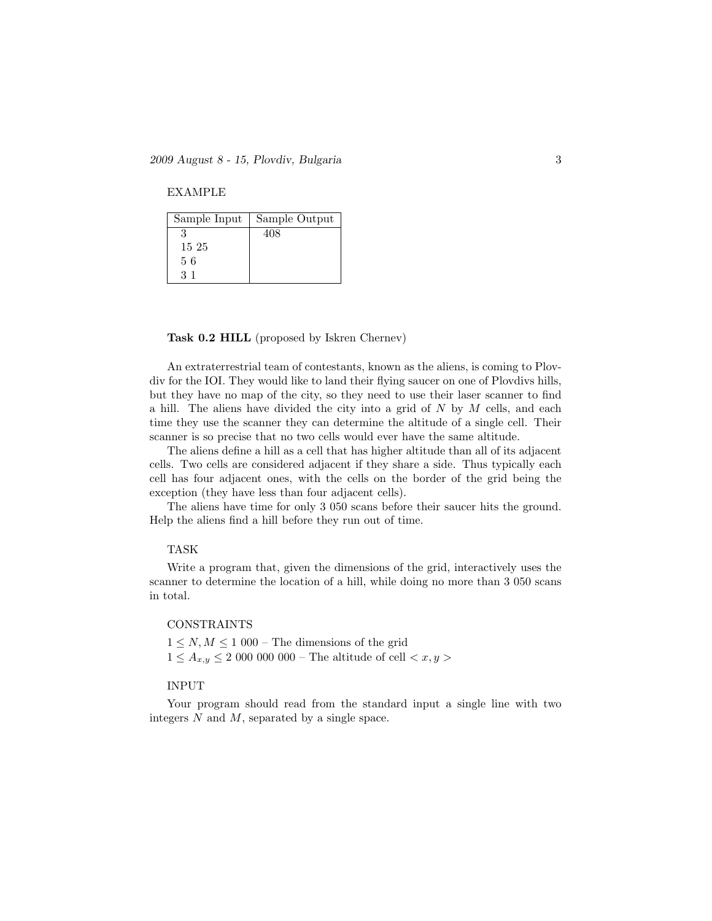EXAMPLE

| Sample Input | Sample Output |
|---|---|
| 3<br>15 25<br>5 6<br>3 1 | 408 |

**Task 0.2 HILL** (proposed by Iskren Chernev)

An extraterrestrial team of contestants, known as the aliens, is coming to Plovdiv for the IOI. They would like to land their flying saucer on one of Plovdivs hills, but they have no map of the city, so they need to use their laser scanner to find a hill. The aliens have divided the city into a grid of $N$ by $M$ cells, and each time they use the scanner they can determine the altitude of a single cell. Their scanner is so precise that no two cells would ever have the same altitude.

The aliens define a hill as a cell that has higher altitude than all of its adjacent cells. Two cells are considered adjacent if they share a side. Thus typically each cell has four adjacent ones, with the cells on the border of the grid being the exception (they have less than four adjacent cells).

The aliens have time for only 3 050 scans before their saucer hits the ground. Help the aliens find a hill before they run out of time.

TASK

Write a program that, given the dimensions of the grid, interactively uses the scanner to determine the location of a hill, while doing no more than 3 050 scans in total.

CONSTRAINTS

$1 \leq N, M \leq 1\ 000$ – The dimensions of the grid
$1 \leq A_{x,y} \leq 2\ 000\ 000\ 000$ – The altitude of cell $< x, y >$

INPUT

Your program should read from the standard input a single line with two integers $N$ and $M$, separated by a single space.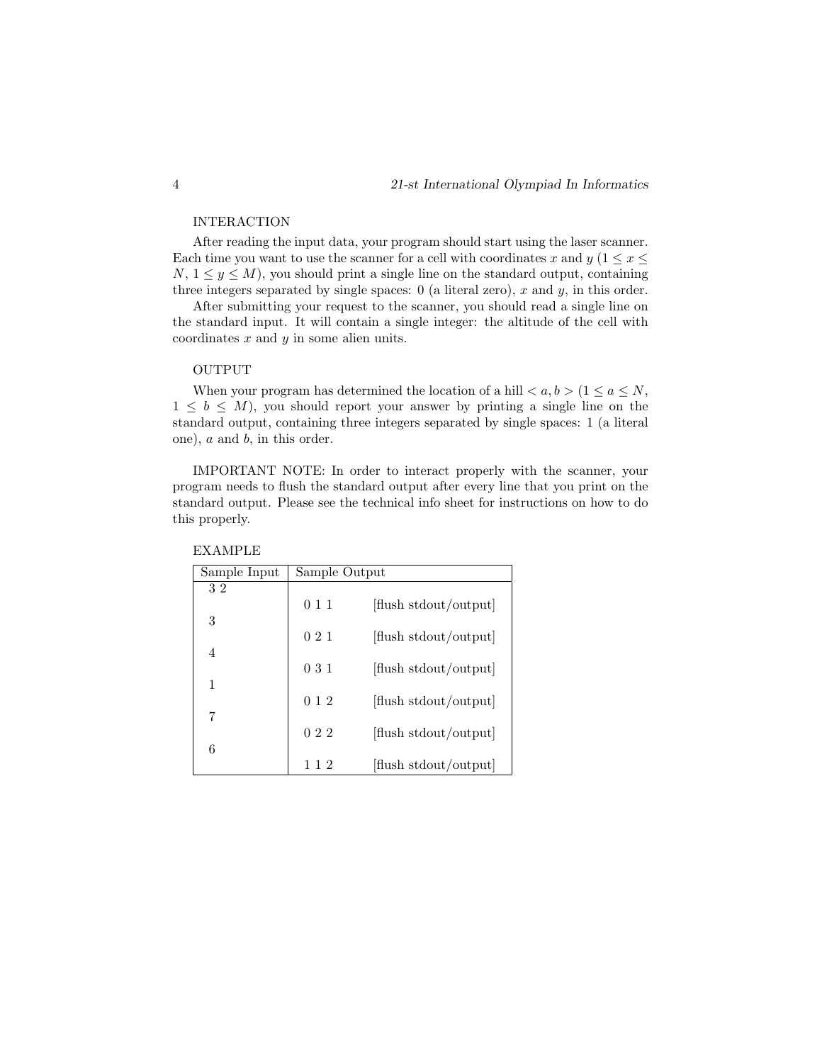INTERACTION

After reading the input data, your program should start using the laser scanner. Each time you want to use the scanner for a cell with coordinates $x$ and $y$ ($1 \leq x \leq N$, $1 \leq y \leq M$), you should print a single line on the standard output, containing three integers separated by single spaces: 0 (a literal zero), $x$ and $y$, in this order.

After submitting your request to the scanner, you should read a single line on the standard input. It will contain a single integer: the altitude of the cell with coordinates $x$ and $y$ in some alien units.

OUTPUT

When your program has determined the location of a hill $< a, b >$ ($1 \leq a \leq N$, $1 \leq b \leq M$), you should report your answer by printing a single line on the standard output, containing three integers separated by single spaces: 1 (a literal one), $a$ and $b$, in this order.

IMPORTANT NOTE: In order to interact properly with the scanner, your program needs to flush the standard output after every line that you print on the standard output. Please see the technical info sheet for instructions on how to do this properly.

EXAMPLE

| Sample Input | Sample Output | |
|---|---|---|
| 3 2 | | |
| | 0 1 1 | [flush stdout/output] |
| 3 | | |
| | 0 2 1 | [flush stdout/output] |
| 4 | | |
| | 0 3 1 | [flush stdout/output] |
| 1 | | |
| | 0 1 2 | [flush stdout/output] |
| 7 | | |
| | 0 2 2 | [flush stdout/output] |
| 6 | | |
| | 1 1 2 | [flush stdout/output] |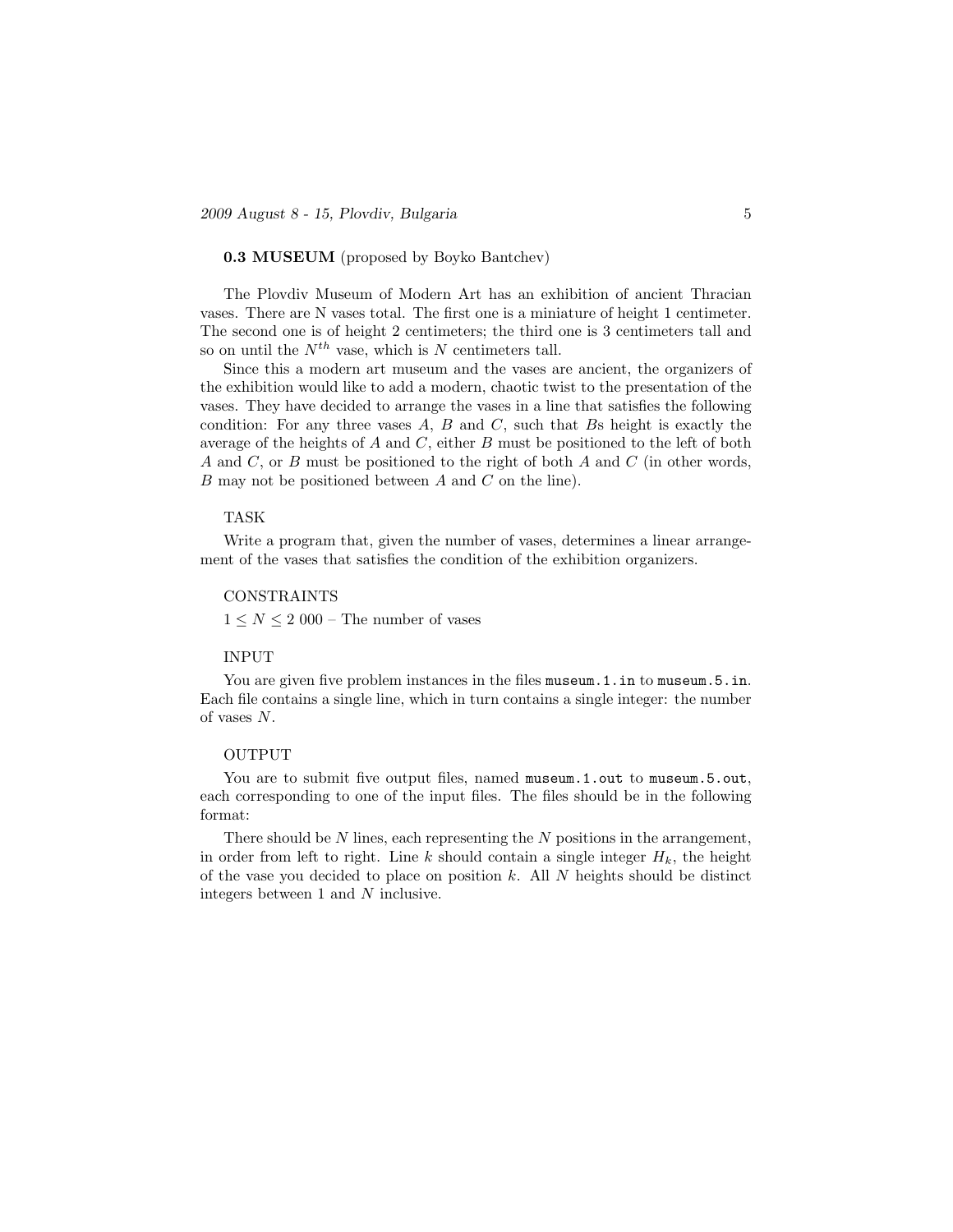**0.3 MUSEUM** (proposed by Boyko Bantchev)

The Plovdiv Museum of Modern Art has an exhibition of ancient Thracian vases. There are N vases total. The first one is a miniature of height 1 centimeter. The second one is of height 2 centimeters; the third one is 3 centimeters tall and so on until the $N^{th}$ vase, which is $N$ centimeters tall.

Since this a modern art museum and the vases are ancient, the organizers of the exhibition would like to add a modern, chaotic twist to the presentation of the vases. They have decided to arrange the vases in a line that satisfies the following condition: For any three vases $A$, $B$ and $C$, such that $B$s height is exactly the average of the heights of $A$ and $C$, either $B$ must be positioned to the left of both $A$ and $C$, or $B$ must be positioned to the right of both $A$ and $C$ (in other words, $B$ may not be positioned between $A$ and $C$ on the line).

TASK

Write a program that, given the number of vases, determines a linear arrangement of the vases that satisfies the condition of the exhibition organizers.

CONSTRAINTS

$1 \leq N \leq 2\ 000$ – The number of vases

INPUT

You are given five problem instances in the files `museum.1.in` to `museum.5.in`. Each file contains a single line, which in turn contains a single integer: the number of vases $N$.

OUTPUT

You are to submit five output files, named `museum.1.out` to `museum.5.out`, each corresponding to one of the input files. The files should be in the following format:

There should be $N$ lines, each representing the $N$ positions in the arrangement, in order from left to right. Line $k$ should contain a single integer $H_k$, the height of the vase you decided to place on position $k$. All $N$ heights should be distinct integers between 1 and $N$ inclusive.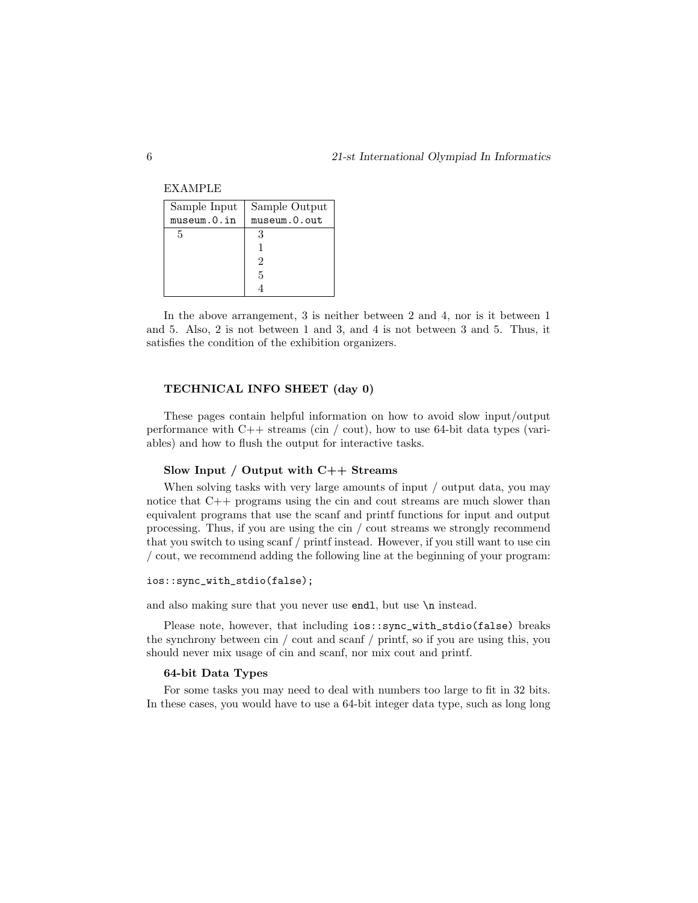EXAMPLE

| Sample Input<br>`museum.0.in` | Sample Output<br>`museum.0.out` |
|---|---|
| 5 | 3<br>1<br>2<br>5<br>4 |

In the above arrangement, 3 is neither between 2 and 4, nor is it between 1 and 5. Also, 2 is not between 1 and 3, and 4 is not between 3 and 5. Thus, it satisfies the condition of the exhibition organizers.

## TECHNICAL INFO SHEET (day 0)

These pages contain helpful information on how to avoid slow input/output performance with C++ streams (cin / cout), how to use 64-bit data types (variables) and how to flush the output for interactive tasks.

### Slow Input / Output with C++ Streams

When solving tasks with very large amounts of input / output data, you may notice that C++ programs using the cin and cout streams are much slower than equivalent programs that use the scanf and printf functions for input and output processing. Thus, if you are using the cin / cout streams we strongly recommend that you switch to using scanf / printf instead. However, if you still want to use cin / cout, we recommend adding the following line at the beginning of your program:

```
ios::sync_with_stdio(false);
```

and also making sure that you never use `endl`, but use `\n` instead.

Please note, however, that including `ios::sync_with_stdio(false)` breaks the synchrony between cin / cout and scanf / printf, so if you are using this, you should never mix usage of cin and scanf, nor mix cout and printf.

### 64-bit Data Types

For some tasks you may need to deal with numbers too large to fit in 32 bits. In these cases, you would have to use a 64-bit integer data type, such as long long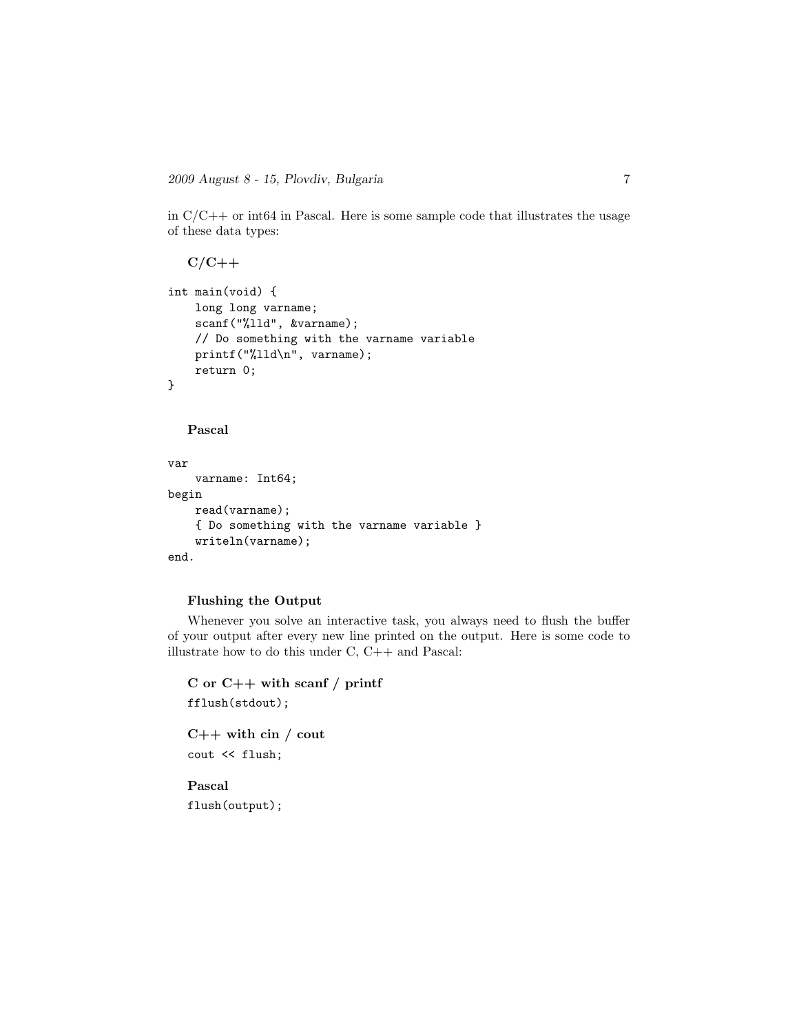in C/C++ or int64 in Pascal. Here is some sample code that illustrates the usage of these data types:

**C/C++**

```
int main(void) {
    long long varname;
    scanf("%lld", &varname);
    // Do something with the varname variable
    printf("%lld\n", varname);
    return 0;
}
```

**Pascal**

```
var
    varname: Int64;
begin
    read(varname);
    { Do something with the varname variable }
    writeln(varname);
end.
```

### Flushing the Output

Whenever you solve an interactive task, you always need to flush the buffer of your output after every new line printed on the output. Here is some code to illustrate how to do this under C, C++ and Pascal:

**C or C++ with scanf / printf**

```
fflush(stdout);
```

**C++ with cin / cout**

```
cout << flush;
```

**Pascal**

```
flush(output);
```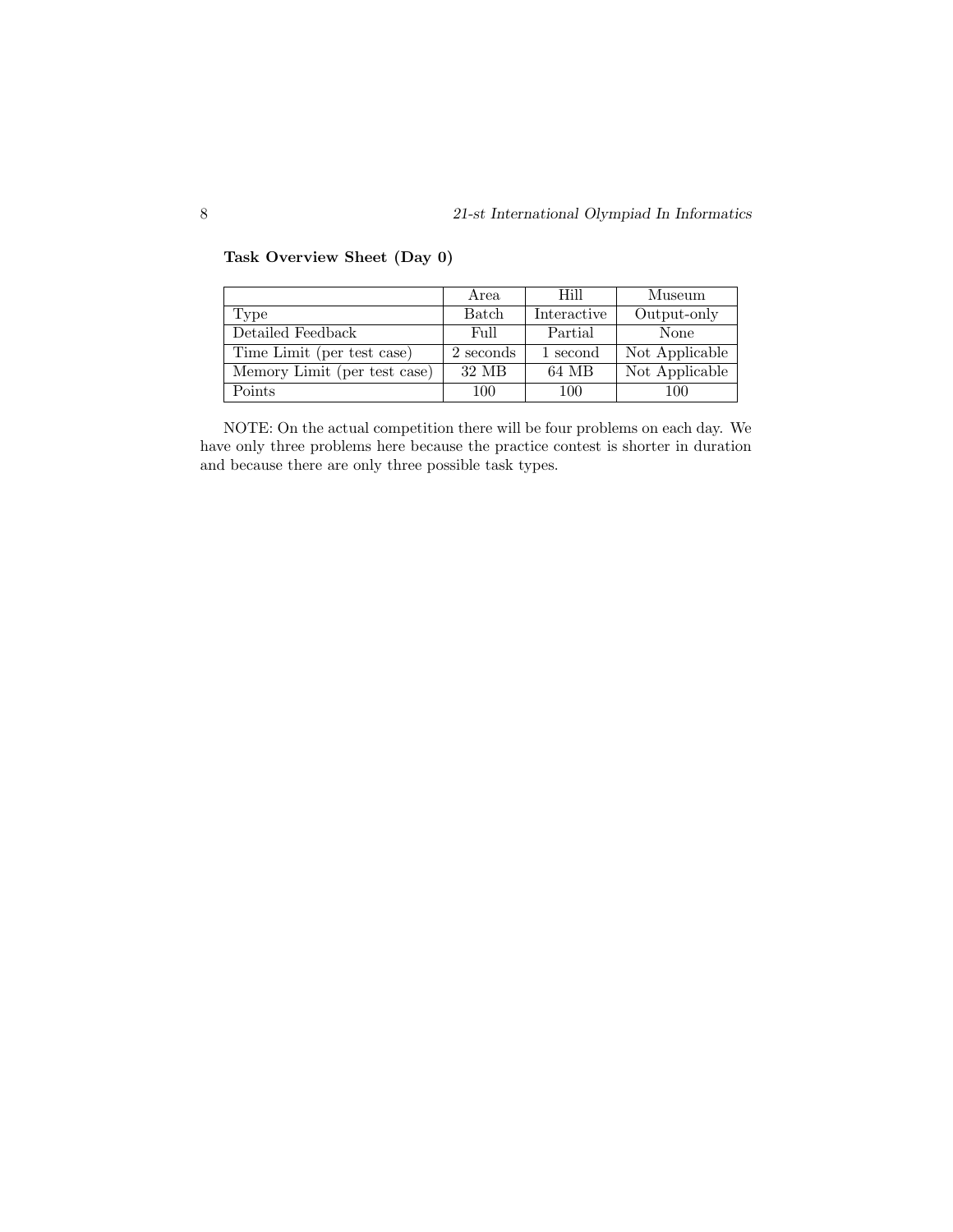**Task Overview Sheet (Day 0)**

| | Area | Hill | Museum |
|---|---|---|---|
| Type | Batch | Interactive | Output-only |
| Detailed Feedback | Full | Partial | None |
| Time Limit (per test case) | 2 seconds | 1 second | Not Applicable |
| Memory Limit (per test case) | 32 MB | 64 MB | Not Applicable |
| Points | 100 | 100 | 100 |

NOTE: On the actual competition there will be four problems on each day. We have only three problems here because the practice contest is shorter in duration and because there are only three possible task types.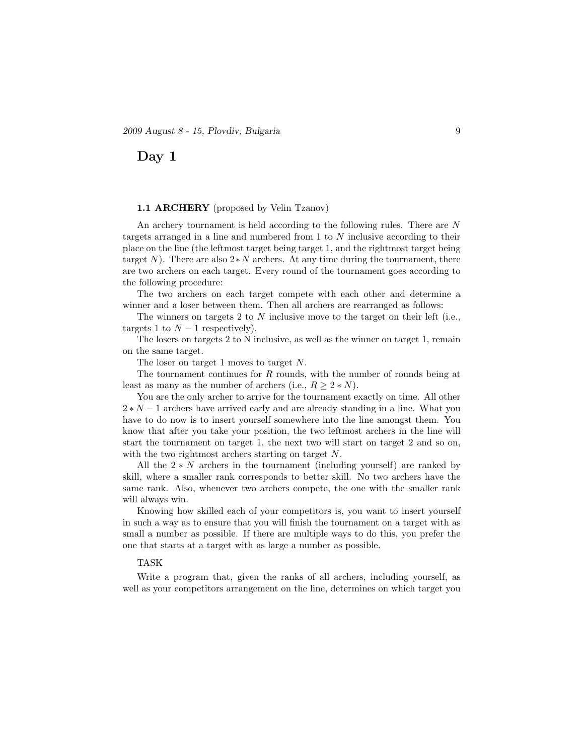# Day 1

### 1.1 ARCHERY (proposed by Velin Tzanov)

An archery tournament is held according to the following rules. There are $N$ targets arranged in a line and numbered from 1 to $N$ inclusive according to their place on the line (the leftmost target being target 1, and the rightmost target being target $N$). There are also $2*N$ archers. At any time during the tournament, there are two archers on each target. Every round of the tournament goes according to the following procedure:

The two archers on each target compete with each other and determine a winner and a loser between them. Then all archers are rearranged as follows:

The winners on targets 2 to $N$ inclusive move to the target on their left (i.e., targets 1 to $N-1$ respectively).

The losers on targets 2 to N inclusive, as well as the winner on target 1, remain on the same target.

The loser on target 1 moves to target $N$.

The tournament continues for $R$ rounds, with the number of rounds being at least as many as the number of archers (i.e., $R \geq 2*N$).

You are the only archer to arrive for the tournament exactly on time. All other $2*N-1$ archers have arrived early and are already standing in a line. What you have to do now is to insert yourself somewhere into the line amongst them. You know that after you take your position, the two leftmost archers in the line will start the tournament on target 1, the next two will start on target 2 and so on, with the two rightmost archers starting on target $N$.

All the $2*N$ archers in the tournament (including yourself) are ranked by skill, where a smaller rank corresponds to better skill. No two archers have the same rank. Also, whenever two archers compete, the one with the smaller rank will always win.

Knowing how skilled each of your competitors is, you want to insert yourself in such a way as to ensure that you will finish the tournament on a target with as small a number as possible. If there are multiple ways to do this, you prefer the one that starts at a target with as large a number as possible.

TASK

Write a program that, given the ranks of all archers, including yourself, as well as your competitors arrangement on the line, determines on which target you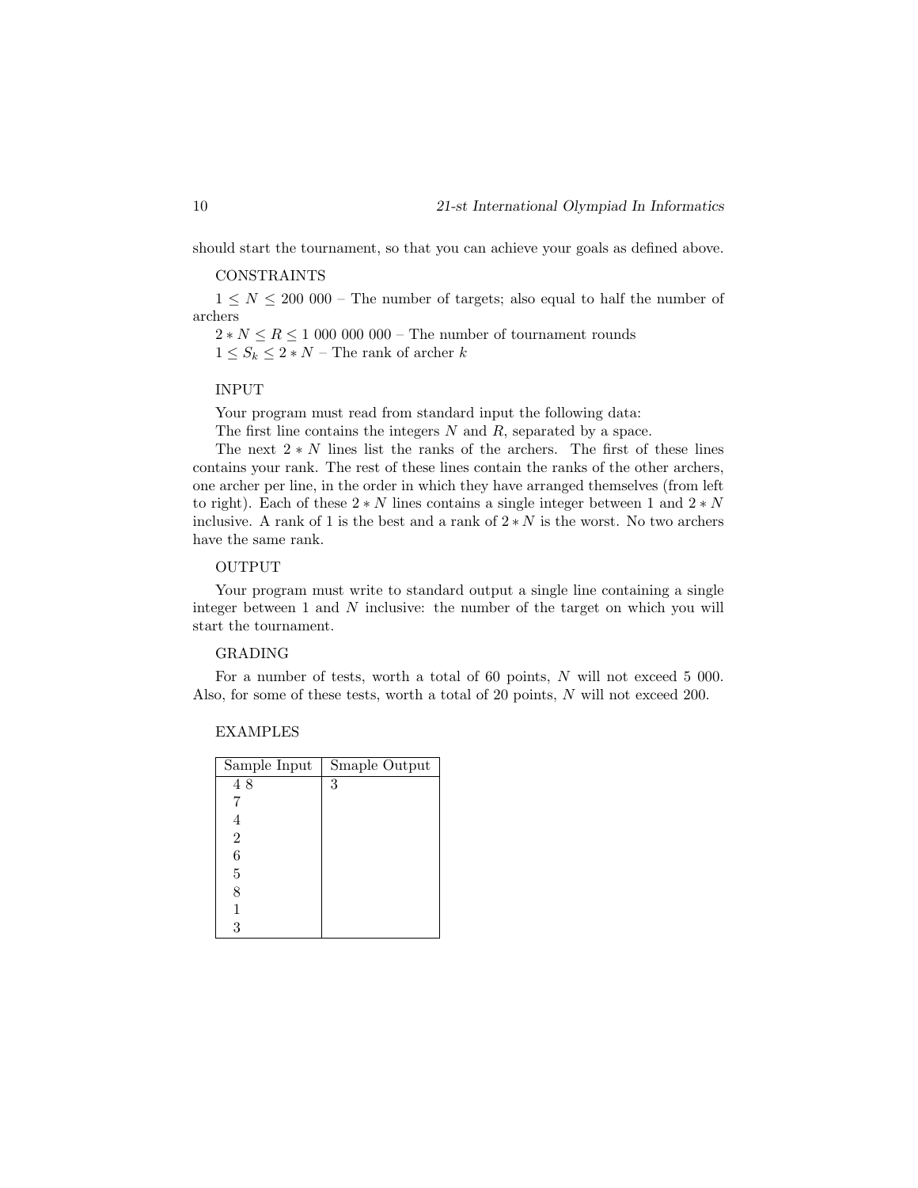should start the tournament, so that you can achieve your goals as defined above.

CONSTRAINTS

$1 \leq N \leq 200\ 000$ – The number of targets; also equal to half the number of archers

$2 * N \leq R \leq 1\ 000\ 000\ 000$ – The number of tournament rounds

$1 \leq S_k \leq 2 * N$ – The rank of archer $k$

INPUT

Your program must read from standard input the following data:

The first line contains the integers $N$ and $R$, separated by a space.

The next $2 * N$ lines list the ranks of the archers. The first of these lines contains your rank. The rest of these lines contain the ranks of the other archers, one archer per line, in the order in which they have arranged themselves (from left to right). Each of these $2 * N$ lines contains a single integer between 1 and $2 * N$ inclusive. A rank of 1 is the best and a rank of $2 * N$ is the worst. No two archers have the same rank.

OUTPUT

Your program must write to standard output a single line containing a single integer between 1 and $N$ inclusive: the number of the target on which you will start the tournament.

GRADING

For a number of tests, worth a total of 60 points, $N$ will not exceed 5 000. Also, for some of these tests, worth a total of 20 points, $N$ will not exceed 200.

EXAMPLES

| Sample Input | Smaple Output |
|---|---|
| 4 8<br>7<br>4<br>2<br>6<br>5<br>8<br>1<br>3 | 3 |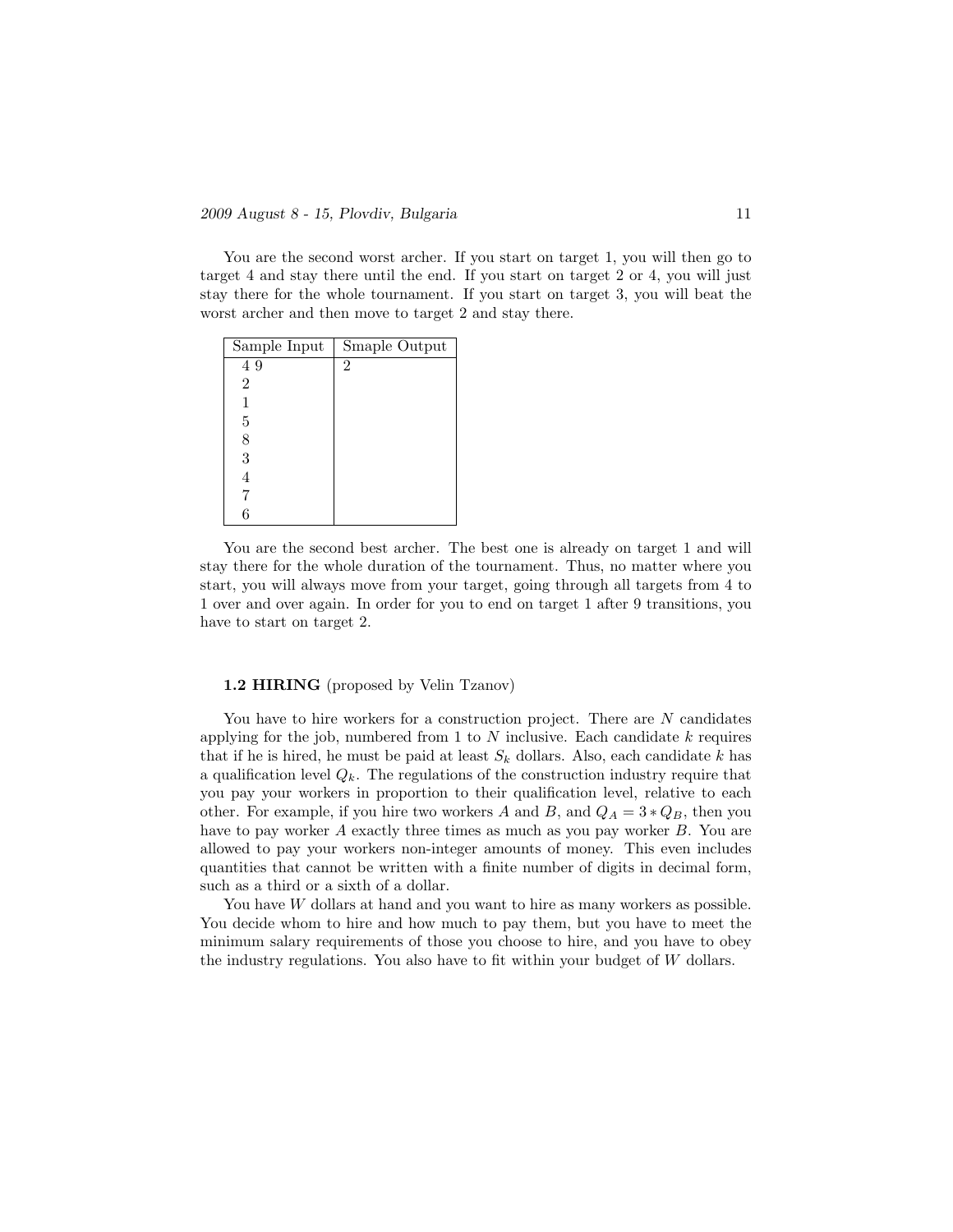You are the second worst archer. If you start on target 1, you will then go to target 4 and stay there until the end. If you start on target 2 or 4, you will just stay there for the whole tournament. If you start on target 3, you will beat the worst archer and then move to target 2 and stay there.

| Sample Input | Smaple Output |
|---|---|
| 4 9 | 2 |
| 2 | |
| 1 | |
| 5 | |
| 8 | |
| 3 | |
| 4 | |
| 7 | |
| 6 | |

You are the second best archer. The best one is already on target 1 and will stay there for the whole duration of the tournament. Thus, no matter where you start, you will always move from your target, going through all targets from 4 to 1 over and over again. In order for you to end on target 1 after 9 transitions, you have to start on target 2.

### 1.2 HIRING (proposed by Velin Tzanov)

You have to hire workers for a construction project. There are $N$ candidates applying for the job, numbered from 1 to $N$ inclusive. Each candidate $k$ requires that if he is hired, he must be paid at least $S_k$ dollars. Also, each candidate $k$ has a qualification level $Q_k$. The regulations of the construction industry require that you pay your workers in proportion to their qualification level, relative to each other. For example, if you hire two workers $A$ and $B$, and $Q_A = 3 * Q_B$, then you have to pay worker $A$ exactly three times as much as you pay worker $B$. You are allowed to pay your workers non-integer amounts of money. This even includes quantities that cannot be written with a finite number of digits in decimal form, such as a third or a sixth of a dollar.

You have $W$ dollars at hand and you want to hire as many workers as possible. You decide whom to hire and how much to pay them, but you have to meet the minimum salary requirements of those you choose to hire, and you have to obey the industry regulations. You also have to fit within your budget of $W$ dollars.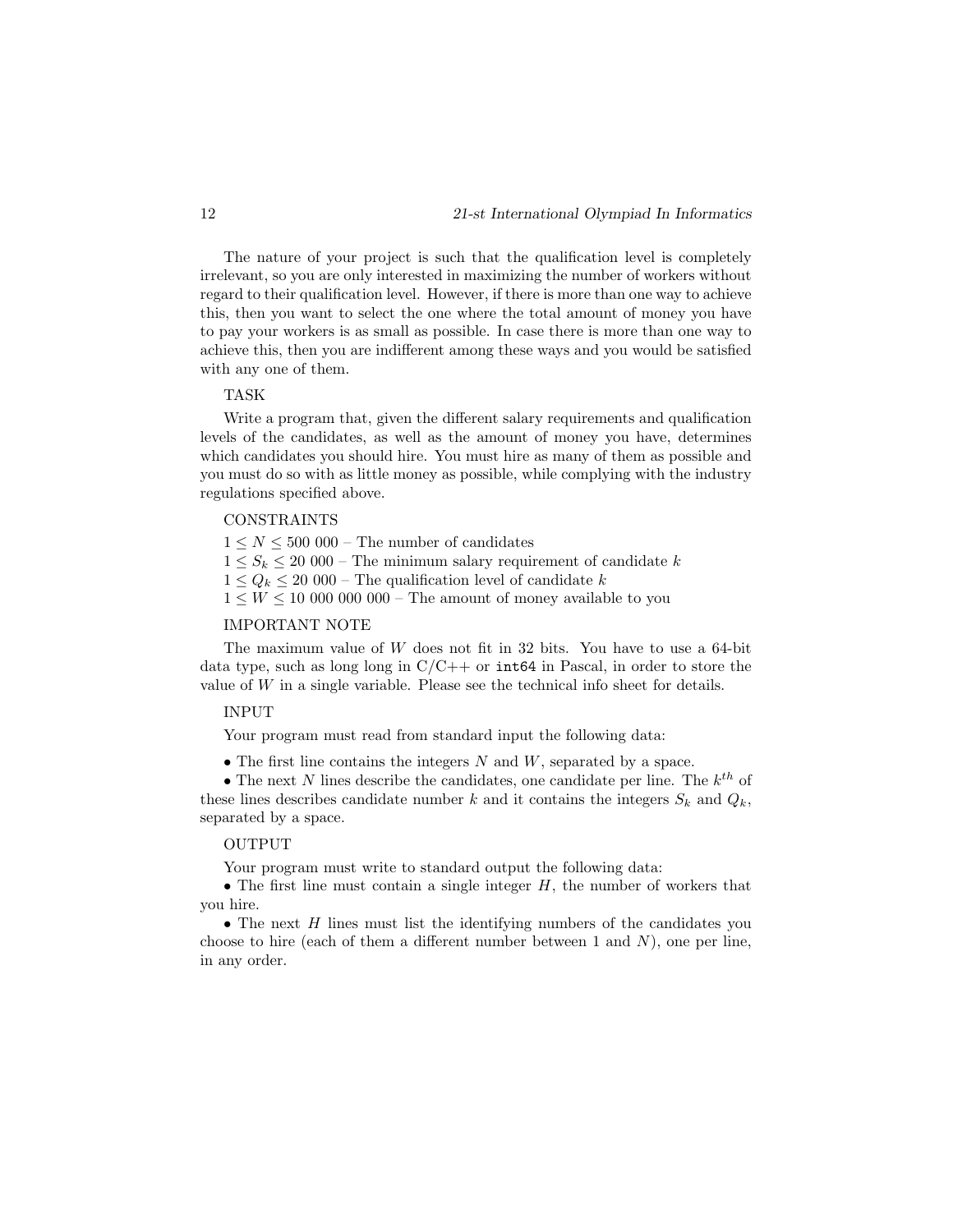The nature of your project is such that the qualification level is completely irrelevant, so you are only interested in maximizing the number of workers without regard to their qualification level. However, if there is more than one way to achieve this, then you want to select the one where the total amount of money you have to pay your workers is as small as possible. In case there is more than one way to achieve this, then you are indifferent among these ways and you would be satisfied with any one of them.

TASK

Write a program that, given the different salary requirements and qualification levels of the candidates, as well as the amount of money you have, determines which candidates you should hire. You must hire as many of them as possible and you must do so with as little money as possible, while complying with the industry regulations specified above.

CONSTRAINTS

$1 \leq N \leq 500\ 000$ – The number of candidates
$1 \leq S_k \leq 20\ 000$ – The minimum salary requirement of candidate $k$
$1 \leq Q_k \leq 20\ 000$ – The qualification level of candidate $k$
$1 \leq W \leq 10\ 000\ 000\ 000$ – The amount of money available to you

IMPORTANT NOTE

The maximum value of $W$ does not fit in 32 bits. You have to use a 64-bit data type, such as long long in C/C++ or `int64` in Pascal, in order to store the value of $W$ in a single variable. Please see the technical info sheet for details.

INPUT

Your program must read from standard input the following data:

- The first line contains the integers $N$ and $W$, separated by a space.
- The next $N$ lines describe the candidates, one candidate per line. The $k^{th}$ of these lines describes candidate number $k$ and it contains the integers $S_k$ and $Q_k$, separated by a space.

OUTPUT

Your program must write to standard output the following data:

- The first line must contain a single integer $H$, the number of workers that you hire.
- The next $H$ lines must list the identifying numbers of the candidates you choose to hire (each of them a different number between 1 and $N$), one per line, in any order.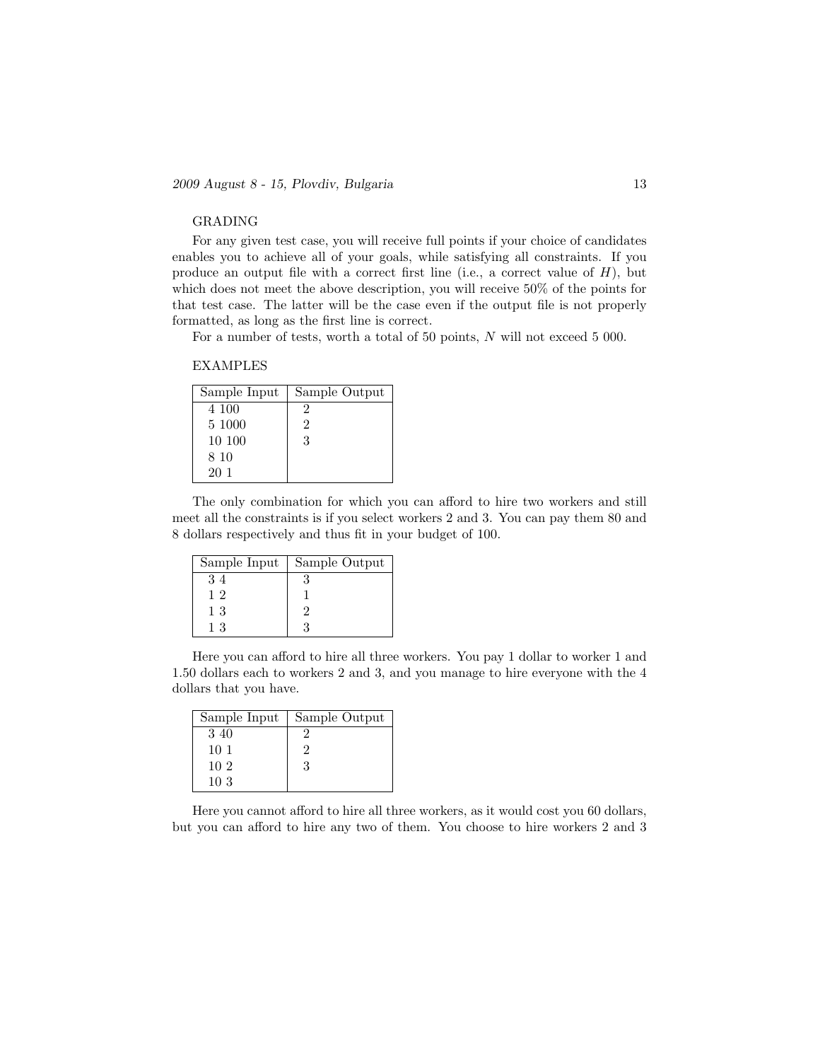GRADING

For any given test case, you will receive full points if your choice of candidates enables you to achieve all of your goals, while satisfying all constraints. If you produce an output file with a correct first line (i.e., a correct value of $H$), but which does not meet the above description, you will receive 50% of the points for that test case. The latter will be the case even if the output file is not properly formatted, as long as the first line is correct.

For a number of tests, worth a total of 50 points, $N$ will not exceed 5 000.

EXAMPLES

| Sample Input | Sample Output |
|---|---|
| 4 100 | 2 |
| 5 1000 | 2 |
| 10 100 | 3 |
| 8 10 | |
| 20 1 | |

The only combination for which you can afford to hire two workers and still meet all the constraints is if you select workers 2 and 3. You can pay them 80 and 8 dollars respectively and thus fit in your budget of 100.

| Sample Input | Sample Output |
|---|---|
| 3 4 | 3 |
| 1 2 | 1 |
| 1 3 | 2 |
| 1 3 | 3 |

Here you can afford to hire all three workers. You pay 1 dollar to worker 1 and 1.50 dollars each to workers 2 and 3, and you manage to hire everyone with the 4 dollars that you have.

| Sample Input | Sample Output |
|---|---|
| 3 40 | 2 |
| 10 1 | 2 |
| 10 2 | 3 |
| 10 3 | |

Here you cannot afford to hire all three workers, as it would cost you 60 dollars, but you can afford to hire any two of them. You choose to hire workers 2 and 3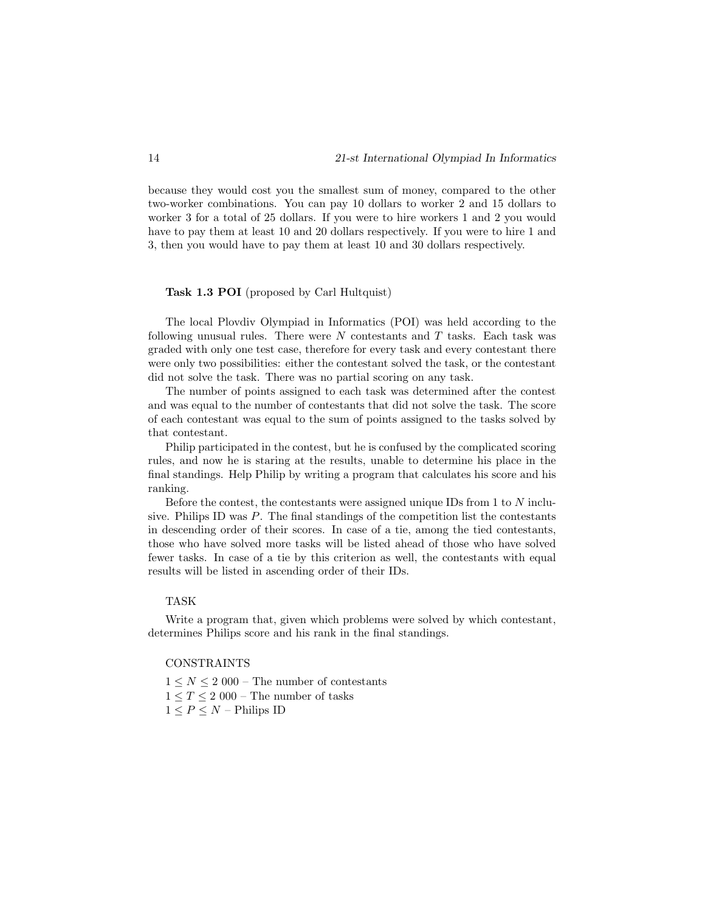because they would cost you the smallest sum of money, compared to the other two-worker combinations. You can pay 10 dollars to worker 2 and 15 dollars to worker 3 for a total of 25 dollars. If you were to hire workers 1 and 2 you would have to pay them at least 10 and 20 dollars respectively. If you were to hire 1 and 3, then you would have to pay them at least 10 and 30 dollars respectively.

**Task 1.3 POI** (proposed by Carl Hultquist)

The local Plovdiv Olympiad in Informatics (POI) was held according to the following unusual rules. There were $N$ contestants and $T$ tasks. Each task was graded with only one test case, therefore for every task and every contestant there were only two possibilities: either the contestant solved the task, or the contestant did not solve the task. There was no partial scoring on any task.

The number of points assigned to each task was determined after the contest and was equal to the number of contestants that did not solve the task. The score of each contestant was equal to the sum of points assigned to the tasks solved by that contestant.

Philip participated in the contest, but he is confused by the complicated scoring rules, and now he is staring at the results, unable to determine his place in the final standings. Help Philip by writing a program that calculates his score and his ranking.

Before the contest, the contestants were assigned unique IDs from 1 to $N$ inclusive. Philips ID was $P$. The final standings of the competition list the contestants in descending order of their scores. In case of a tie, among the tied contestants, those who have solved more tasks will be listed ahead of those who have solved fewer tasks. In case of a tie by this criterion as well, the contestants with equal results will be listed in ascending order of their IDs.

TASK

Write a program that, given which problems were solved by which contestant, determines Philips score and his rank in the final standings.

CONSTRAINTS

$1 \leq N \leq 2\ 000$ – The number of contestants
$1 \leq T \leq 2\ 000$ – The number of tasks
$1 \leq P \leq N$ – Philips ID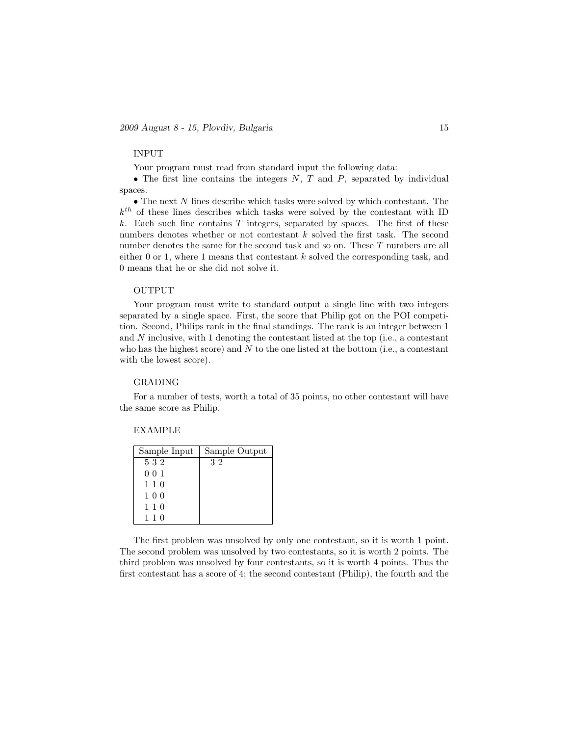INPUT

Your program must read from standard input the following data:

- The first line contains the integers $N$, $T$ and $P$, separated by individual spaces.
- The next $N$ lines describe which tasks were solved by which contestant. The $k^{th}$ of these lines describes which tasks were solved by the contestant with ID $k$. Each such line contains $T$ integers, separated by spaces. The first of these numbers denotes whether or not contestant $k$ solved the first task. The second number denotes the same for the second task and so on. These $T$ numbers are all either 0 or 1, where 1 means that contestant $k$ solved the corresponding task, and 0 means that he or she did not solve it.

OUTPUT

Your program must write to standard output a single line with two integers separated by a single space. First, the score that Philip got on the POI competition. Second, Philips rank in the final standings. The rank is an integer between 1 and $N$ inclusive, with 1 denoting the contestant listed at the top (i.e., a contestant who has the highest score) and $N$ to the one listed at the bottom (i.e., a contestant with the lowest score).

GRADING

For a number of tests, worth a total of 35 points, no other contestant will have the same score as Philip.

EXAMPLE

| Sample Input | Sample Output |
|---|---|
| 5 3 2<br>0 0 1<br>1 1 0<br>1 0 0<br>1 1 0<br>1 1 0 | 3 2 |

The first problem was unsolved by only one contestant, so it is worth 1 point. The second problem was unsolved by two contestants, so it is worth 2 points. The third problem was unsolved by four contestants, so it is worth 4 points. Thus the first contestant has a score of 4; the second contestant (Philip), the fourth and the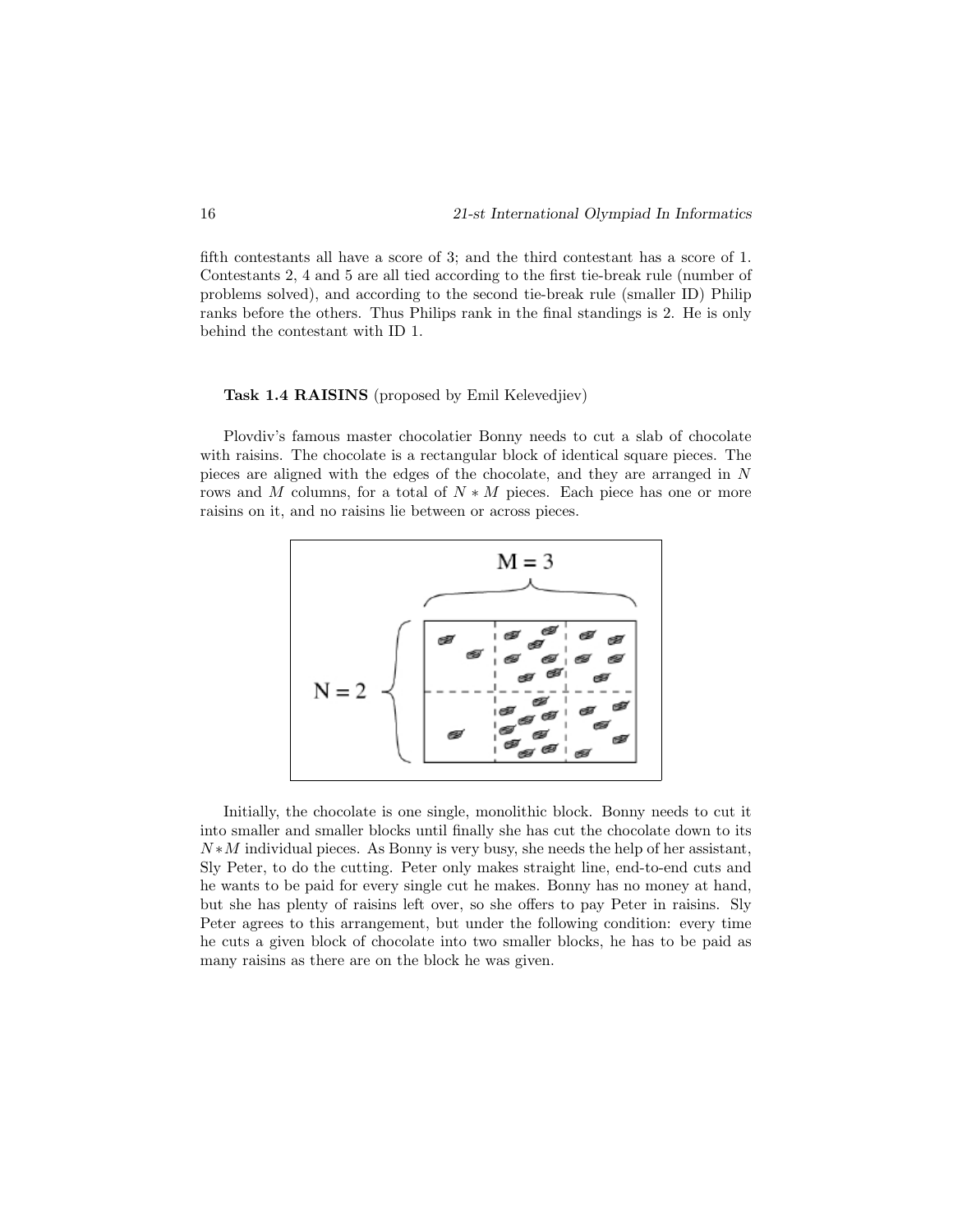fifth contestants all have a score of 3; and the third contestant has a score of 1. Contestants 2, 4 and 5 are all tied according to the first tie-break rule (number of problems solved), and according to the second tie-break rule (smaller ID) Philip ranks before the others. Thus Philips rank in the final standings is 2. He is only behind the contestant with ID 1.

**Task 1.4 RAISINS** (proposed by Emil Kelevedjiev)

Plovdiv's famous master chocolatier Bonny needs to cut a slab of chocolate with raisins. The chocolate is a rectangular block of identical square pieces. The pieces are aligned with the edges of the chocolate, and they are arranged in $N$ rows and $M$ columns, for a total of $N * M$ pieces. Each piece has one or more raisins on it, and no raisins lie between or across pieces.

Initially, the chocolate is one single, monolithic block. Bonny needs to cut it into smaller and smaller blocks until finally she has cut the chocolate down to its $N * M$ individual pieces. As Bonny is very busy, she needs the help of her assistant, Sly Peter, to do the cutting. Peter only makes straight line, end-to-end cuts and he wants to be paid for every single cut he makes. Bonny has no money at hand, but she has plenty of raisins left over, so she offers to pay Peter in raisins. Sly Peter agrees to this arrangement, but under the following condition: every time he cuts a given block of chocolate into two smaller blocks, he has to be paid as many raisins as there are on the block he was given.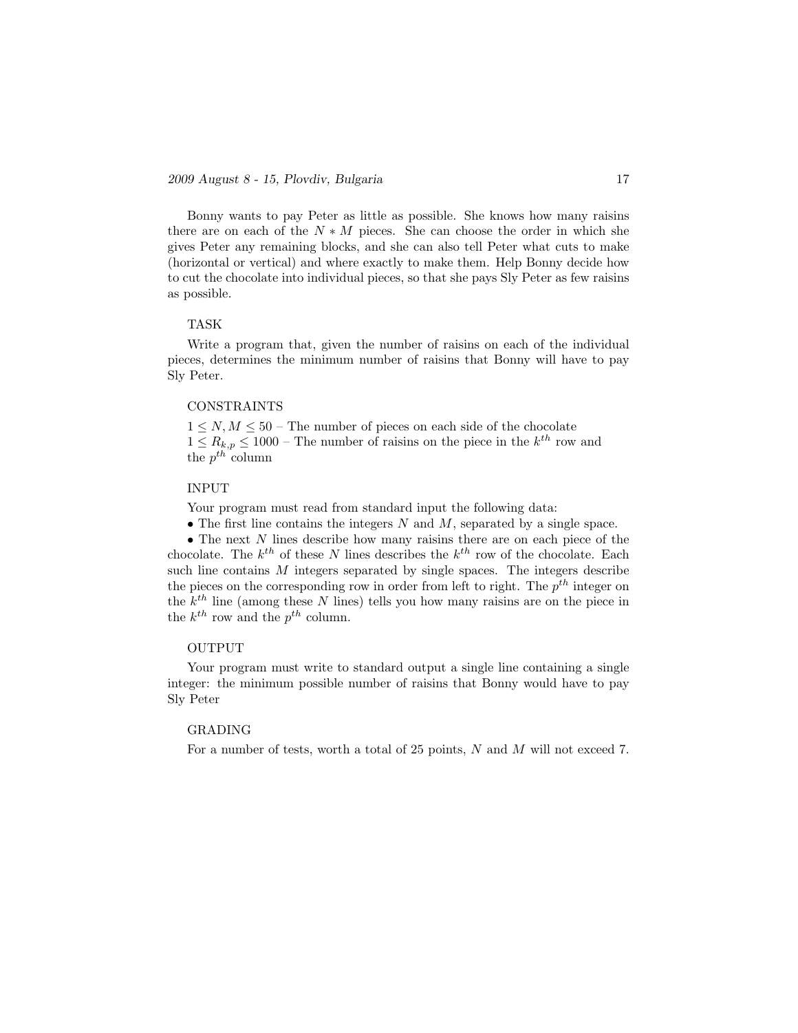Bonny wants to pay Peter as little as possible. She knows how many raisins there are on each of the $N * M$ pieces. She can choose the order in which she gives Peter any remaining blocks, and she can also tell Peter what cuts to make (horizontal or vertical) and where exactly to make them. Help Bonny decide how to cut the chocolate into individual pieces, so that she pays Sly Peter as few raisins as possible.

TASK

Write a program that, given the number of raisins on each of the individual pieces, determines the minimum number of raisins that Bonny will have to pay Sly Peter.

CONSTRAINTS

$1 \leq N, M \leq 50$ – The number of pieces on each side of the chocolate
$1 \leq R_{k,p} \leq 1000$ – The number of raisins on the piece in the $k^{th}$ row and the $p^{th}$ column

INPUT

Your program must read from standard input the following data:

- The first line contains the integers $N$ and $M$, separated by a single space.
- The next $N$ lines describe how many raisins there are on each piece of the chocolate. The $k^{th}$ of these $N$ lines describes the $k^{th}$ row of the chocolate. Each such line contains $M$ integers separated by single spaces. The integers describe the pieces on the corresponding row in order from left to right. The $p^{th}$ integer on the $k^{th}$ line (among these $N$ lines) tells you how many raisins are on the piece in the $k^{th}$ row and the $p^{th}$ column.

OUTPUT

Your program must write to standard output a single line containing a single integer: the minimum possible number of raisins that Bonny would have to pay Sly Peter

GRADING

For a number of tests, worth a total of 25 points, $N$ and $M$ will not exceed 7.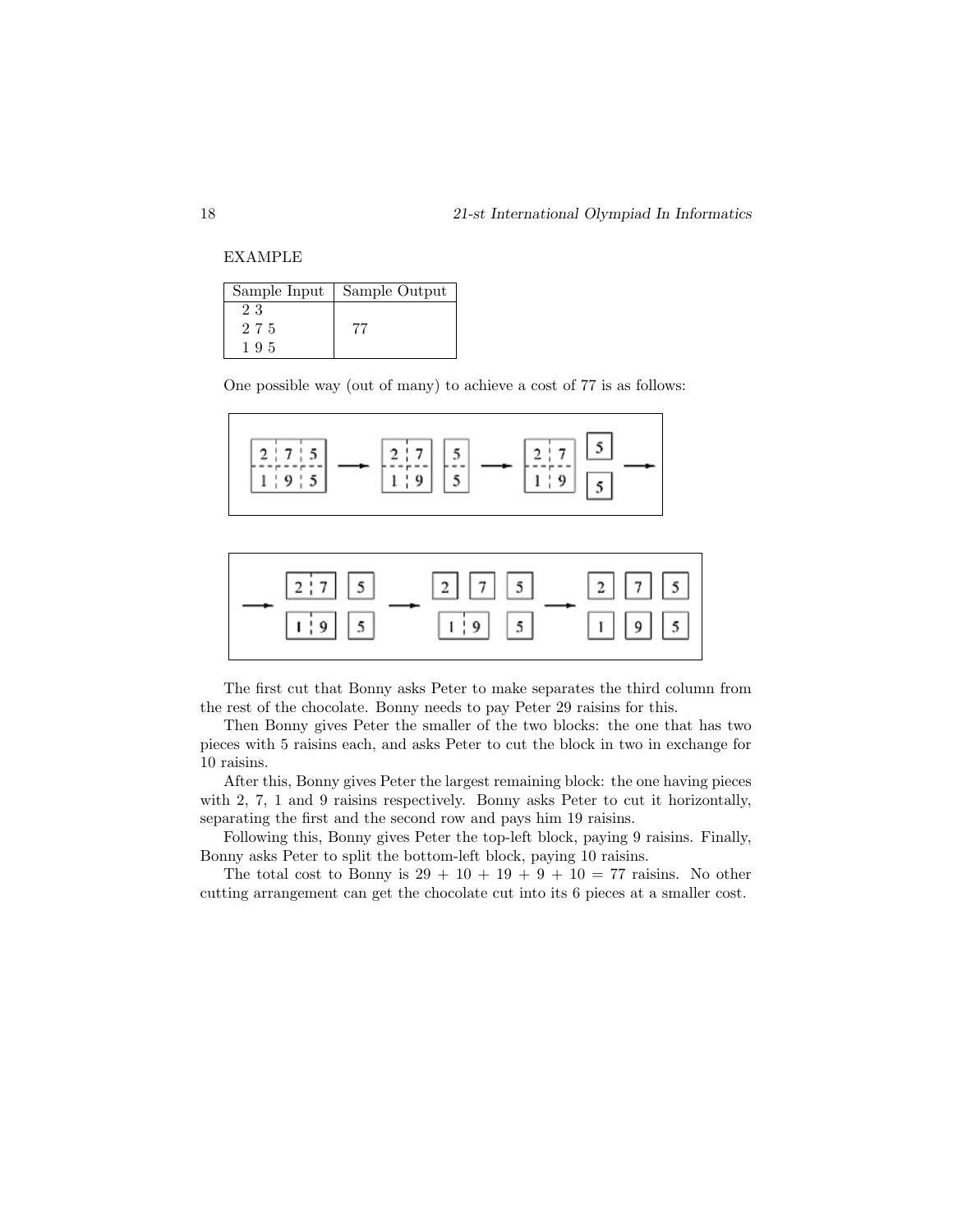EXAMPLE

| Sample Input | Sample Output |
|---|---|
| 2 3<br>2 7 5<br>1 9 5 | 77 |

One possible way (out of many) to achieve a cost of 77 is as follows:

The first cut that Bonny asks Peter to make separates the third column from the rest of the chocolate. Bonny needs to pay Peter 29 raisins for this.

Then Bonny gives Peter the smaller of the two blocks: the one that has two pieces with 5 raisins each, and asks Peter to cut the block in two in exchange for 10 raisins.

After this, Bonny gives Peter the largest remaining block: the one having pieces with 2, 7, 1 and 9 raisins respectively. Bonny asks Peter to cut it horizontally, separating the first and the second row and pays him 19 raisins.

Following this, Bonny gives Peter the top-left block, paying 9 raisins. Finally, Bonny asks Peter to split the bottom-left block, paying 10 raisins.

The total cost to Bonny is 29 + 10 + 19 + 9 + 10 = 77 raisins. No other cutting arrangement can get the chocolate cut into its 6 pieces at a smaller cost.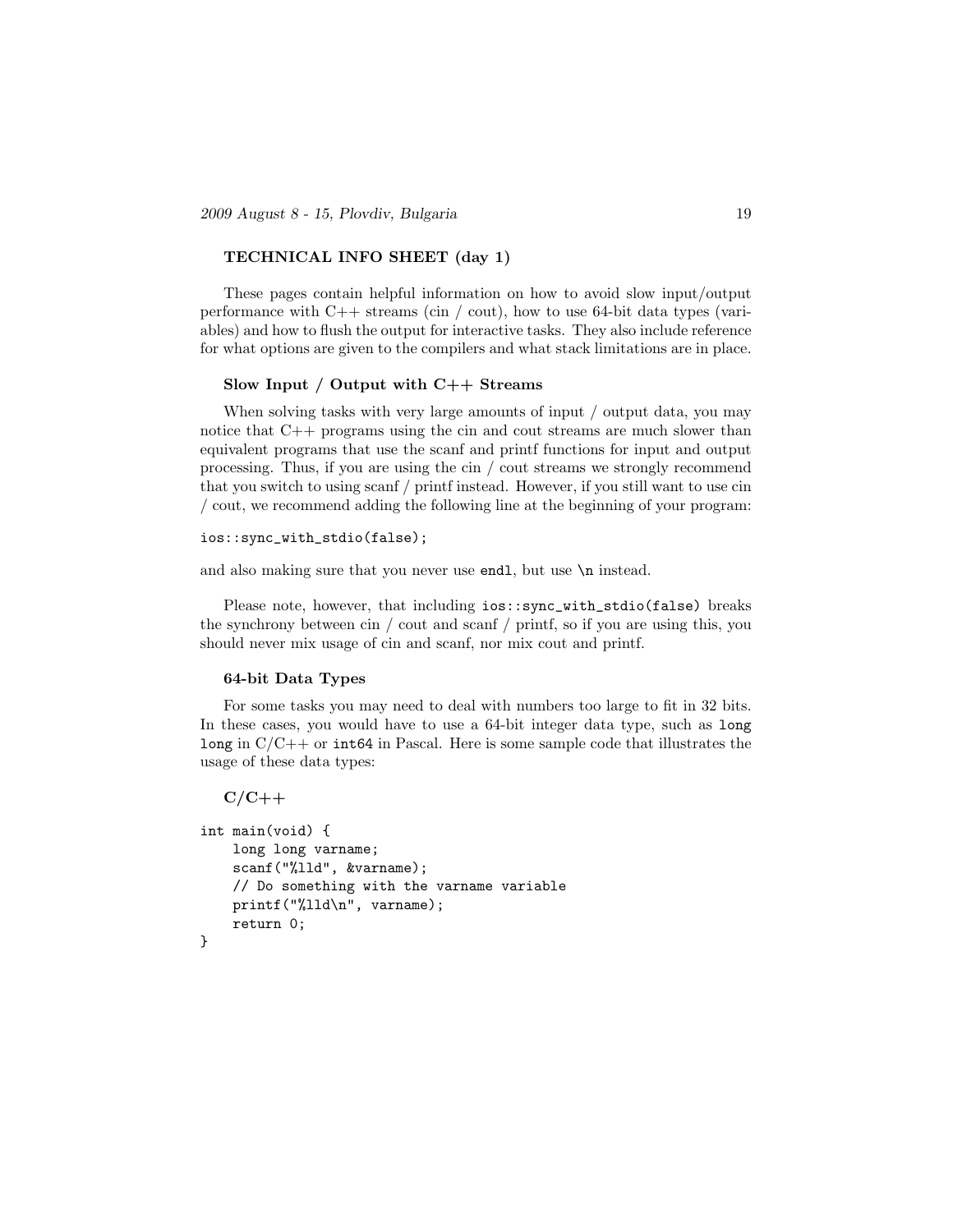## TECHNICAL INFO SHEET (day 1)

These pages contain helpful information on how to avoid slow input/output performance with C++ streams (cin / cout), how to use 64-bit data types (variables) and how to flush the output for interactive tasks. They also include reference for what options are given to the compilers and what stack limitations are in place.

### Slow Input / Output with C++ Streams

When solving tasks with very large amounts of input / output data, you may notice that C++ programs using the cin and cout streams are much slower than equivalent programs that use the scanf and printf functions for input and output processing. Thus, if you are using the cin / cout streams we strongly recommend that you switch to using scanf / printf instead. However, if you still want to use cin / cout, we recommend adding the following line at the beginning of your program:

```
ios::sync_with_stdio(false);
```

and also making sure that you never use `endl`, but use `\n` instead.

Please note, however, that including `ios::sync_with_stdio(false)` breaks the synchrony between cin / cout and scanf / printf, so if you are using this, you should never mix usage of cin and scanf, nor mix cout and printf.

### 64-bit Data Types

For some tasks you may need to deal with numbers too large to fit in 32 bits. In these cases, you would have to use a 64-bit integer data type, such as `long long` in C/C++ or `int64` in Pascal. Here is some sample code that illustrates the usage of these data types:

**C/C++**

```
int main(void) {
    long long varname;
    scanf("%lld", &varname);
    // Do something with the varname variable
    printf("%lld\n", varname);
    return 0;
}
```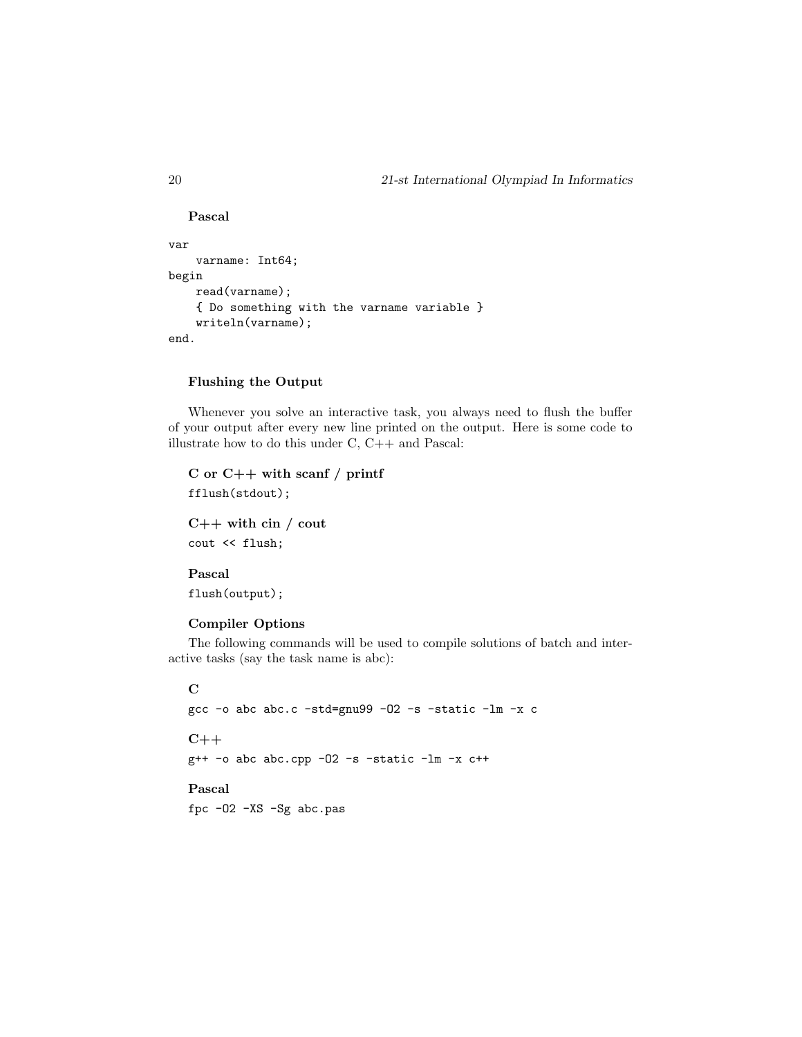**Pascal**

```
var
    varname: Int64;
begin
    read(varname);
    { Do something with the varname variable }
    writeln(varname);
end.
```

**Flushing the Output**

Whenever you solve an interactive task, you always need to flush the buffer of your output after every new line printed on the output. Here is some code to illustrate how to do this under C, C++ and Pascal:

**C or C++ with scanf / printf**

```
fflush(stdout);
```

**C++ with cin / cout**

```
cout << flush;
```

**Pascal**

```
flush(output);
```

**Compiler Options**

The following commands will be used to compile solutions of batch and interactive tasks (say the task name is abc):

**C**

```
gcc -o abc abc.c -std=gnu99 -O2 -s -static -lm -x c
```

**C++**

```
g++ -o abc abc.cpp -O2 -s -static -lm -x c++
```

**Pascal**

```
fpc -O2 -XS -Sg abc.pas
```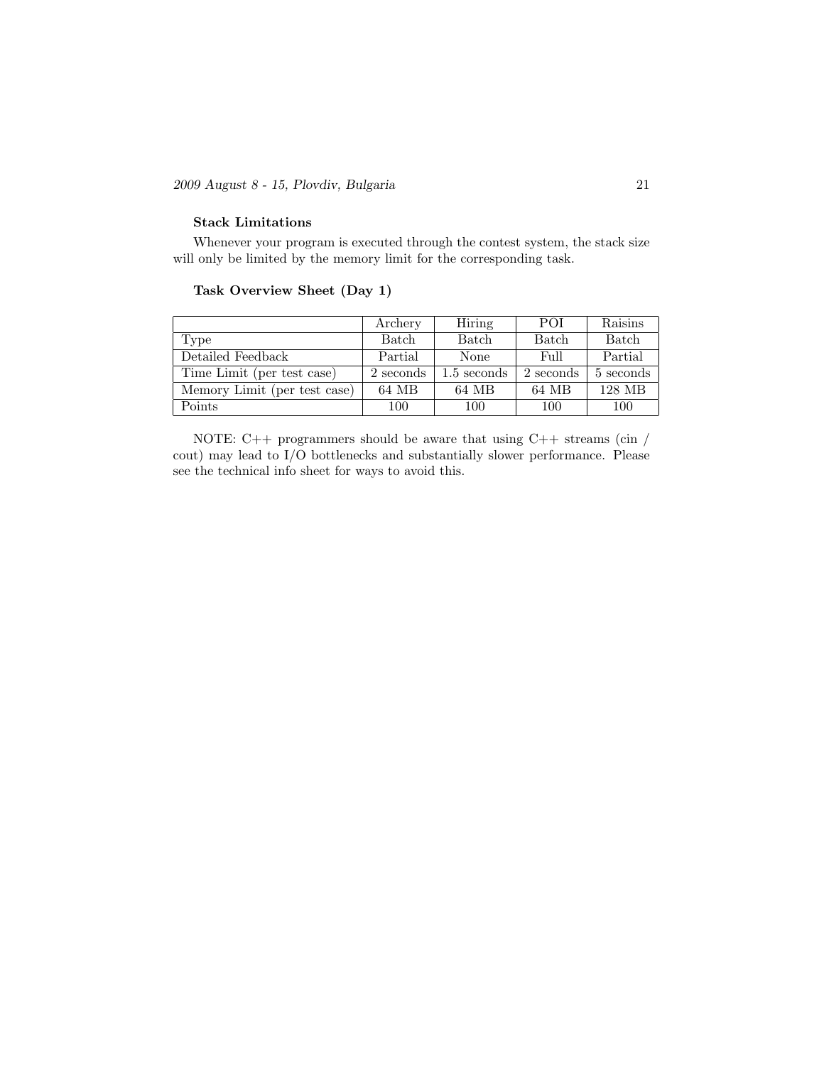**Stack Limitations**

Whenever your program is executed through the contest system, the stack size will only be limited by the memory limit for the corresponding task.

**Task Overview Sheet (Day 1)**

| | Archery | Hiring | POI | Raisins |
|---|---|---|---|---|
| Type | Batch | Batch | Batch | Batch |
| Detailed Feedback | Partial | None | Full | Partial |
| Time Limit (per test case) | 2 seconds | 1.5 seconds | 2 seconds | 5 seconds |
| Memory Limit (per test case) | 64 MB | 64 MB | 64 MB | 128 MB |
| Points | 100 | 100 | 100 | 100 |

NOTE: C++ programmers should be aware that using C++ streams (cin / cout) may lead to I/O bottlenecks and substantially slower performance. Please see the technical info sheet for ways to avoid this.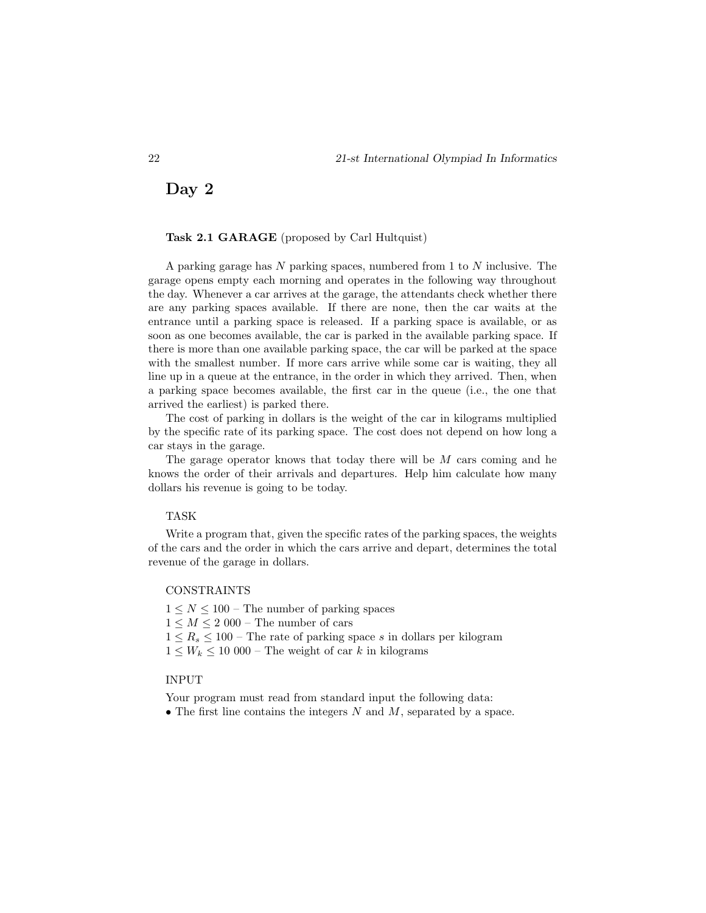# Day 2

**Task 2.1 GARAGE** (proposed by Carl Hultquist)

A parking garage has $N$ parking spaces, numbered from 1 to $N$ inclusive. The garage opens empty each morning and operates in the following way throughout the day. Whenever a car arrives at the garage, the attendants check whether there are any parking spaces available. If there are none, then the car waits at the entrance until a parking space is released. If a parking space is available, or as soon as one becomes available, the car is parked in the available parking space. If there is more than one available parking space, the car will be parked at the space with the smallest number. If more cars arrive while some car is waiting, they all line up in a queue at the entrance, in the order in which they arrived. Then, when a parking space becomes available, the first car in the queue (i.e., the one that arrived the earliest) is parked there.

The cost of parking in dollars is the weight of the car in kilograms multiplied by the specific rate of its parking space. The cost does not depend on how long a car stays in the garage.

The garage operator knows that today there will be $M$ cars coming and he knows the order of their arrivals and departures. Help him calculate how many dollars his revenue is going to be today.

TASK

Write a program that, given the specific rates of the parking spaces, the weights of the cars and the order in which the cars arrive and depart, determines the total revenue of the garage in dollars.

CONSTRAINTS

$1 \leq N \leq 100$ – The number of parking spaces
$1 \leq M \leq 2\ 000$ – The number of cars
$1 \leq R_s \leq 100$ – The rate of parking space $s$ in dollars per kilogram
$1 \leq W_k \leq 10\ 000$ – The weight of car $k$ in kilograms

INPUT

Your program must read from standard input the following data:

- The first line contains the integers $N$ and $M$, separated by a space.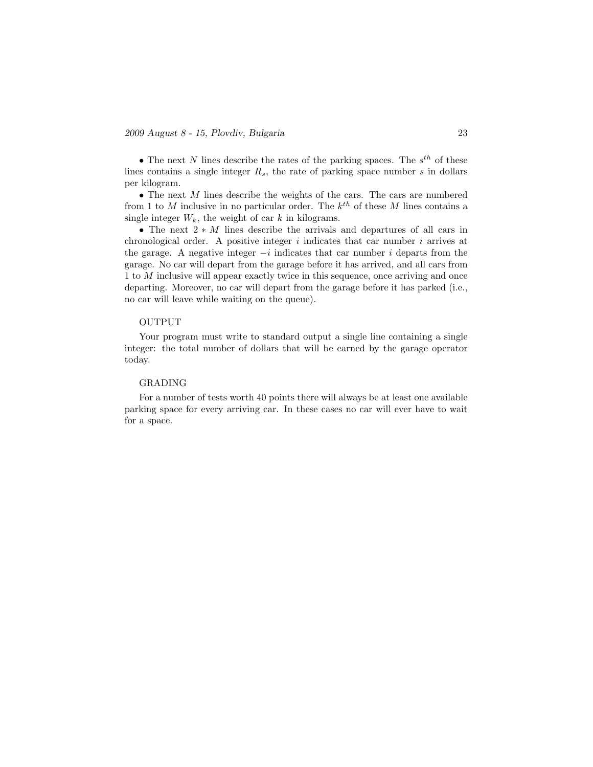- The next $N$ lines describe the rates of the parking spaces. The $s^{th}$ of these lines contains a single integer $R_s$, the rate of parking space number $s$ in dollars per kilogram.
- The next $M$ lines describe the weights of the cars. The cars are numbered from 1 to $M$ inclusive in no particular order. The $k^{th}$ of these $M$ lines contains a single integer $W_k$, the weight of car $k$ in kilograms.
- The next $2 * M$ lines describe the arrivals and departures of all cars in chronological order. A positive integer $i$ indicates that car number $i$ arrives at the garage. A negative integer $-i$ indicates that car number $i$ departs from the garage. No car will depart from the garage before it has arrived, and all cars from 1 to $M$ inclusive will appear exactly twice in this sequence, once arriving and once departing. Moreover, no car will depart from the garage before it has parked (i.e., no car will leave while waiting on the queue).

OUTPUT

Your program must write to standard output a single line containing a single integer: the total number of dollars that will be earned by the garage operator today.

GRADING

For a number of tests worth 40 points there will always be at least one available parking space for every arriving car. In these cases no car will ever have to wait for a space.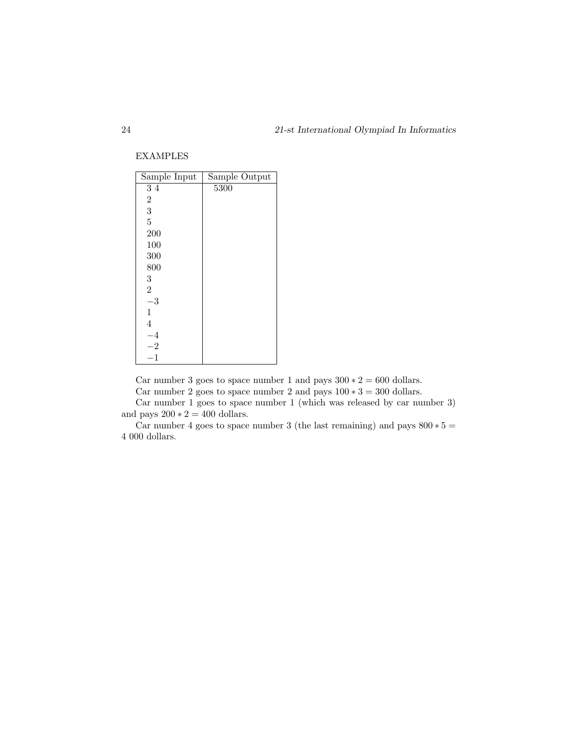EXAMPLES

| Sample Input | Sample Output |
|---|---|
| 3 4 | 5300 |
| 2 | |
| 3 | |
| 5 | |
| 200 | |
| 100 | |
| 300 | |
| 800 | |
| 3 | |
| 2 | |
| −3 | |
| 1 | |
| 4 | |
| −4 | |
| −2 | |
| −1 | |

Car number 3 goes to space number 1 and pays $300 * 2 = 600$ dollars.

Car number 2 goes to space number 2 and pays $100 * 3 = 300$ dollars.

Car number 1 goes to space number 1 (which was released by car number 3) and pays $200 * 2 = 400$ dollars.

Car number 4 goes to space number 3 (the last remaining) and pays $800 * 5 = 4\,000$ dollars.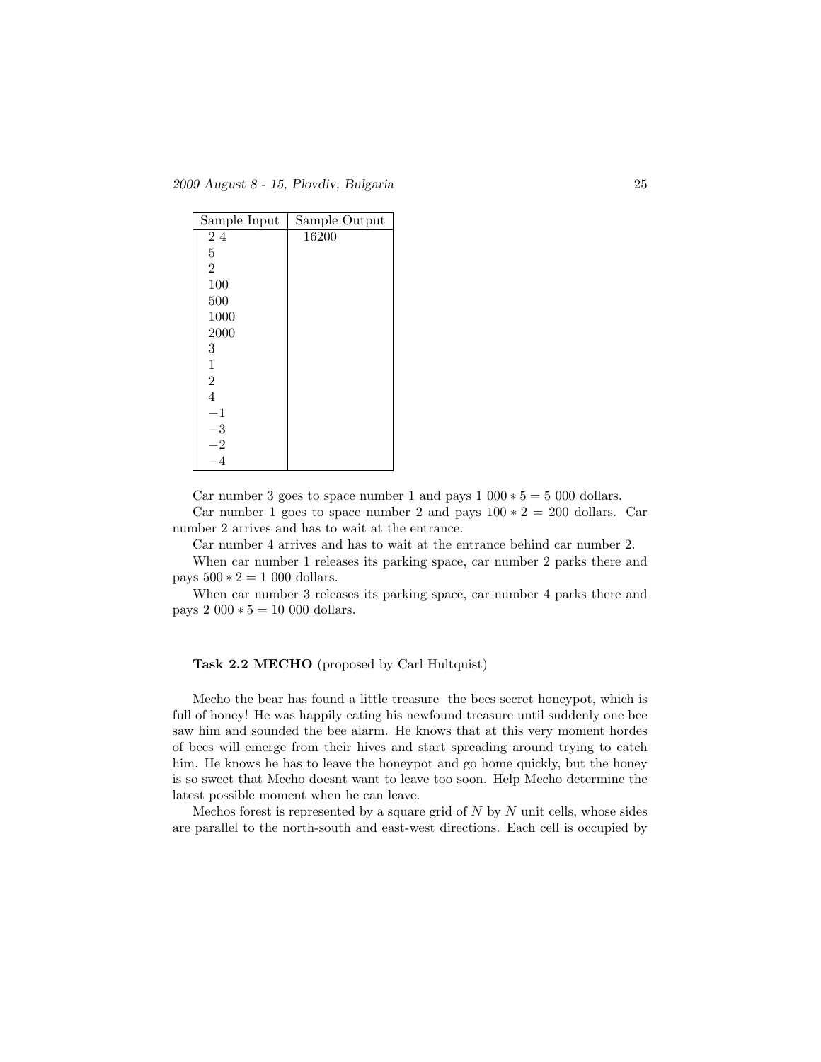| Sample Input | Sample Output |
|---|---|
| 2 4 | 16200 |
| 5 | |
| 2 | |
| 100 | |
| 500 | |
| 1000 | |
| 2000 | |
| 3 | |
| 1 | |
| 2 | |
| 4 | |
| −1 | |
| −3 | |
| −2 | |
| −4 | |

Car number 3 goes to space number 1 and pays $1\ 000 * 5 = 5\ 000$ dollars.

Car number 1 goes to space number 2 and pays $100 * 2 = 200$ dollars. Car number 2 arrives and has to wait at the entrance.

Car number 4 arrives and has to wait at the entrance behind car number 2.

When car number 1 releases its parking space, car number 2 parks there and pays $500 * 2 = 1\ 000$ dollars.

When car number 3 releases its parking space, car number 4 parks there and pays $2\ 000 * 5 = 10\ 000$ dollars.

### Task 2.2 MECHO (proposed by Carl Hultquist)

Mecho the bear has found a little treasure the bees secret honeypot, which is full of honey! He was happily eating his newfound treasure until suddenly one bee saw him and sounded the bee alarm. He knows that at this very moment hordes of bees will emerge from their hives and start spreading around trying to catch him. He knows he has to leave the honeypot and go home quickly, but the honey is so sweet that Mecho doesnt want to leave too soon. Help Mecho determine the latest possible moment when he can leave.

Mechos forest is represented by a square grid of $N$ by $N$ unit cells, whose sides are parallel to the north-south and east-west directions. Each cell is occupied by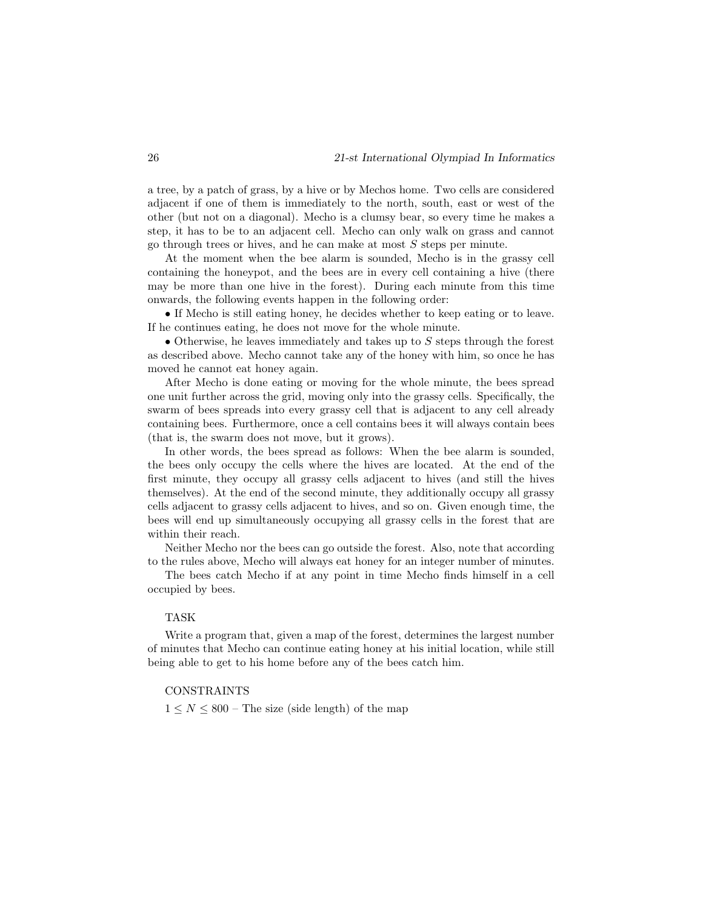a tree, by a patch of grass, by a hive or by Mechos home. Two cells are considered adjacent if one of them is immediately to the north, south, east or west of the other (but not on a diagonal). Mecho is a clumsy bear, so every time he makes a step, it has to be to an adjacent cell. Mecho can only walk on grass and cannot go through trees or hives, and he can make at most $S$ steps per minute.

At the moment when the bee alarm is sounded, Mecho is in the grassy cell containing the honeypot, and the bees are in every cell containing a hive (there may be more than one hive in the forest). During each minute from this time onwards, the following events happen in the following order:

• If Mecho is still eating honey, he decides whether to keep eating or to leave. If he continues eating, he does not move for the whole minute.

• Otherwise, he leaves immediately and takes up to $S$ steps through the forest as described above. Mecho cannot take any of the honey with him, so once he has moved he cannot eat honey again.

After Mecho is done eating or moving for the whole minute, the bees spread one unit further across the grid, moving only into the grassy cells. Specifically, the swarm of bees spreads into every grassy cell that is adjacent to any cell already containing bees. Furthermore, once a cell contains bees it will always contain bees (that is, the swarm does not move, but it grows).

In other words, the bees spread as follows: When the bee alarm is sounded, the bees only occupy the cells where the hives are located. At the end of the first minute, they occupy all grassy cells adjacent to hives (and still the hives themselves). At the end of the second minute, they additionally occupy all grassy cells adjacent to grassy cells adjacent to hives, and so on. Given enough time, the bees will end up simultaneously occupying all grassy cells in the forest that are within their reach.

Neither Mecho nor the bees can go outside the forest. Also, note that according to the rules above, Mecho will always eat honey for an integer number of minutes.

The bees catch Mecho if at any point in time Mecho finds himself in a cell occupied by bees.

TASK

Write a program that, given a map of the forest, determines the largest number of minutes that Mecho can continue eating honey at his initial location, while still being able to get to his home before any of the bees catch him.

CONSTRAINTS

$1 \leq N \leq 800$ – The size (side length) of the map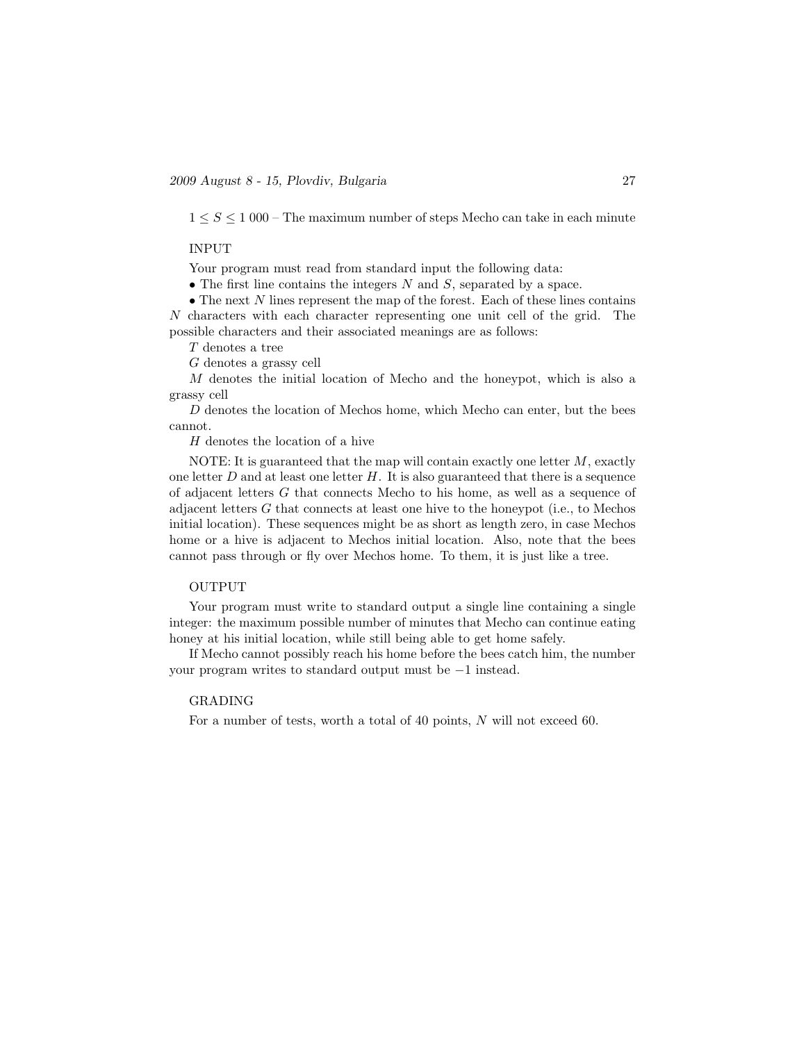$1 \leq S \leq 1\ 000$ – The maximum number of steps Mecho can take in each minute

INPUT

Your program must read from standard input the following data:

• The first line contains the integers $N$ and $S$, separated by a space.

• The next $N$ lines represent the map of the forest. Each of these lines contains $N$ characters with each character representing one unit cell of the grid. The possible characters and their associated meanings are as follows:

$T$ denotes a tree

$G$ denotes a grassy cell

$M$ denotes the initial location of Mecho and the honeypot, which is also a grassy cell

$D$ denotes the location of Mechos home, which Mecho can enter, but the bees cannot.

$H$ denotes the location of a hive

NOTE: It is guaranteed that the map will contain exactly one letter $M$, exactly one letter $D$ and at least one letter $H$. It is also guaranteed that there is a sequence of adjacent letters $G$ that connects Mecho to his home, as well as a sequence of adjacent letters $G$ that connects at least one hive to the honeypot (i.e., to Mechos initial location). These sequences might be as short as length zero, in case Mechos home or a hive is adjacent to Mechos initial location. Also, note that the bees cannot pass through or fly over Mechos home. To them, it is just like a tree.

OUTPUT

Your program must write to standard output a single line containing a single integer: the maximum possible number of minutes that Mecho can continue eating honey at his initial location, while still being able to get home safely.

If Mecho cannot possibly reach his home before the bees catch him, the number your program writes to standard output must be $-1$ instead.

GRADING

For a number of tests, worth a total of 40 points, $N$ will not exceed 60.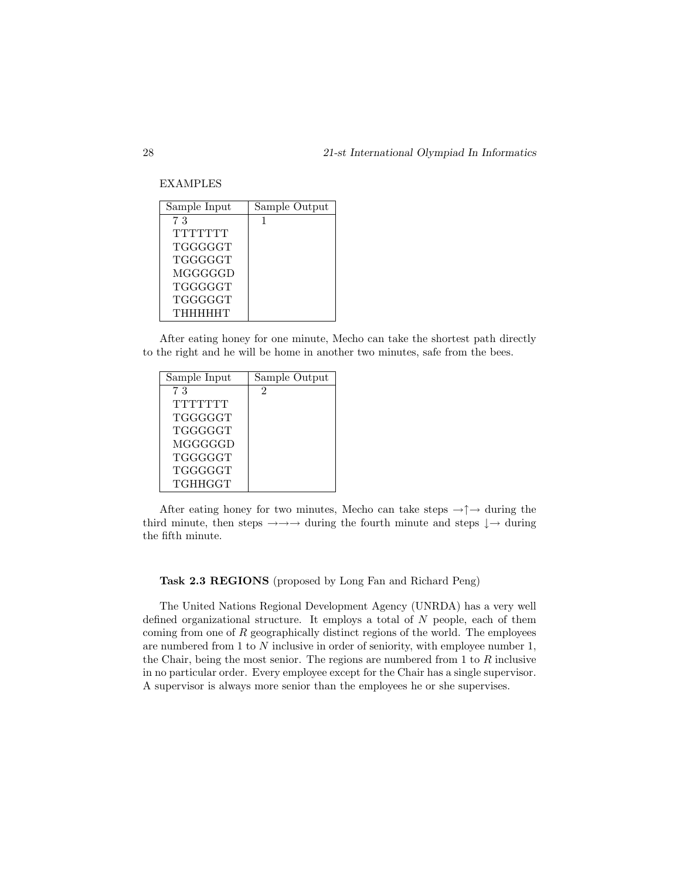EXAMPLES

| Sample Input | Sample Output |
|---|---|
| 7 3<br>TTTTTTT<br>TGGGGGT<br>TGGGGGT<br>MGGGGGD<br>TGGGGGT<br>TGGGGGT<br>THHHHHT | 1 |

After eating honey for one minute, Mecho can take the shortest path directly to the right and he will be home in another two minutes, safe from the bees.

| Sample Input | Sample Output |
|---|---|
| 7 3<br>TTTTTTT<br>TGGGGGT<br>TGGGGGT<br>MGGGGGD<br>TGGGGGT<br>TGGGGGT<br>TGHHGGT | 2 |

After eating honey for two minutes, Mecho can take steps →↑→ during the third minute, then steps →→→ during the fourth minute and steps ↓→ during the fifth minute.

**Task 2.3 REGIONS** (proposed by Long Fan and Richard Peng)

The United Nations Regional Development Agency (UNRDA) has a very well defined organizational structure. It employs a total of $N$ people, each of them coming from one of $R$ geographically distinct regions of the world. The employees are numbered from 1 to $N$ inclusive in order of seniority, with employee number 1, the Chair, being the most senior. The regions are numbered from 1 to $R$ inclusive in no particular order. Every employee except for the Chair has a single supervisor. A supervisor is always more senior than the employees he or she supervises.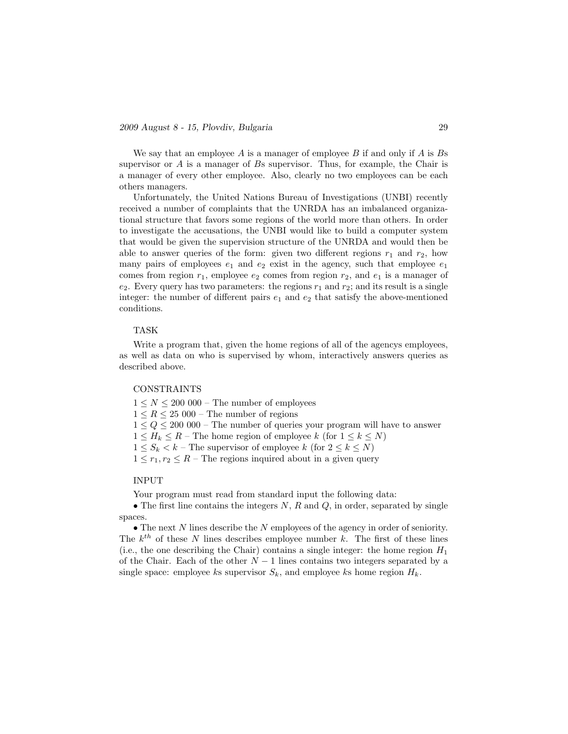We say that an employee $A$ is a manager of employee $B$ if and only if $A$ is $B$s supervisor or $A$ is a manager of $B$s supervisor. Thus, for example, the Chair is a manager of every other employee. Also, clearly no two employees can be each others managers.

Unfortunately, the United Nations Bureau of Investigations (UNBI) recently received a number of complaints that the UNRDA has an imbalanced organizational structure that favors some regions of the world more than others. In order to investigate the accusations, the UNBI would like to build a computer system that would be given the supervision structure of the UNRDA and would then be able to answer queries of the form: given two different regions $r_1$ and $r_2$, how many pairs of employees $e_1$ and $e_2$ exist in the agency, such that employee $e_1$ comes from region $r_1$, employee $e_2$ comes from region $r_2$, and $e_1$ is a manager of $e_2$. Every query has two parameters: the regions $r_1$ and $r_2$; and its result is a single integer: the number of different pairs $e_1$ and $e_2$ that satisfy the above-mentioned conditions.

TASK

Write a program that, given the home regions of all of the agencys employees, as well as data on who is supervised by whom, interactively answers queries as described above.

CONSTRAINTS

$1 \leq N \leq 200\ 000$ – The number of employees

$1 \leq R \leq 25\ 000$ – The number of regions

$1 \leq Q \leq 200\ 000$ – The number of queries your program will have to answer

$1 \leq H_k \leq R$ – The home region of employee $k$ (for $1 \leq k \leq N$)

$1 \leq S_k < k$ – The supervisor of employee $k$ (for $2 \leq k \leq N$)

$1 \leq r_1, r_2 \leq R$ – The regions inquired about in a given query

INPUT

Your program must read from standard input the following data:

- The first line contains the integers $N$, $R$ and $Q$, in order, separated by single spaces.
- The next $N$ lines describe the $N$ employees of the agency in order of seniority. The $k^{th}$ of these $N$ lines describes employee number $k$. The first of these lines (i.e., the one describing the Chair) contains a single integer: the home region $H_1$ of the Chair. Each of the other $N - 1$ lines contains two integers separated by a single space: employee $k$s supervisor $S_k$, and employee $k$s home region $H_k$.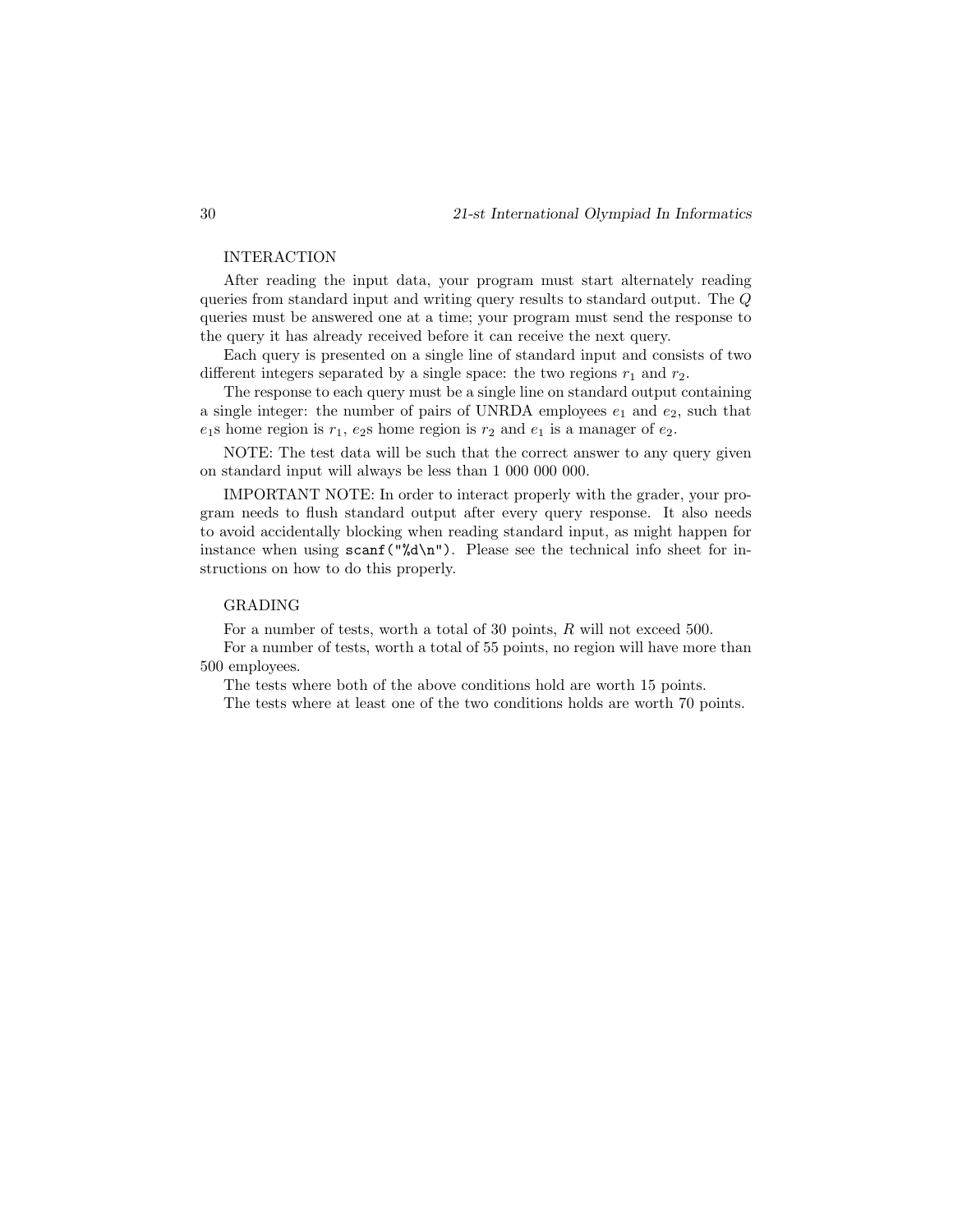INTERACTION

After reading the input data, your program must start alternately reading queries from standard input and writing query results to standard output. The $Q$ queries must be answered one at a time; your program must send the response to the query it has already received before it can receive the next query.

Each query is presented on a single line of standard input and consists of two different integers separated by a single space: the two regions $r_1$ and $r_2$.

The response to each query must be a single line on standard output containing a single integer: the number of pairs of UNRDA employees $e_1$ and $e_2$, such that $e_1$s home region is $r_1$, $e_2$s home region is $r_2$ and $e_1$ is a manager of $e_2$.

NOTE: The test data will be such that the correct answer to any query given on standard input will always be less than 1 000 000 000.

IMPORTANT NOTE: In order to interact properly with the grader, your program needs to flush standard output after every query response. It also needs to avoid accidentally blocking when reading standard input, as might happen for instance when using `scanf("%d\n")`. Please see the technical info sheet for instructions on how to do this properly.

GRADING

For a number of tests, worth a total of 30 points, $R$ will not exceed 500.

For a number of tests, worth a total of 55 points, no region will have more than 500 employees.

The tests where both of the above conditions hold are worth 15 points.

The tests where at least one of the two conditions holds are worth 70 points.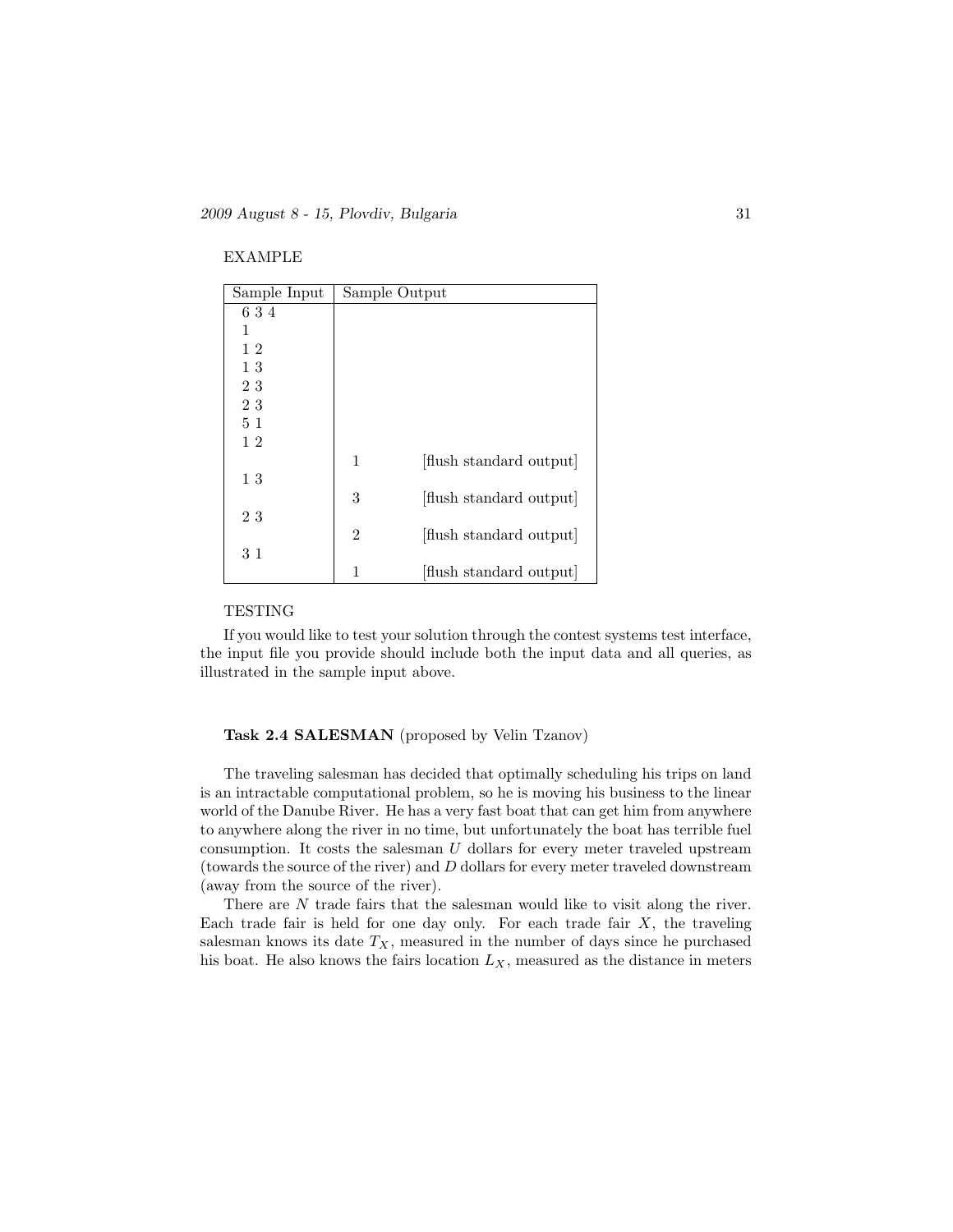EXAMPLE

| Sample Input | Sample Output | |
|---|---|---|
| 6 3 4 | | |
| 1 | | |
| 1 2 | | |
| 1 3 | | |
| 2 3 | | |
| 2 3 | | |
| 5 1 | | |
| 1 2 | | |
| | 1 | [flush standard output] |
| 1 3 | | |
| | 3 | [flush standard output] |
| 2 3 | | |
| | 2 | [flush standard output] |
| 3 1 | | |
| | 1 | [flush standard output] |

TESTING

If you would like to test your solution through the contest systems test interface, the input file you provide should include both the input data and all queries, as illustrated in the sample input above.

**Task 2.4 SALESMAN** (proposed by Velin Tzanov)

The traveling salesman has decided that optimally scheduling his trips on land is an intractable computational problem, so he is moving his business to the linear world of the Danube River. He has a very fast boat that can get him from anywhere to anywhere along the river in no time, but unfortunately the boat has terrible fuel consumption. It costs the salesman $U$ dollars for every meter traveled upstream (towards the source of the river) and $D$ dollars for every meter traveled downstream (away from the source of the river).

There are $N$ trade fairs that the salesman would like to visit along the river. Each trade fair is held for one day only. For each trade fair $X$, the traveling salesman knows its date $T_X$, measured in the number of days since he purchased his boat. He also knows the fairs location $L_X$, measured as the distance in meters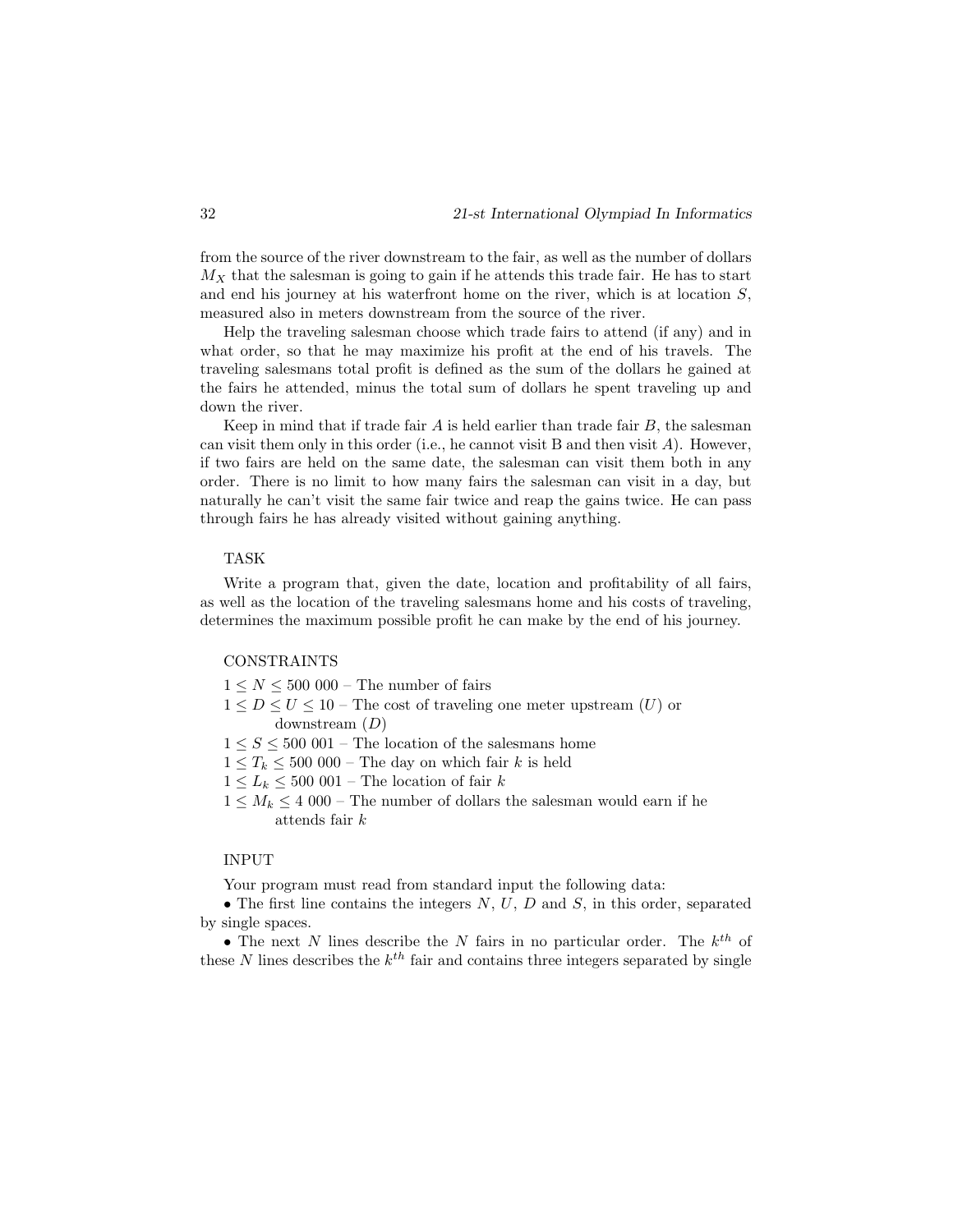from the source of the river downstream to the fair, as well as the number of dollars $M_X$ that the salesman is going to gain if he attends this trade fair. He has to start and end his journey at his waterfront home on the river, which is at location $S$, measured also in meters downstream from the source of the river.

Help the traveling salesman choose which trade fairs to attend (if any) and in what order, so that he may maximize his profit at the end of his travels. The traveling salesmans total profit is defined as the sum of the dollars he gained at the fairs he attended, minus the total sum of dollars he spent traveling up and down the river.

Keep in mind that if trade fair $A$ is held earlier than trade fair $B$, the salesman can visit them only in this order (i.e., he cannot visit B and then visit $A$). However, if two fairs are held on the same date, the salesman can visit them both in any order. There is no limit to how many fairs the salesman can visit in a day, but naturally he can't visit the same fair twice and reap the gains twice. He can pass through fairs he has already visited without gaining anything.

TASK

Write a program that, given the date, location and profitability of all fairs, as well as the location of the traveling salesmans home and his costs of traveling, determines the maximum possible profit he can make by the end of his journey.

CONSTRAINTS

$1 \le N \le 500\ 000$ – The number of fairs

$1 \le D \le U \le 10$ – The cost of traveling one meter upstream ($U$) or downstream ($D$)

$1 \le S \le 500\ 001$ – The location of the salesmans home

$1 \le T_k \le 500\ 000$ – The day on which fair $k$ is held

$1 \le L_k \le 500\ 001$ – The location of fair $k$

$1 \le M_k \le 4\ 000$ – The number of dollars the salesman would earn if he attends fair $k$

INPUT

Your program must read from standard input the following data:

- The first line contains the integers $N$, $U$, $D$ and $S$, in this order, separated by single spaces.
- The next $N$ lines describe the $N$ fairs in no particular order. The $k^{th}$ of these $N$ lines describes the $k^{th}$ fair and contains three integers separated by single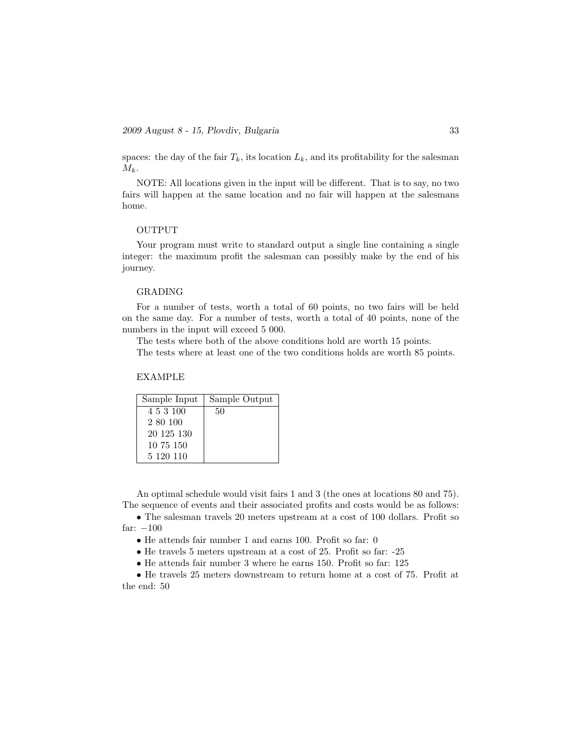spaces: the day of the fair $T_k$, its location $L_k$, and its profitability for the salesman $M_k$.

NOTE: All locations given in the input will be different. That is to say, no two fairs will happen at the same location and no fair will happen at the salesmans home.

OUTPUT

Your program must write to standard output a single line containing a single integer: the maximum profit the salesman can possibly make by the end of his journey.

GRADING

For a number of tests, worth a total of 60 points, no two fairs will be held on the same day. For a number of tests, worth a total of 40 points, none of the numbers in the input will exceed 5 000.

The tests where both of the above conditions hold are worth 15 points.

The tests where at least one of the two conditions holds are worth 85 points.

EXAMPLE

| Sample Input | Sample Output |
|---|---|
| 4 5 3 100<br>2 80 100<br>20 125 130<br>10 75 150<br>5 120 110 | 50 |

An optimal schedule would visit fairs 1 and 3 (the ones at locations 80 and 75). The sequence of events and their associated profits and costs would be as follows:

- The salesman travels 20 meters upstream at a cost of 100 dollars. Profit so far: $-100$
- He attends fair number 1 and earns 100. Profit so far: 0
- He travels 5 meters upstream at a cost of 25. Profit so far: -25
- He attends fair number 3 where he earns 150. Profit so far: 125
- He travels 25 meters downstream to return home at a cost of 75. Profit at the end: 50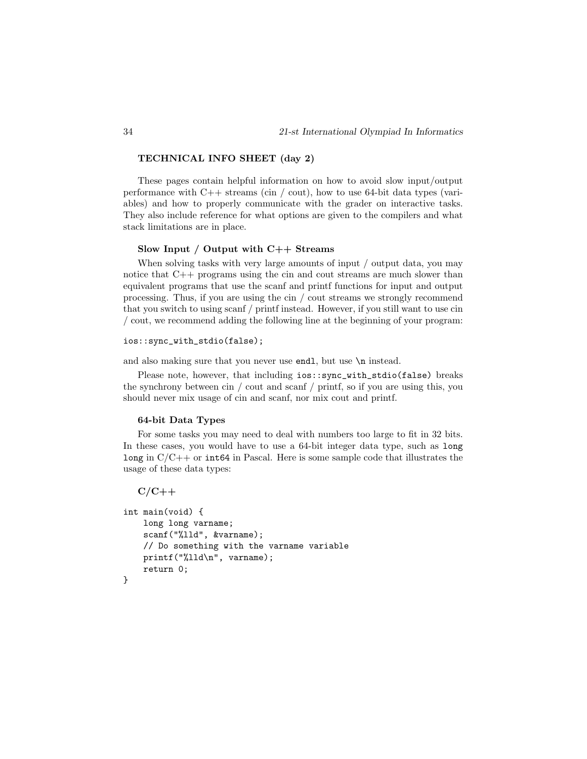## TECHNICAL INFO SHEET (day 2)

These pages contain helpful information on how to avoid slow input/output performance with C++ streams (cin / cout), how to use 64-bit data types (variables) and how to properly communicate with the grader on interactive tasks. They also include reference for what options are given to the compilers and what stack limitations are in place.

### Slow Input / Output with C++ Streams

When solving tasks with very large amounts of input / output data, you may notice that C++ programs using the cin and cout streams are much slower than equivalent programs that use the scanf and printf functions for input and output processing. Thus, if you are using the cin / cout streams we strongly recommend that you switch to using scanf / printf instead. However, if you still want to use cin / cout, we recommend adding the following line at the beginning of your program:

```
ios::sync_with_stdio(false);
```

and also making sure that you never use `endl`, but use `\n` instead.

Please note, however, that including `ios::sync_with_stdio(false)` breaks the synchrony between cin / cout and scanf / printf, so if you are using this, you should never mix usage of cin and scanf, nor mix cout and printf.

### 64-bit Data Types

For some tasks you may need to deal with numbers too large to fit in 32 bits. In these cases, you would have to use a 64-bit integer data type, such as `long long` in C/C++ or `int64` in Pascal. Here is some sample code that illustrates the usage of these data types:

**C/C++**

```
int main(void) {
    long long varname;
    scanf("%lld", &varname);
    // Do something with the varname variable
    printf("%lld\n", varname);
    return 0;
}
```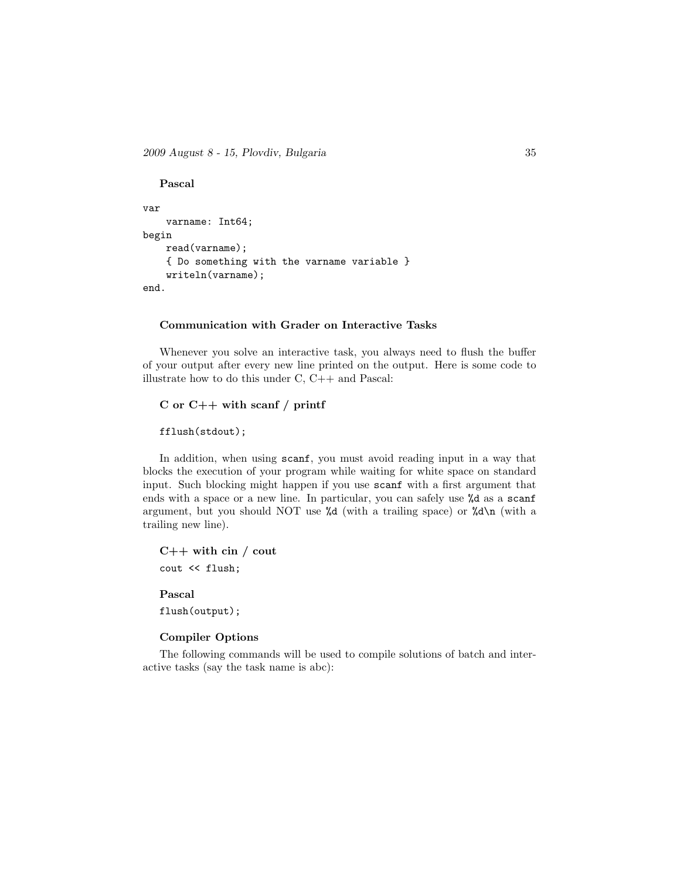**Pascal**

```
var
    varname: Int64;
begin
    read(varname);
    { Do something with the varname variable }
    writeln(varname);
end.
```

**Communication with Grader on Interactive Tasks**

Whenever you solve an interactive task, you always need to flush the buffer of your output after every new line printed on the output. Here is some code to illustrate how to do this under C, C++ and Pascal:

**C or C++ with scanf / printf**

```
fflush(stdout);
```

In addition, when using `scanf`, you must avoid reading input in a way that blocks the execution of your program while waiting for white space on standard input. Such blocking might happen if you use `scanf` with a first argument that ends with a space or a new line. In particular, you can safely use `%d` as a `scanf` argument, but you should NOT use `%d` (with a trailing space) or `%d\n` (with a trailing new line).

**C++ with cin / cout**

```
cout << flush;
```

**Pascal**

```
flush(output);
```

**Compiler Options**

The following commands will be used to compile solutions of batch and interactive tasks (say the task name is abc):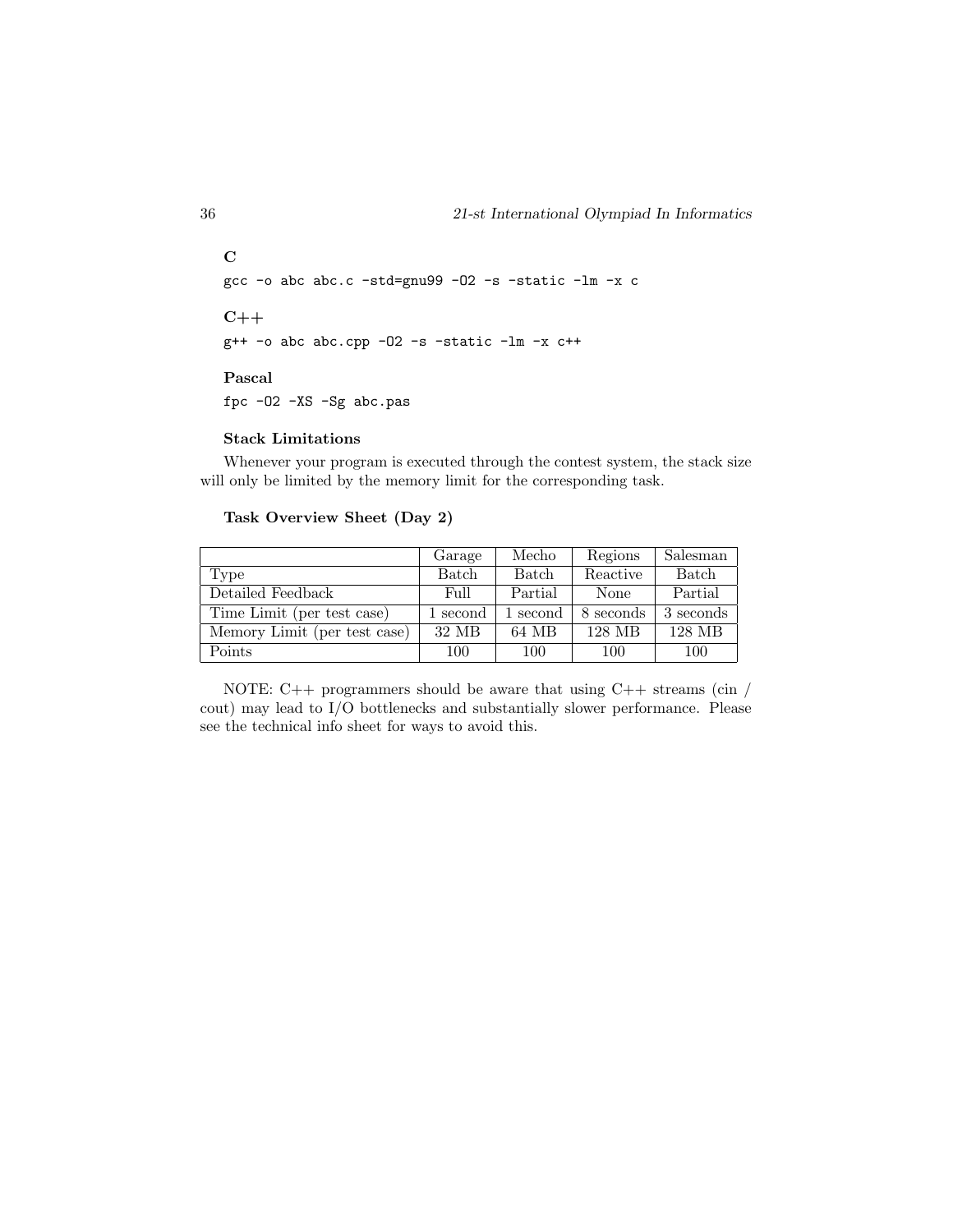**C**

```
gcc -o abc abc.c -std=gnu99 -O2 -s -static -lm -x c
```

**C++**

```
g++ -o abc abc.cpp -O2 -s -static -lm -x c++
```

**Pascal**

```
fpc -O2 -XS -Sg abc.pas
```

**Stack Limitations**

Whenever your program is executed through the contest system, the stack size will only be limited by the memory limit for the corresponding task.

**Task Overview Sheet (Day 2)**

| | Garage | Mecho | Regions | Salesman |
|---|---|---|---|---|
| Type | Batch | Batch | Reactive | Batch |
| Detailed Feedback | Full | Partial | None | Partial |
| Time Limit (per test case) | 1 second | 1 second | 8 seconds | 3 seconds |
| Memory Limit (per test case) | 32 MB | 64 MB | 128 MB | 128 MB |
| Points | 100 | 100 | 100 | 100 |

NOTE: C++ programmers should be aware that using C++ streams (cin / cout) may lead to I/O bottlenecks and substantially slower performance. Please see the technical info sheet for ways to avoid this.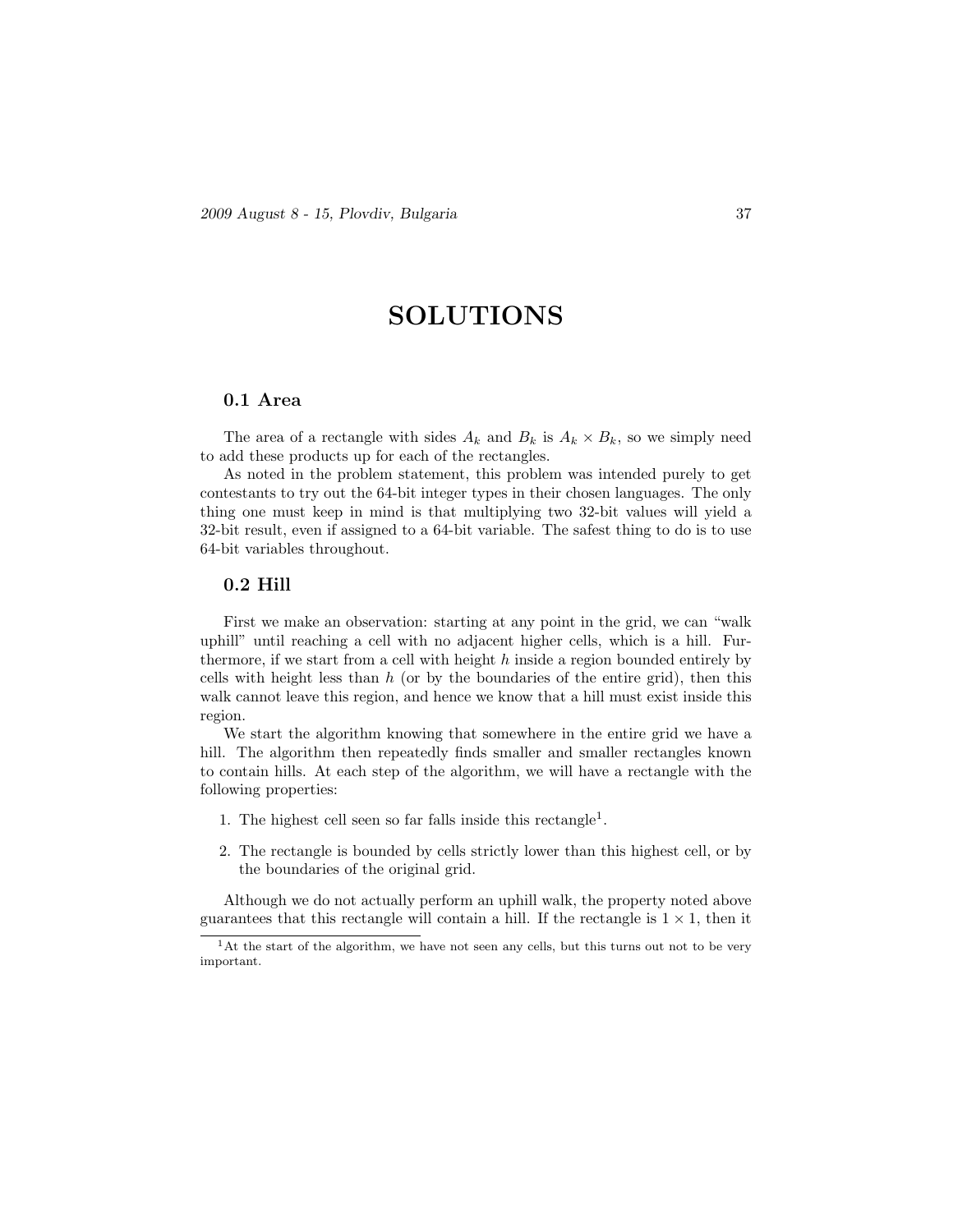# SOLUTIONS

## 0.1 Area

The area of a rectangle with sides $A_k$ and $B_k$ is $A_k \times B_k$, so we simply need to add these products up for each of the rectangles.

As noted in the problem statement, this problem was intended purely to get contestants to try out the 64-bit integer types in their chosen languages. The only thing one must keep in mind is that multiplying two 32-bit values will yield a 32-bit result, even if assigned to a 64-bit variable. The safest thing to do is to use 64-bit variables throughout.

## 0.2 Hill

First we make an observation: starting at any point in the grid, we can "walk uphill" until reaching a cell with no adjacent higher cells, which is a hill. Furthermore, if we start from a cell with height $h$ inside a region bounded entirely by cells with height less than $h$ (or by the boundaries of the entire grid), then this walk cannot leave this region, and hence we know that a hill must exist inside this region.

We start the algorithm knowing that somewhere in the entire grid we have a hill. The algorithm then repeatedly finds smaller and smaller rectangles known to contain hills. At each step of the algorithm, we will have a rectangle with the following properties:

1. The highest cell seen so far falls inside this rectangle[1].
2. The rectangle is bounded by cells strictly lower than this highest cell, or by the boundaries of the original grid.

Although we do not actually perform an uphill walk, the property noted above guarantees that this rectangle will contain a hill. If the rectangle is $1 \times 1$, then it

[1] At the start of the algorithm, we have not seen any cells, but this turns out not to be very important.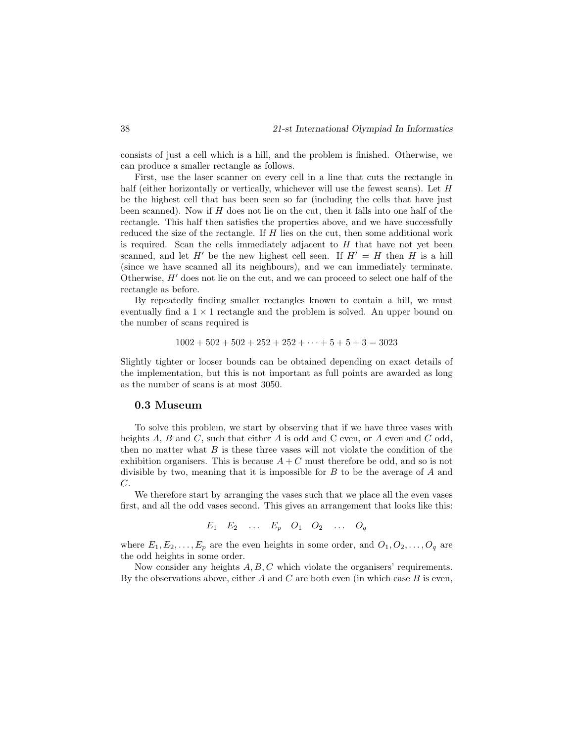consists of just a cell which is a hill, and the problem is finished. Otherwise, we can produce a smaller rectangle as follows.

First, use the laser scanner on every cell in a line that cuts the rectangle in half (either horizontally or vertically, whichever will use the fewest scans). Let $H$ be the highest cell that has been seen so far (including the cells that have just been scanned). Now if $H$ does not lie on the cut, then it falls into one half of the rectangle. This half then satisfies the properties above, and we have successfully reduced the size of the rectangle. If $H$ lies on the cut, then some additional work is required. Scan the cells immediately adjacent to $H$ that have not yet been scanned, and let $H'$ be the new highest cell seen. If $H' = H$ then $H$ is a hill (since we have scanned all its neighbours), and we can immediately terminate. Otherwise, $H'$ does not lie on the cut, and we can proceed to select one half of the rectangle as before.

By repeatedly finding smaller rectangles known to contain a hill, we must eventually find a $1 \times 1$ rectangle and the problem is solved. An upper bound on the number of scans required is

$$1002 + 502 + 502 + 252 + 252 + \cdots + 5 + 5 + 3 = 3023$$

Slightly tighter or looser bounds can be obtained depending on exact details of the implementation, but this is not important as full points are awarded as long as the number of scans is at most 3050.

### 0.3 Museum

To solve this problem, we start by observing that if we have three vases with heights $A$, $B$ and $C$, such that either $A$ is odd and C even, or $A$ even and $C$ odd, then no matter what $B$ is these three vases will not violate the condition of the exhibition organisers. This is because $A + C$ must therefore be odd, and so is not divisible by two, meaning that it is impossible for $B$ to be the average of $A$ and $C$.

We therefore start by arranging the vases such that we place all the even vases first, and all the odd vases second. This gives an arrangement that looks like this:

$$E_1 \quad E_2 \quad \ldots \quad E_p \quad O_1 \quad O_2 \quad \ldots \quad O_q$$

where $E_1, E_2, \ldots, E_p$ are the even heights in some order, and $O_1, O_2, \ldots, O_q$ are the odd heights in some order.

Now consider any heights $A, B, C$ which violate the organisers' requirements. By the observations above, either $A$ and $C$ are both even (in which case $B$ is even,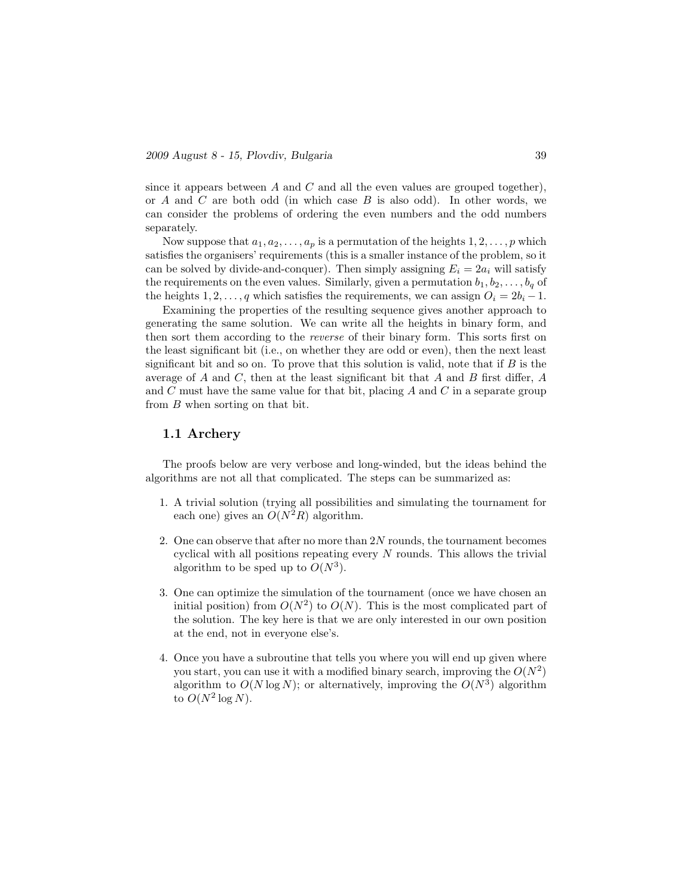since it appears between $A$ and $C$ and all the even values are grouped together), or $A$ and $C$ are both odd (in which case $B$ is also odd). In other words, we can consider the problems of ordering the even numbers and the odd numbers separately.

Now suppose that $a_1, a_2, \ldots, a_p$ is a permutation of the heights $1, 2, \ldots, p$ which satisfies the organisers' requirements (this is a smaller instance of the problem, so it can be solved by divide-and-conquer). Then simply assigning $E_i = 2a_i$ will satisfy the requirements on the even values. Similarly, given a permutation $b_1, b_2, \ldots, b_q$ of the heights $1, 2, \ldots, q$ which satisfies the requirements, we can assign $O_i = 2b_i - 1$.

Examining the properties of the resulting sequence gives another approach to generating the same solution. We can write all the heights in binary form, and then sort them according to the *reverse* of their binary form. This sorts first on the least significant bit (i.e., on whether they are odd or even), then the next least significant bit and so on. To prove that this solution is valid, note that if $B$ is the average of $A$ and $C$, then at the least significant bit that $A$ and $B$ first differ, $A$ and $C$ must have the same value for that bit, placing $A$ and $C$ in a separate group from $B$ when sorting on that bit.

## 1.1 Archery

The proofs below are very verbose and long-winded, but the ideas behind the algorithms are not all that complicated. The steps can be summarized as:

1. A trivial solution (trying all possibilities and simulating the tournament for each one) gives an $O(N^2R)$ algorithm.
2. One can observe that after no more than $2N$ rounds, the tournament becomes cyclical with all positions repeating every $N$ rounds. This allows the trivial algorithm to be sped up to $O(N^3)$.
3. One can optimize the simulation of the tournament (once we have chosen an initial position) from $O(N^2)$ to $O(N)$. This is the most complicated part of the solution. The key here is that we are only interested in our own position at the end, not in everyone else's.
4. Once you have a subroutine that tells you where you will end up given where you start, you can use it with a modified binary search, improving the $O(N^2)$ algorithm to $O(N \log N)$; or alternatively, improving the $O(N^3)$ algorithm to $O(N^2 \log N)$.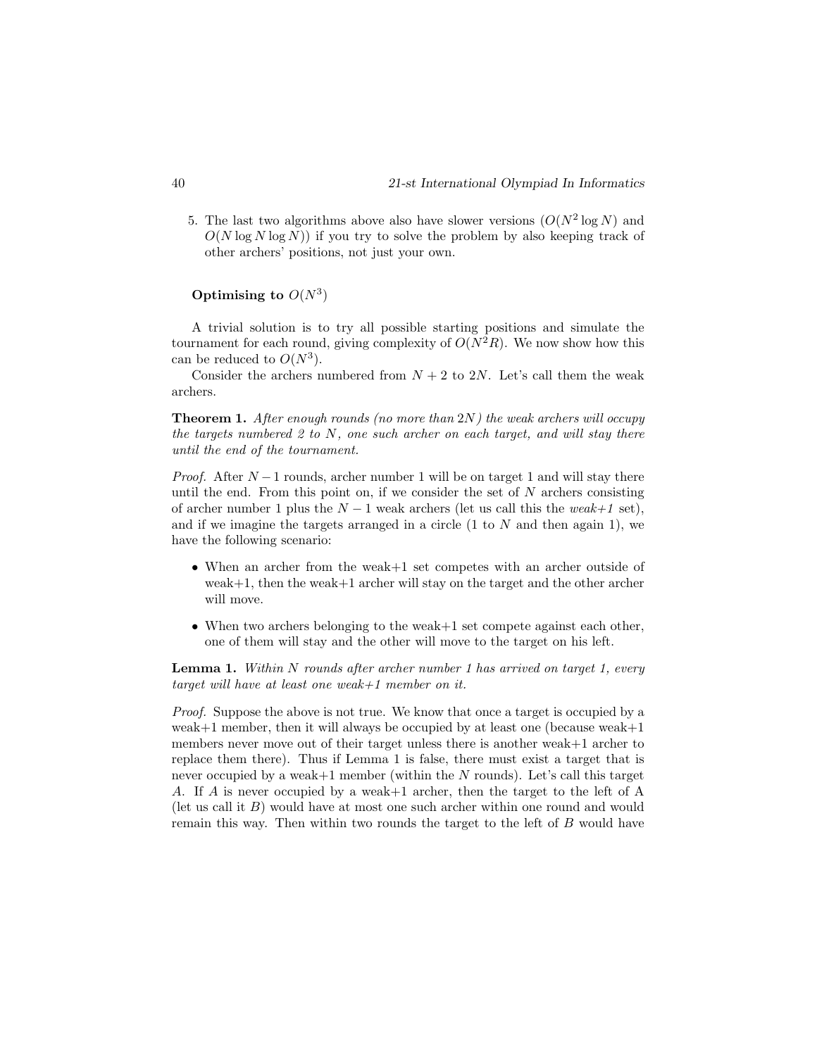5. The last two algorithms above also have slower versions ($O(N^2 \log N)$ and $O(N \log N \log N)$) if you try to solve the problem by also keeping track of other archers' positions, not just your own.

### Optimising to $O(N^3)$

A trivial solution is to try all possible starting positions and simulate the tournament for each round, giving complexity of $O(N^2 R)$. We now show how this can be reduced to $O(N^3)$.

Consider the archers numbered from $N+2$ to $2N$. Let's call them the weak archers.

**Theorem 1.** *After enough rounds (no more than $2N$) the weak archers will occupy the targets numbered 2 to $N$, one such archer on each target, and will stay there until the end of the tournament.*

*Proof.* After $N-1$ rounds, archer number 1 will be on target 1 and will stay there until the end. From this point on, if we consider the set of $N$ archers consisting of archer number 1 plus the $N-1$ weak archers (let us call this the *weak+1* set), and if we imagine the targets arranged in a circle (1 to $N$ and then again 1), we have the following scenario:

- When an archer from the weak+1 set competes with an archer outside of weak+1, then the weak+1 archer will stay on the target and the other archer will move.
- When two archers belonging to the weak+1 set compete against each other, one of them will stay and the other will move to the target on his left.

**Lemma 1.** *Within $N$ rounds after archer number 1 has arrived on target 1, every target will have at least one weak+1 member on it.*

*Proof.* Suppose the above is not true. We know that once a target is occupied by a weak+1 member, then it will always be occupied by at least one (because weak+1 members never move out of their target unless there is another weak+1 archer to replace them there). Thus if Lemma 1 is false, there must exist a target that is never occupied by a weak+1 member (within the $N$ rounds). Let's call this target $A$. If $A$ is never occupied by a weak+1 archer, then the target to the left of A (let us call it $B$) would have at most one such archer within one round and would remain this way. Then within two rounds the target to the left of $B$ would have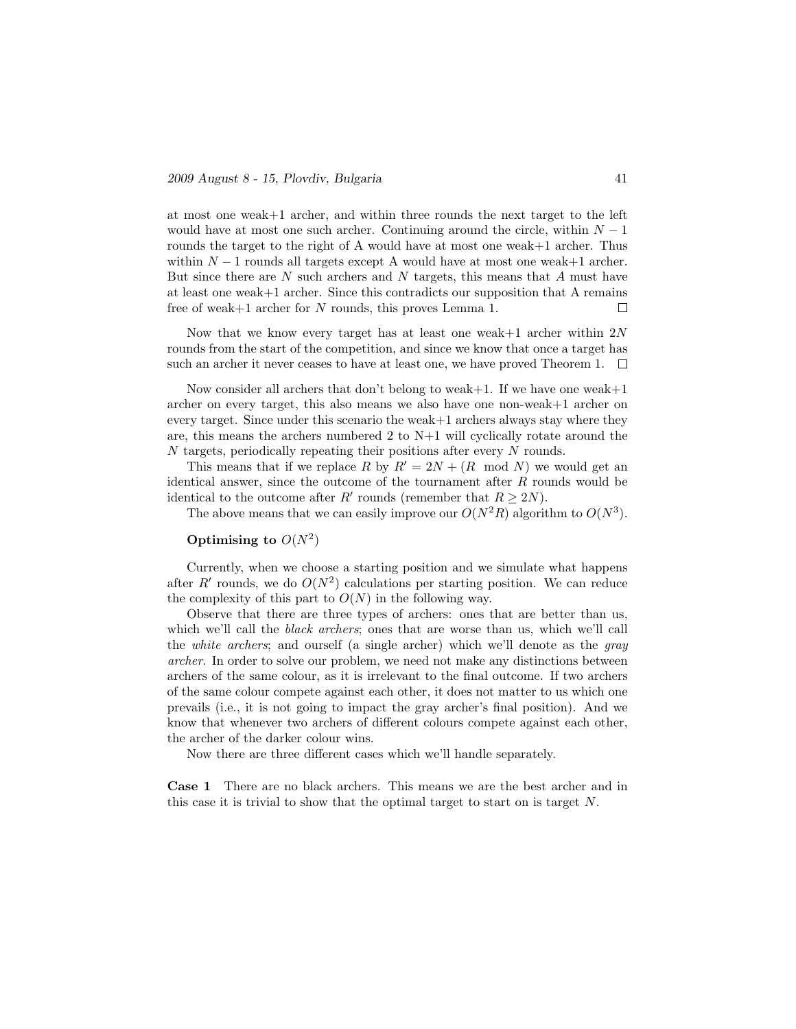at most one weak+1 archer, and within three rounds the next target to the left would have at most one such archer. Continuing around the circle, within $N-1$ rounds the target to the right of A would have at most one weak+1 archer. Thus within $N-1$ rounds all targets except A would have at most one weak+1 archer. But since there are $N$ such archers and $N$ targets, this means that $A$ must have at least one weak+1 archer. Since this contradicts our supposition that A remains free of weak+1 archer for $N$ rounds, this proves Lemma 1. □

Now that we know every target has at least one weak+1 archer within $2N$ rounds from the start of the competition, and since we know that once a target has such an archer it never ceases to have at least one, we have proved Theorem 1. □

Now consider all archers that don't belong to weak+1. If we have one weak+1 archer on every target, this also means we also have one non-weak+1 archer on every target. Since under this scenario the weak+1 archers always stay where they are, this means the archers numbered 2 to N+1 will cyclically rotate around the $N$ targets, periodically repeating their positions after every $N$ rounds.

This means that if we replace $R$ by $R' = 2N + (R \mod N)$ we would get an identical answer, since the outcome of the tournament after $R$ rounds would be identical to the outcome after $R'$ rounds (remember that $R \geq 2N$).

The above means that we can easily improve our $O(N^2R)$ algorithm to $O(N^3)$.

**Optimising to $O(N^2)$**

Currently, when we choose a starting position and we simulate what happens after $R'$ rounds, we do $O(N^2)$ calculations per starting position. We can reduce the complexity of this part to $O(N)$ in the following way.

Observe that there are three types of archers: ones that are better than us, which we'll call the *black archers*; ones that are worse than us, which we'll call the *white archers*; and ourself (a single archer) which we'll denote as the *gray archer*. In order to solve our problem, we need not make any distinctions between archers of the same colour, as it is irrelevant to the final outcome. If two archers of the same colour compete against each other, it does not matter to us which one prevails (i.e., it is not going to impact the gray archer's final position). And we know that whenever two archers of different colours compete against each other, the archer of the darker colour wins.

Now there are three different cases which we'll handle separately.

**Case 1** There are no black archers. This means we are the best archer and in this case it is trivial to show that the optimal target to start on is target $N$.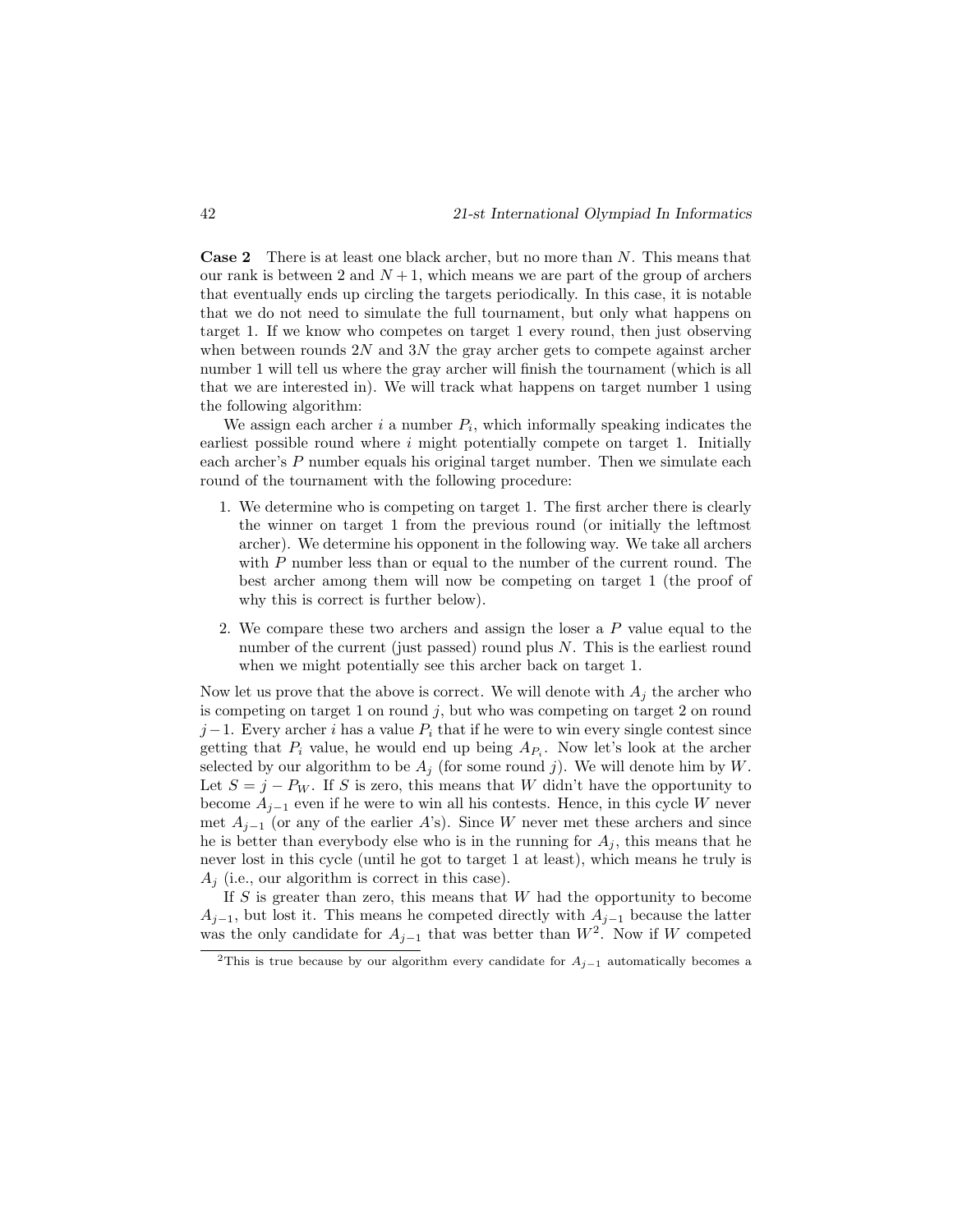**Case 2** There is at least one black archer, but no more than $N$. This means that our rank is between 2 and $N+1$, which means we are part of the group of archers that eventually ends up circling the targets periodically. In this case, it is notable that we do not need to simulate the full tournament, but only what happens on target 1. If we know who competes on target 1 every round, then just observing when between rounds $2N$ and $3N$ the gray archer gets to compete against archer number 1 will tell us where the gray archer will finish the tournament (which is all that we are interested in). We will track what happens on target number 1 using the following algorithm:

We assign each archer $i$ a number $P_i$, which informally speaking indicates the earliest possible round where $i$ might potentially compete on target 1. Initially each archer's $P$ number equals his original target number. Then we simulate each round of the tournament with the following procedure:

1. We determine who is competing on target 1. The first archer there is clearly the winner on target 1 from the previous round (or initially the leftmost archer). We determine his opponent in the following way. We take all archers with $P$ number less than or equal to the number of the current round. The best archer among them will now be competing on target 1 (the proof of why this is correct is further below).
2. We compare these two archers and assign the loser a $P$ value equal to the number of the current (just passed) round plus $N$. This is the earliest round when we might potentially see this archer back on target 1.

Now let us prove that the above is correct. We will denote with $A_j$ the archer who is competing on target 1 on round $j$, but who was competing on target 2 on round $j-1$. Every archer $i$ has a value $P_i$ that if he were to win every single contest since getting that $P_i$ value, he would end up being $A_{P_i}$. Now let's look at the archer selected by our algorithm to be $A_j$ (for some round $j$). We will denote him by $W$. Let $S = j - P_W$. If $S$ is zero, this means that $W$ didn't have the opportunity to become $A_{j-1}$ even if he were to win all his contests. Hence, in this cycle $W$ never met $A_{j-1}$ (or any of the earlier $A$'s). Since $W$ never met these archers and since he is better than everybody else who is in the running for $A_j$, this means that he never lost in this cycle (until he got to target 1 at least), which means he truly is $A_j$ (i.e., our algorithm is correct in this case).

If $S$ is greater than zero, this means that $W$ had the opportunity to become $A_{j-1}$, but lost it. This means he competed directly with $A_{j-1}$ because the latter was the only candidate for $A_{j-1}$ that was better than $W$[2]. Now if $W$ competed

[2] This is true because by our algorithm every candidate for $A_{j-1}$ automatically becomes a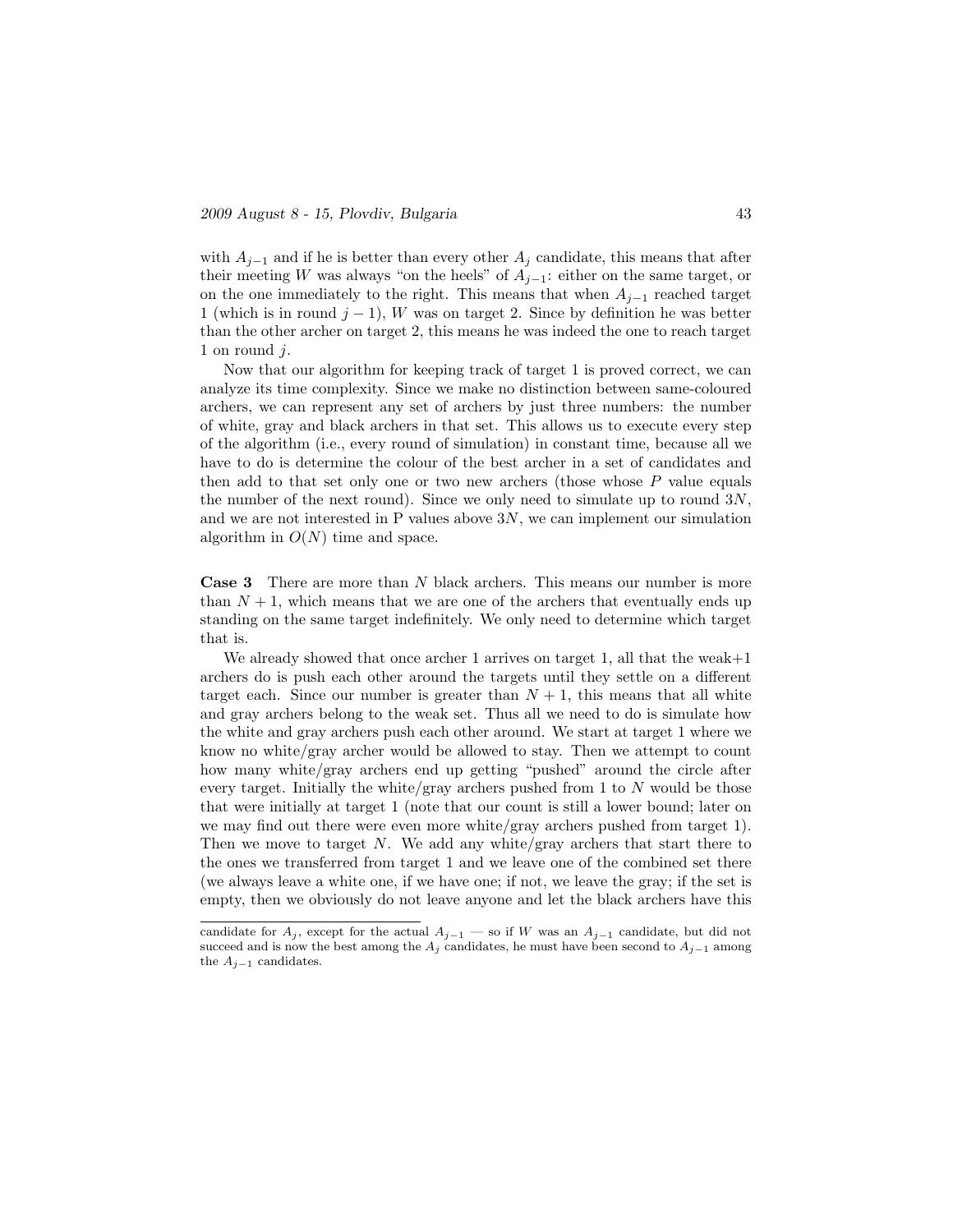with $A_{j-1}$ and if he is better than every other $A_j$ candidate, this means that after their meeting $W$ was always "on the heels" of $A_{j-1}$: either on the same target, or on the one immediately to the right. This means that when $A_{j-1}$ reached target 1 (which is in round $j-1$), $W$ was on target 2. Since by definition he was better than the other archer on target 2, this means he was indeed the one to reach target 1 on round $j$.

Now that our algorithm for keeping track of target 1 is proved correct, we can analyze its time complexity. Since we make no distinction between same-coloured archers, we can represent any set of archers by just three numbers: the number of white, gray and black archers in that set. This allows us to execute every step of the algorithm (i.e., every round of simulation) in constant time, because all we have to do is determine the colour of the best archer in a set of candidates and then add to that set only one or two new archers (those whose $P$ value equals the number of the next round). Since we only need to simulate up to round $3N$, and we are not interested in P values above $3N$, we can implement our simulation algorithm in $O(N)$ time and space.

**Case 3** There are more than $N$ black archers. This means our number is more than $N+1$, which means that we are one of the archers that eventually ends up standing on the same target indefinitely. We only need to determine which target that is.

We already showed that once archer 1 arrives on target 1, all that the weak+1 archers do is push each other around the targets until they settle on a different target each. Since our number is greater than $N+1$, this means that all white and gray archers belong to the weak set. Thus all we need to do is simulate how the white and gray archers push each other around. We start at target 1 where we know no white/gray archer would be allowed to stay. Then we attempt to count how many white/gray archers end up getting "pushed" around the circle after every target. Initially the white/gray archers pushed from 1 to $N$ would be those that were initially at target 1 (note that our count is still a lower bound; later on we may find out there were even more white/gray archers pushed from target 1). Then we move to target $N$. We add any white/gray archers that start there to the ones we transferred from target 1 and we leave one of the combined set there (we always leave a white one, if we have one; if not, we leave the gray; if the set is empty, then we obviously do not leave anyone and let the black archers have this

candidate for $A_j$, except for the actual $A_{j-1}$ — so if $W$ was an $A_{j-1}$ candidate, but did not succeed and is now the best among the $A_j$ candidates, he must have been second to $A_{j-1}$ among the $A_{j-1}$ candidates.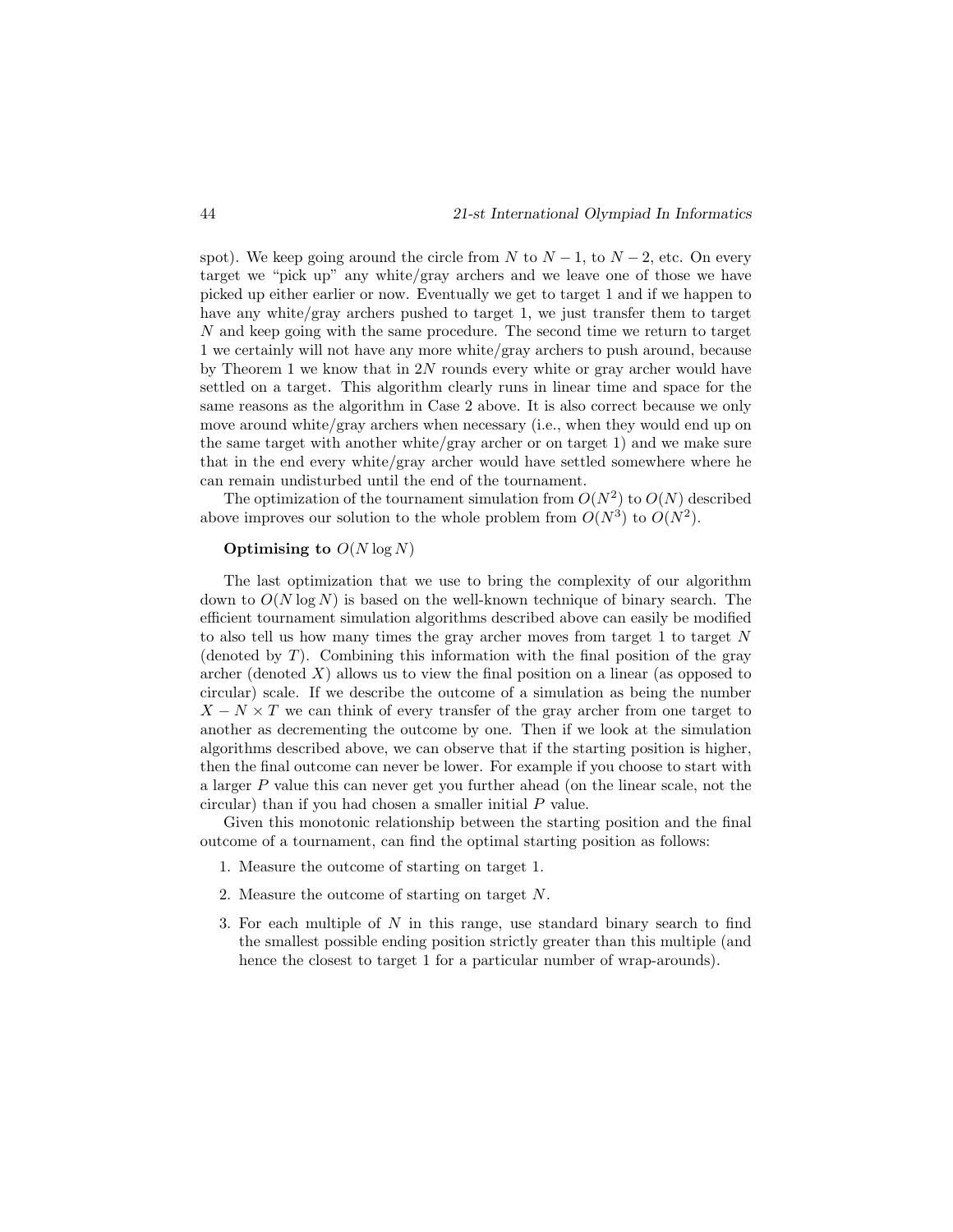spot). We keep going around the circle from $N$ to $N-1$, to $N-2$, etc. On every target we "pick up" any white/gray archers and we leave one of those we have picked up either earlier or now. Eventually we get to target 1 and if we happen to have any white/gray archers pushed to target 1, we just transfer them to target $N$ and keep going with the same procedure. The second time we return to target 1 we certainly will not have any more white/gray archers to push around, because by Theorem 1 we know that in $2N$ rounds every white or gray archer would have settled on a target. This algorithm clearly runs in linear time and space for the same reasons as the algorithm in Case 2 above. It is also correct because we only move around white/gray archers when necessary (i.e., when they would end up on the same target with another white/gray archer or on target 1) and we make sure that in the end every white/gray archer would have settled somewhere where he can remain undisturbed until the end of the tournament.

The optimization of the tournament simulation from $O(N^2)$ to $O(N)$ described above improves our solution to the whole problem from $O(N^3)$ to $O(N^2)$.

**Optimising to $O(N \log N)$**

The last optimization that we use to bring the complexity of our algorithm down to $O(N \log N)$ is based on the well-known technique of binary search. The efficient tournament simulation algorithms described above can easily be modified to also tell us how many times the gray archer moves from target 1 to target $N$ (denoted by $T$). Combining this information with the final position of the gray archer (denoted $X$) allows us to view the final position on a linear (as opposed to circular) scale. If we describe the outcome of a simulation as being the number $X - N \times T$ we can think of every transfer of the gray archer from one target to another as decrementing the outcome by one. Then if we look at the simulation algorithms described above, we can observe that if the starting position is higher, then the final outcome can never be lower. For example if you choose to start with a larger $P$ value this can never get you further ahead (on the linear scale, not the circular) than if you had chosen a smaller initial $P$ value.

Given this monotonic relationship between the starting position and the final outcome of a tournament, can find the optimal starting position as follows:

1. Measure the outcome of starting on target 1.
2. Measure the outcome of starting on target $N$.
3. For each multiple of $N$ in this range, use standard binary search to find the smallest possible ending position strictly greater than this multiple (and hence the closest to target 1 for a particular number of wrap-arounds).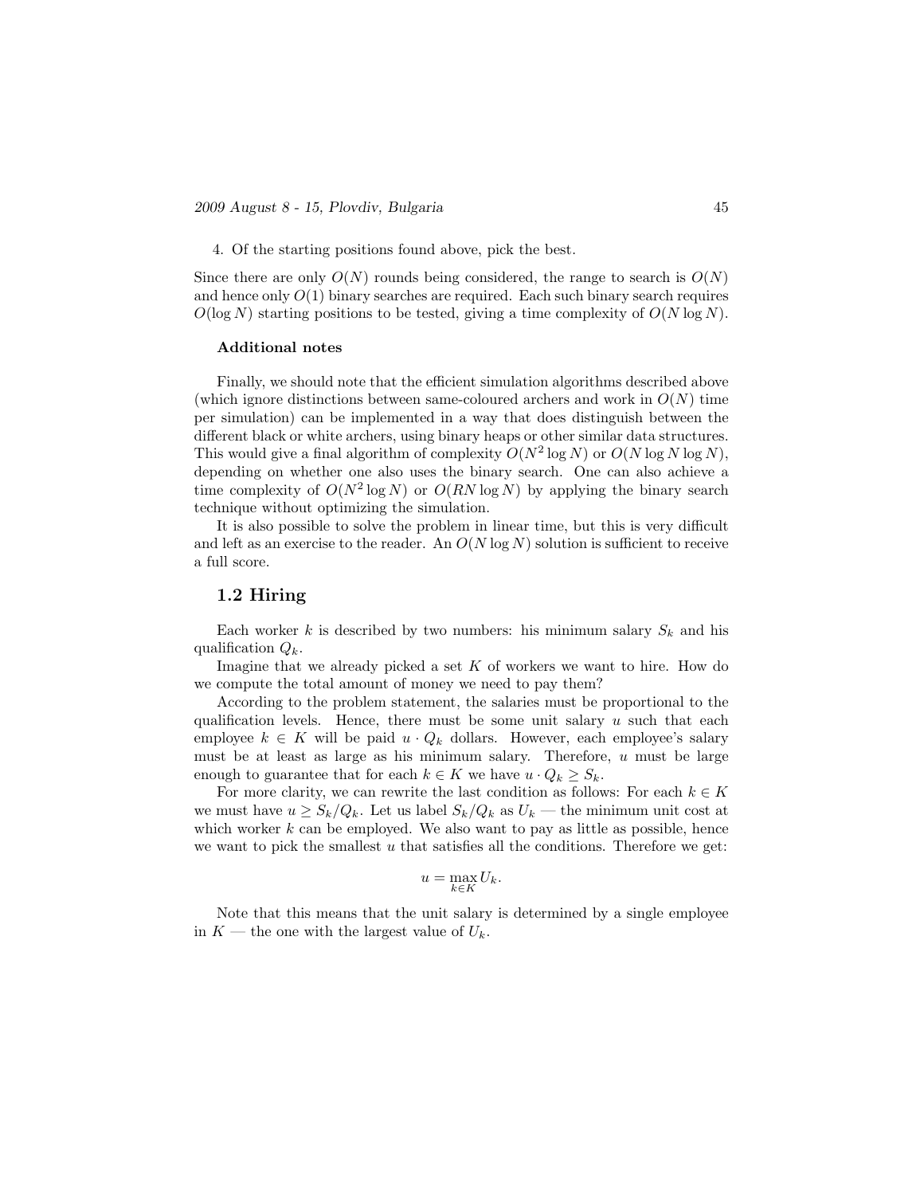4. Of the starting positions found above, pick the best.

Since there are only $O(N)$ rounds being considered, the range to search is $O(N)$ and hence only $O(1)$ binary searches are required. Each such binary search requires $O(\log N)$ starting positions to be tested, giving a time complexity of $O(N \log N)$.

#### Additional notes

Finally, we should note that the efficient simulation algorithms described above (which ignore distinctions between same-coloured archers and work in $O(N)$ time per simulation) can be implemented in a way that does distinguish between the different black or white archers, using binary heaps or other similar data structures. This would give a final algorithm of complexity $O(N^2 \log N)$ or $O(N \log N \log N)$, depending on whether one also uses the binary search. One can also achieve a time complexity of $O(N^2 \log N)$ or $O(RN \log N)$ by applying the binary search technique without optimizing the simulation.

It is also possible to solve the problem in linear time, but this is very difficult and left as an exercise to the reader. An $O(N \log N)$ solution is sufficient to receive a full score.

## 1.2 Hiring

Each worker $k$ is described by two numbers: his minimum salary $S_k$ and his qualification $Q_k$.

Imagine that we already picked a set $K$ of workers we want to hire. How do we compute the total amount of money we need to pay them?

According to the problem statement, the salaries must be proportional to the qualification levels. Hence, there must be some unit salary $u$ such that each employee $k \in K$ will be paid $u \cdot Q_k$ dollars. However, each employee's salary must be at least as large as his minimum salary. Therefore, $u$ must be large enough to guarantee that for each $k \in K$ we have $u \cdot Q_k \geq S_k$.

For more clarity, we can rewrite the last condition as follows: For each $k \in K$ we must have $u \geq S_k/Q_k$. Let us label $S_k/Q_k$ as $U_k$ — the minimum unit cost at which worker $k$ can be employed. We also want to pay as little as possible, hence we want to pick the smallest $u$ that satisfies all the conditions. Therefore we get:

$$u = \max_{k \in K} U_k.$$

Note that this means that the unit salary is determined by a single employee in $K$ — the one with the largest value of $U_k$.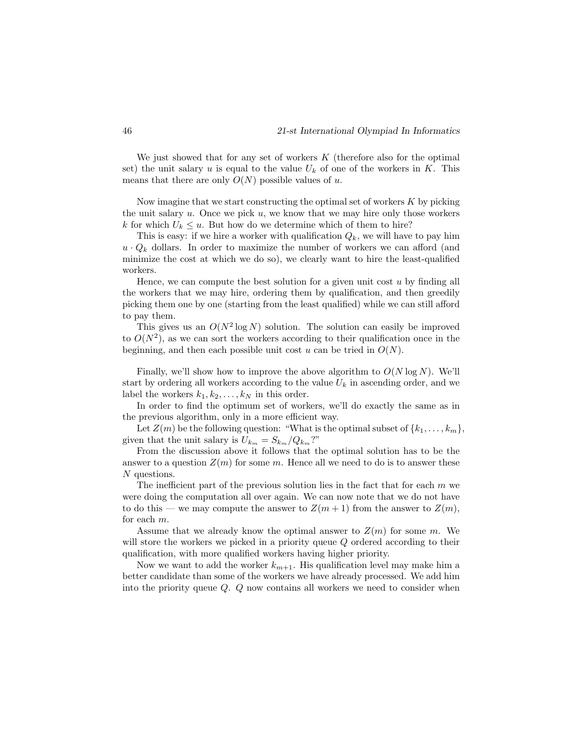We just showed that for any set of workers $K$ (therefore also for the optimal set) the unit salary $u$ is equal to the value $U_k$ of one of the workers in $K$. This means that there are only $O(N)$ possible values of $u$.

Now imagine that we start constructing the optimal set of workers $K$ by picking the unit salary $u$. Once we pick $u$, we know that we may hire only those workers $k$ for which $U_k \leq u$. But how do we determine which of them to hire?

This is easy: if we hire a worker with qualification $Q_k$, we will have to pay him $u \cdot Q_k$ dollars. In order to maximize the number of workers we can afford (and minimize the cost at which we do so), we clearly want to hire the least-qualified workers.

Hence, we can compute the best solution for a given unit cost $u$ by finding all the workers that we may hire, ordering them by qualification, and then greedily picking them one by one (starting from the least qualified) while we can still afford to pay them.

This gives us an $O(N^2 \log N)$ solution. The solution can easily be improved to $O(N^2)$, as we can sort the workers according to their qualification once in the beginning, and then each possible unit cost $u$ can be tried in $O(N)$.

Finally, we'll show how to improve the above algorithm to $O(N \log N)$. We'll start by ordering all workers according to the value $U_k$ in ascending order, and we label the workers $k_1, k_2, \ldots, k_N$ in this order.

In order to find the optimum set of workers, we'll do exactly the same as in the previous algorithm, only in a more efficient way.

Let $Z(m)$ be the following question: "What is the optimal subset of $\{k_1, \ldots, k_m\}$, given that the unit salary is $U_{k_m} = S_{k_m}/Q_{k_m}$?"

From the discussion above it follows that the optimal solution has to be the answer to a question $Z(m)$ for some $m$. Hence all we need to do is to answer these $N$ questions.

The inefficient part of the previous solution lies in the fact that for each $m$ we were doing the computation all over again. We can now note that we do not have to do this — we may compute the answer to $Z(m+1)$ from the answer to $Z(m)$, for each $m$.

Assume that we already know the optimal answer to $Z(m)$ for some $m$. We will store the workers we picked in a priority queue $Q$ ordered according to their qualification, with more qualified workers having higher priority.

Now we want to add the worker $k_{m+1}$. His qualification level may make him a better candidate than some of the workers we have already processed. We add him into the priority queue $Q$. $Q$ now contains all workers we need to consider when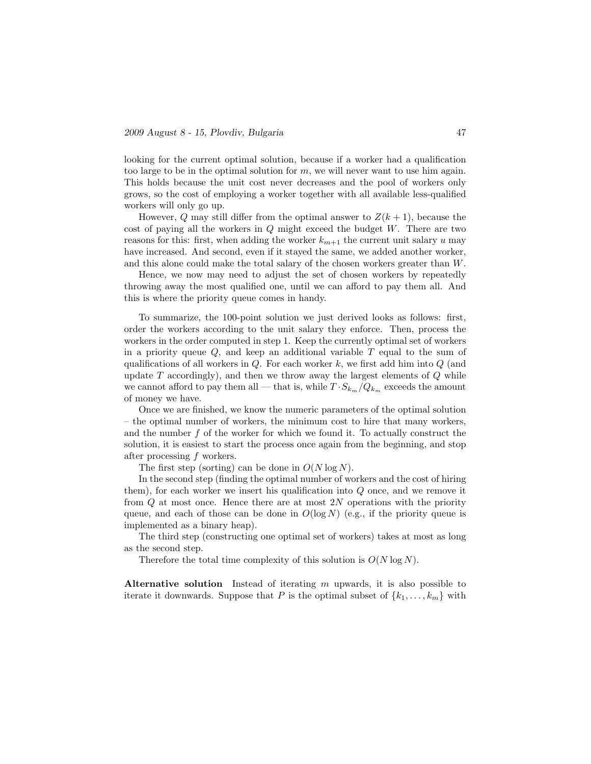looking for the current optimal solution, because if a worker had a qualification too large to be in the optimal solution for $m$, we will never want to use him again. This holds because the unit cost never decreases and the pool of workers only grows, so the cost of employing a worker together with all available less-qualified workers will only go up.

However, $Q$ may still differ from the optimal answer to $Z(k+1)$, because the cost of paying all the workers in $Q$ might exceed the budget $W$. There are two reasons for this: first, when adding the worker $k_{m+1}$ the current unit salary $u$ may have increased. And second, even if it stayed the same, we added another worker, and this alone could make the total salary of the chosen workers greater than $W$.

Hence, we now may need to adjust the set of chosen workers by repeatedly throwing away the most qualified one, until we can afford to pay them all. And this is where the priority queue comes in handy.

To summarize, the 100-point solution we just derived looks as follows: first, order the workers according to the unit salary they enforce. Then, process the workers in the order computed in step 1. Keep the currently optimal set of workers in a priority queue $Q$, and keep an additional variable $T$ equal to the sum of qualifications of all workers in $Q$. For each worker $k$, we first add him into $Q$ (and update $T$ accordingly), and then we throw away the largest elements of $Q$ while we cannot afford to pay them all — that is, while $T \cdot S_{k_m}/Q_{k_m}$ exceeds the amount of money we have.

Once we are finished, we know the numeric parameters of the optimal solution – the optimal number of workers, the minimum cost to hire that many workers, and the number $f$ of the worker for which we found it. To actually construct the solution, it is easiest to start the process once again from the beginning, and stop after processing $f$ workers.

The first step (sorting) can be done in $O(N \log N)$.

In the second step (finding the optimal number of workers and the cost of hiring them), for each worker we insert his qualification into $Q$ once, and we remove it from $Q$ at most once. Hence there are at most $2N$ operations with the priority queue, and each of those can be done in $O(\log N)$ (e.g., if the priority queue is implemented as a binary heap).

The third step (constructing one optimal set of workers) takes at most as long as the second step.

Therefore the total time complexity of this solution is $O(N \log N)$.

**Alternative solution** Instead of iterating $m$ upwards, it is also possible to iterate it downwards. Suppose that $P$ is the optimal subset of $\{k_1, \ldots, k_m\}$ with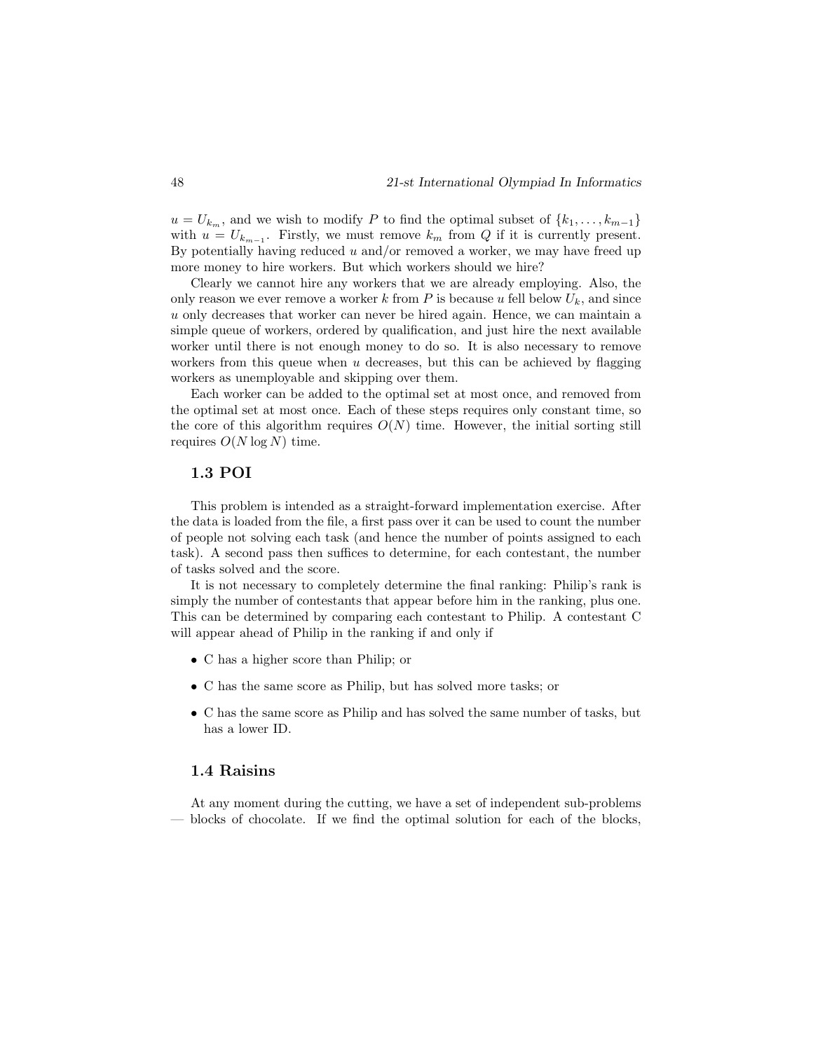$u = U_{k_m}$, and we wish to modify $P$ to find the optimal subset of $\{k_1, \ldots, k_{m-1}\}$ with $u = U_{k_{m-1}}$. Firstly, we must remove $k_m$ from $Q$ if it is currently present. By potentially having reduced $u$ and/or removed a worker, we may have freed up more money to hire workers. But which workers should we hire?

Clearly we cannot hire any workers that we are already employing. Also, the only reason we ever remove a worker $k$ from $P$ is because $u$ fell below $U_k$, and since $u$ only decreases that worker can never be hired again. Hence, we can maintain a simple queue of workers, ordered by qualification, and just hire the next available worker until there is not enough money to do so. It is also necessary to remove workers from this queue when $u$ decreases, but this can be achieved by flagging workers as unemployable and skipping over them.

Each worker can be added to the optimal set at most once, and removed from the optimal set at most once. Each of these steps requires only constant time, so the core of this algorithm requires $O(N)$ time. However, the initial sorting still requires $O(N \log N)$ time.

### 1.3 POI

This problem is intended as a straight-forward implementation exercise. After the data is loaded from the file, a first pass over it can be used to count the number of people not solving each task (and hence the number of points assigned to each task). A second pass then suffices to determine, for each contestant, the number of tasks solved and the score.

It is not necessary to completely determine the final ranking: Philip's rank is simply the number of contestants that appear before him in the ranking, plus one. This can be determined by comparing each contestant to Philip. A contestant C will appear ahead of Philip in the ranking if and only if

- C has a higher score than Philip; or
- C has the same score as Philip, but has solved more tasks; or
- C has the same score as Philip and has solved the same number of tasks, but has a lower ID.

### 1.4 Raisins

At any moment during the cutting, we have a set of independent sub-problems — blocks of chocolate. If we find the optimal solution for each of the blocks,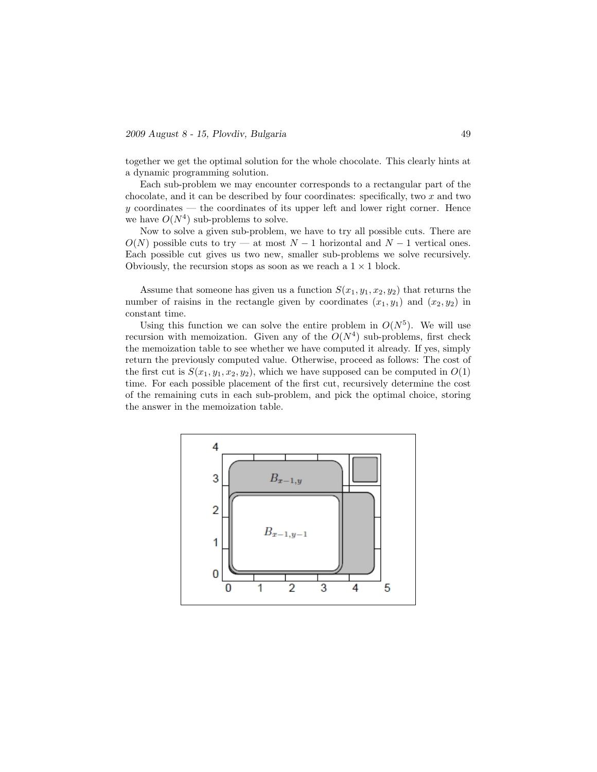together we get the optimal solution for the whole chocolate. This clearly hints at a dynamic programming solution.

Each sub-problem we may encounter corresponds to a rectangular part of the chocolate, and it can be described by four coordinates: specifically, two $x$ and two $y$ coordinates — the coordinates of its upper left and lower right corner. Hence we have $O(N^4)$ sub-problems to solve.

Now to solve a given sub-problem, we have to try all possible cuts. There are $O(N)$ possible cuts to try — at most $N-1$ horizontal and $N-1$ vertical ones. Each possible cut gives us two new, smaller sub-problems we solve recursively. Obviously, the recursion stops as soon as we reach a $1 \times 1$ block.

Assume that someone has given us a function $S(x_1, y_1, x_2, y_2)$ that returns the number of raisins in the rectangle given by coordinates $(x_1, y_1)$ and $(x_2, y_2)$ in constant time.

Using this function we can solve the entire problem in $O(N^5)$. We will use recursion with memoization. Given any of the $O(N^4)$ sub-problems, first check the memoization table to see whether we have computed it already. If yes, simply return the previously computed value. Otherwise, proceed as follows: The cost of the first cut is $S(x_1, y_1, x_2, y_2)$, which we have supposed can be computed in $O(1)$ time. For each possible placement of the first cut, recursively determine the cost of the remaining cuts in each sub-problem, and pick the optimal choice, storing the answer in the memoization table.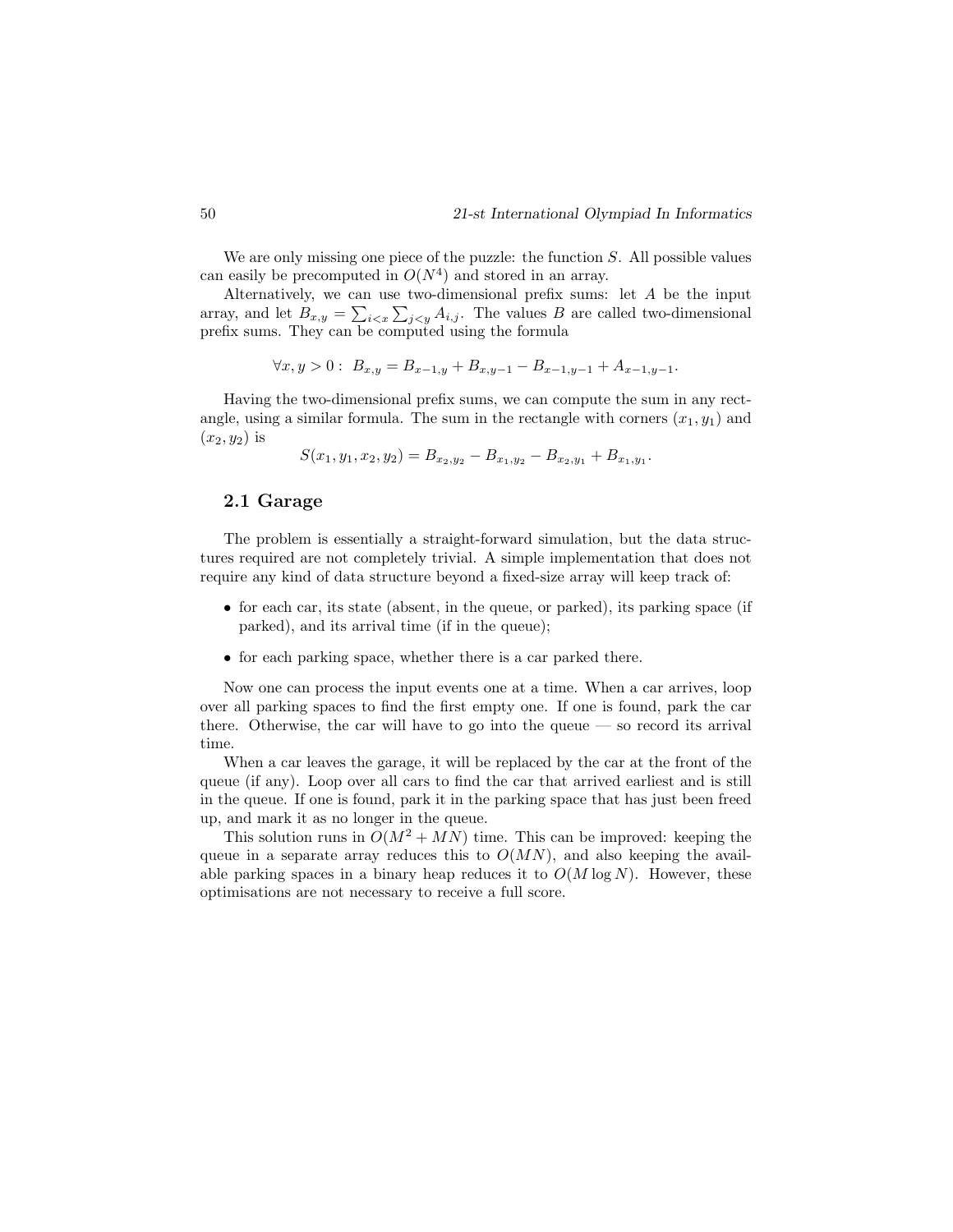We are only missing one piece of the puzzle: the function $S$. All possible values can easily be precomputed in $O(N^4)$ and stored in an array.

Alternatively, we can use two-dimensional prefix sums: let $A$ be the input array, and let $B_{x,y} = \sum_{i<x} \sum_{j<y} A_{i,j}$. The values $B$ are called two-dimensional prefix sums. They can be computed using the formula

$$\forall x, y > 0: \; B_{x,y} = B_{x-1,y} + B_{x,y-1} - B_{x-1,y-1} + A_{x-1,y-1}.$$

Having the two-dimensional prefix sums, we can compute the sum in any rectangle, using a similar formula. The sum in the rectangle with corners $(x_1, y_1)$ and $(x_2, y_2)$ is

$$S(x_1, y_1, x_2, y_2) = B_{x_2,y_2} - B_{x_1,y_2} - B_{x_2,y_1} + B_{x_1,y_1}.$$

## 2.1 Garage

The problem is essentially a straight-forward simulation, but the data structures required are not completely trivial. A simple implementation that does not require any kind of data structure beyond a fixed-size array will keep track of:

- for each car, its state (absent, in the queue, or parked), its parking space (if parked), and its arrival time (if in the queue);
- for each parking space, whether there is a car parked there.

Now one can process the input events one at a time. When a car arrives, loop over all parking spaces to find the first empty one. If one is found, park the car there. Otherwise, the car will have to go into the queue — so record its arrival time.

When a car leaves the garage, it will be replaced by the car at the front of the queue (if any). Loop over all cars to find the car that arrived earliest and is still in the queue. If one is found, park it in the parking space that has just been freed up, and mark it as no longer in the queue.

This solution runs in $O(M^2 + MN)$ time. This can be improved: keeping the queue in a separate array reduces this to $O(MN)$, and also keeping the available parking spaces in a binary heap reduces it to $O(M \log N)$. However, these optimisations are not necessary to receive a full score.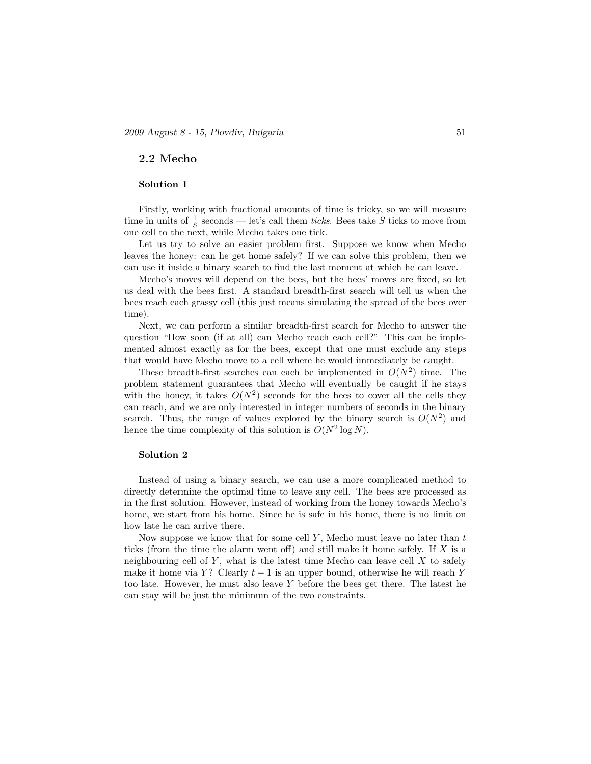## 2.2 Mecho

### Solution 1

Firstly, working with fractional amounts of time is tricky, so we will measure time in units of $\frac{1}{S}$ seconds — let's call them *ticks*. Bees take $S$ ticks to move from one cell to the next, while Mecho takes one tick.

Let us try to solve an easier problem first. Suppose we know when Mecho leaves the honey: can he get home safely? If we can solve this problem, then we can use it inside a binary search to find the last moment at which he can leave.

Mecho's moves will depend on the bees, but the bees' moves are fixed, so let us deal with the bees first. A standard breadth-first search will tell us when the bees reach each grassy cell (this just means simulating the spread of the bees over time).

Next, we can perform a similar breadth-first search for Mecho to answer the question "How soon (if at all) can Mecho reach each cell?" This can be implemented almost exactly as for the bees, except that one must exclude any steps that would have Mecho move to a cell where he would immediately be caught.

These breadth-first searches can each be implemented in $O(N^2)$ time. The problem statement guarantees that Mecho will eventually be caught if he stays with the honey, it takes $O(N^2)$ seconds for the bees to cover all the cells they can reach, and we are only interested in integer numbers of seconds in the binary search. Thus, the range of values explored by the binary search is $O(N^2)$ and hence the time complexity of this solution is $O(N^2 \log N)$.

### Solution 2

Instead of using a binary search, we can use a more complicated method to directly determine the optimal time to leave any cell. The bees are processed as in the first solution. However, instead of working from the honey towards Mecho's home, we start from his home. Since he is safe in his home, there is no limit on how late he can arrive there.

Now suppose we know that for some cell $Y$, Mecho must leave no later than $t$ ticks (from the time the alarm went off) and still make it home safely. If $X$ is a neighbouring cell of $Y$, what is the latest time Mecho can leave cell $X$ to safely make it home via $Y$? Clearly $t - 1$ is an upper bound, otherwise he will reach $Y$ too late. However, he must also leave $Y$ before the bees get there. The latest he can stay will be just the minimum of the two constraints.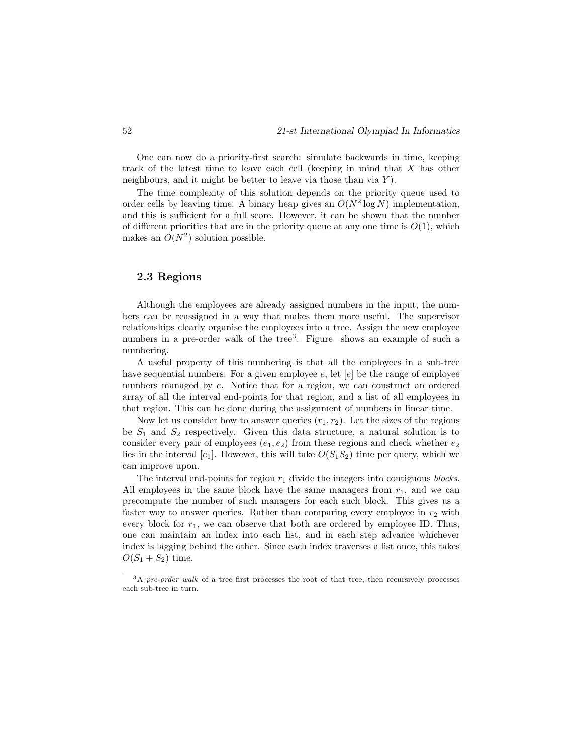One can now do a priority-first search: simulate backwards in time, keeping track of the latest time to leave each cell (keeping in mind that $X$ has other neighbours, and it might be better to leave via those than via $Y$).

The time complexity of this solution depends on the priority queue used to order cells by leaving time. A binary heap gives an $O(N^2 \log N)$ implementation, and this is sufficient for a full score. However, it can be shown that the number of different priorities that are in the priority queue at any one time is $O(1)$, which makes an $O(N^2)$ solution possible.

## 2.3 Regions

Although the employees are already assigned numbers in the input, the numbers can be reassigned in a way that makes them more useful. The supervisor relationships clearly organise the employees into a tree. Assign the new employee numbers in a pre-order walk of the tree[3]. Figure  shows an example of such a numbering.

A useful property of this numbering is that all the employees in a sub-tree have sequential numbers. For a given employee $e$, let $[e]$ be the range of employee numbers managed by $e$. Notice that for a region, we can construct an ordered array of all the interval end-points for that region, and a list of all employees in that region. This can be done during the assignment of numbers in linear time.

Now let us consider how to answer queries $(r_1, r_2)$. Let the sizes of the regions be $S_1$ and $S_2$ respectively. Given this data structure, a natural solution is to consider every pair of employees $(e_1, e_2)$ from these regions and check whether $e_2$ lies in the interval $[e_1]$. However, this will take $O(S_1 S_2)$ time per query, which we can improve upon.

The interval end-points for region $r_1$ divide the integers into contiguous *blocks*. All employees in the same block have the same managers from $r_1$, and we can precompute the number of such managers for each such block. This gives us a faster way to answer queries. Rather than comparing every employee in $r_2$ with every block for $r_1$, we can observe that both are ordered by employee ID. Thus, one can maintain an index into each list, and in each step advance whichever index is lagging behind the other. Since each index traverses a list once, this takes $O(S_1 + S_2)$ time.

[3] A *pre-order walk* of a tree first processes the root of that tree, then recursively processes each sub-tree in turn.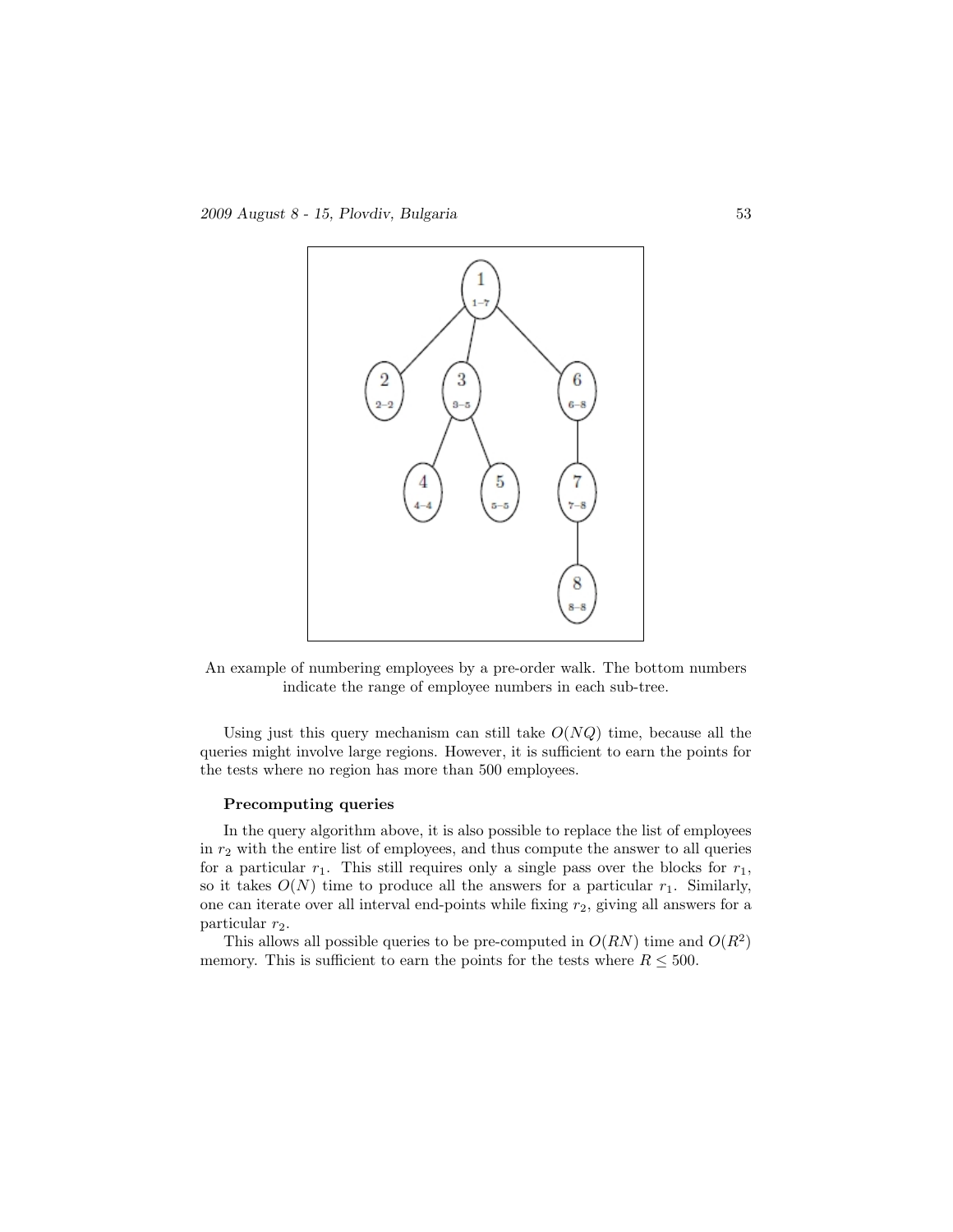An example of numbering employees by a pre-order walk. The bottom numbers indicate the range of employee numbers in each sub-tree.

Using just this query mechanism can still take $O(NQ)$ time, because all the queries might involve large regions. However, it is sufficient to earn the points for the tests where no region has more than 500 employees.

**Precomputing queries**

In the query algorithm above, it is also possible to replace the list of employees in $r_2$ with the entire list of employees, and thus compute the answer to all queries for a particular $r_1$. This still requires only a single pass over the blocks for $r_1$, so it takes $O(N)$ time to produce all the answers for a particular $r_1$. Similarly, one can iterate over all interval end-points while fixing $r_2$, giving all answers for a particular $r_2$.

This allows all possible queries to be pre-computed in $O(RN)$ time and $O(R^2)$ memory. This is sufficient to earn the points for the tests where $R \leq 500$.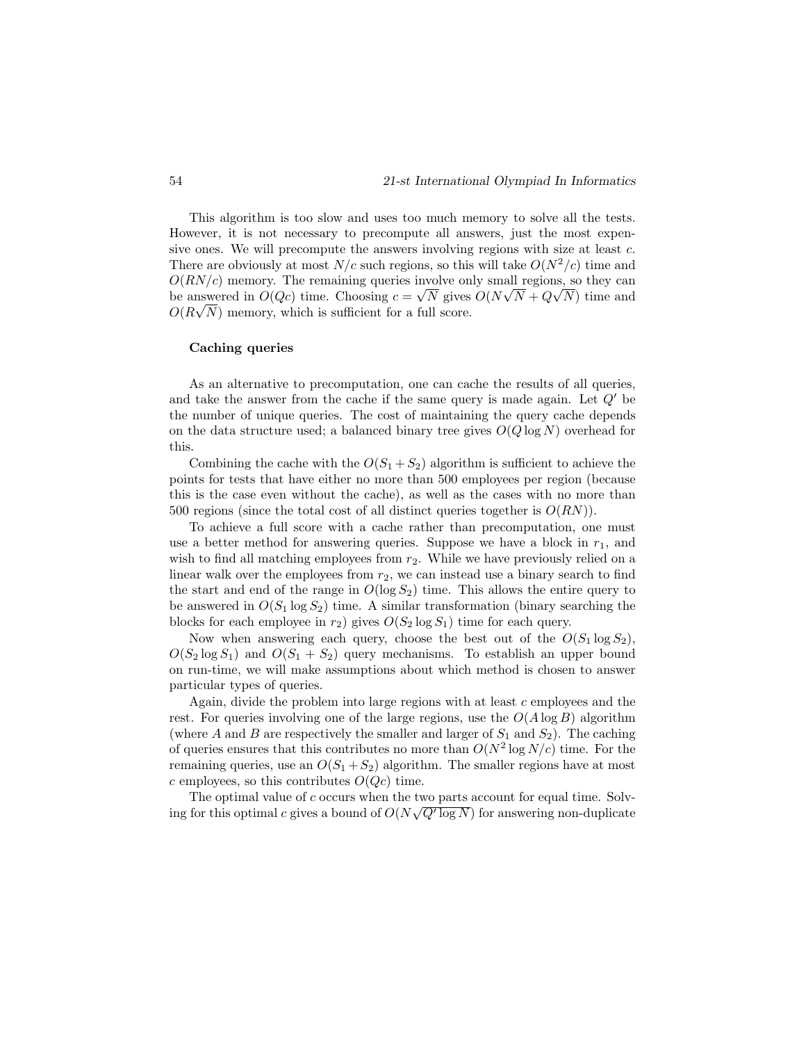This algorithm is too slow and uses too much memory to solve all the tests. However, it is not necessary to precompute all answers, just the most expensive ones. We will precompute the answers involving regions with size at least $c$. There are obviously at most $N/c$ such regions, so this will take $O(N^2/c)$ time and $O(RN/c)$ memory. The remaining queries involve only small regions, so they can be answered in $O(Qc)$ time. Choosing $c = \sqrt{N}$ gives $O(N\sqrt{N} + Q\sqrt{N})$ time and $O(R\sqrt{N})$ memory, which is sufficient for a full score.

### Caching queries

As an alternative to precomputation, one can cache the results of all queries, and take the answer from the cache if the same query is made again. Let $Q'$ be the number of unique queries. The cost of maintaining the query cache depends on the data structure used; a balanced binary tree gives $O(Q \log N)$ overhead for this.

Combining the cache with the $O(S_1 + S_2)$ algorithm is sufficient to achieve the points for tests that have either no more than 500 employees per region (because this is the case even without the cache), as well as the cases with no more than 500 regions (since the total cost of all distinct queries together is $O(RN)$).

To achieve a full score with a cache rather than precomputation, one must use a better method for answering queries. Suppose we have a block in $r_1$, and wish to find all matching employees from $r_2$. While we have previously relied on a linear walk over the employees from $r_2$, we can instead use a binary search to find the start and end of the range in $O(\log S_2)$ time. This allows the entire query to be answered in $O(S_1 \log S_2)$ time. A similar transformation (binary searching the blocks for each employee in $r_2$) gives $O(S_2 \log S_1)$ time for each query.

Now when answering each query, choose the best out of the $O(S_1 \log S_2)$, $O(S_2 \log S_1)$ and $O(S_1 + S_2)$ query mechanisms. To establish an upper bound on run-time, we will make assumptions about which method is chosen to answer particular types of queries.

Again, divide the problem into large regions with at least $c$ employees and the rest. For queries involving one of the large regions, use the $O(A \log B)$ algorithm (where $A$ and $B$ are respectively the smaller and larger of $S_1$ and $S_2$). The caching of queries ensures that this contributes no more than $O(N^2 \log N/c)$ time. For the remaining queries, use an $O(S_1 + S_2)$ algorithm. The smaller regions have at most $c$ employees, so this contributes $O(Qc)$ time.

The optimal value of $c$ occurs when the two parts account for equal time. Solving for this optimal $c$ gives a bound of $O(N\sqrt{Q' \log N})$ for answering non-duplicate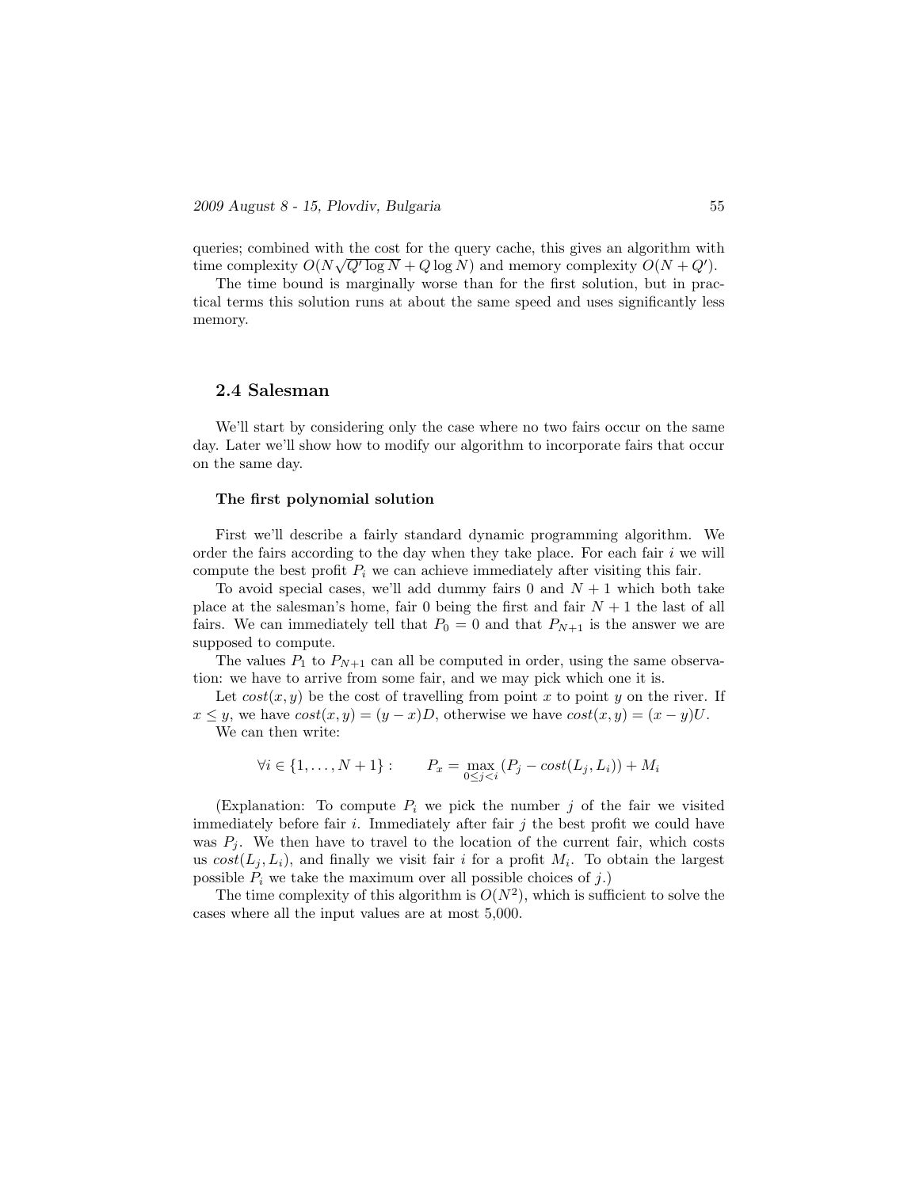queries; combined with the cost for the query cache, this gives an algorithm with time complexity $O(N\sqrt{Q' \log N} + Q \log N)$ and memory complexity $O(N + Q')$.

The time bound is marginally worse than for the first solution, but in practical terms this solution runs at about the same speed and uses significantly less memory.

## 2.4 Salesman

We'll start by considering only the case where no two fairs occur on the same day. Later we'll show how to modify our algorithm to incorporate fairs that occur on the same day.

### The first polynomial solution

First we'll describe a fairly standard dynamic programming algorithm. We order the fairs according to the day when they take place. For each fair $i$ we will compute the best profit $P_i$ we can achieve immediately after visiting this fair.

To avoid special cases, we'll add dummy fairs 0 and $N + 1$ which both take place at the salesman's home, fair 0 being the first and fair $N + 1$ the last of all fairs. We can immediately tell that $P_0 = 0$ and that $P_{N+1}$ is the answer we are supposed to compute.

The values $P_1$ to $P_{N+1}$ can all be computed in order, using the same observation: we have to arrive from some fair, and we may pick which one it is.

Let $cost(x, y)$ be the cost of travelling from point $x$ to point $y$ on the river. If $x \leq y$, we have $cost(x, y) = (y - x)D$, otherwise we have $cost(x, y) = (x - y)U$.

We can then write:

$$\forall i \in \{1, \dots, N + 1\} : \qquad P_x = \max_{0 \leq j < i} (P_j - cost(L_j, L_i)) + M_i$$

(Explanation: To compute $P_i$ we pick the number $j$ of the fair we visited immediately before fair $i$. Immediately after fair $j$ the best profit we could have was $P_j$. We then have to travel to the location of the current fair, which costs us $cost(L_j, L_i)$, and finally we visit fair $i$ for a profit $M_i$. To obtain the largest possible $P_i$ we take the maximum over all possible choices of $j$.)

The time complexity of this algorithm is $O(N^2)$, which is sufficient to solve the cases where all the input values are at most 5,000.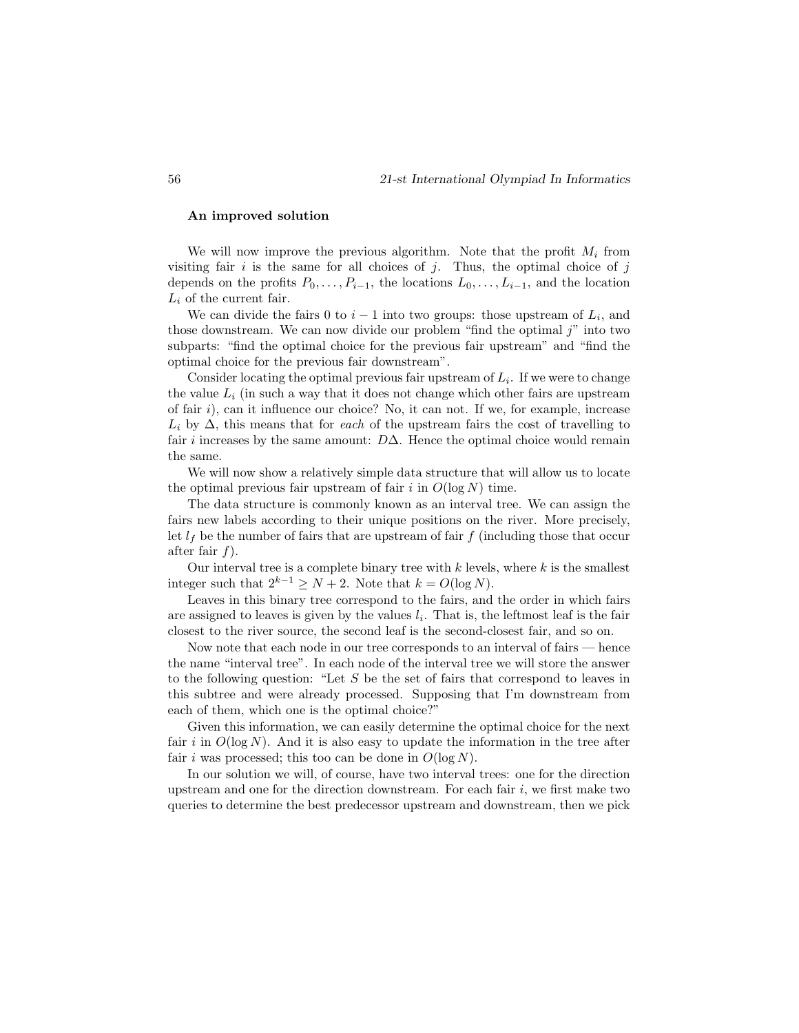**An improved solution**

We will now improve the previous algorithm. Note that the profit $M_i$ from visiting fair $i$ is the same for all choices of $j$. Thus, the optimal choice of $j$ depends on the profits $P_0, \ldots, P_{i-1}$, the locations $L_0, \ldots, L_{i-1}$, and the location $L_i$ of the current fair.

We can divide the fairs 0 to $i-1$ into two groups: those upstream of $L_i$, and those downstream. We can now divide our problem "find the optimal $j$" into two subparts: "find the optimal choice for the previous fair upstream" and "find the optimal choice for the previous fair downstream".

Consider locating the optimal previous fair upstream of $L_i$. If we were to change the value $L_i$ (in such a way that it does not change which other fairs are upstream of fair $i$), can it influence our choice? No, it can not. If we, for example, increase $L_i$ by $\Delta$, this means that for *each* of the upstream fairs the cost of travelling to fair $i$ increases by the same amount: $D\Delta$. Hence the optimal choice would remain the same.

We will now show a relatively simple data structure that will allow us to locate the optimal previous fair upstream of fair $i$ in $O(\log N)$ time.

The data structure is commonly known as an interval tree. We can assign the fairs new labels according to their unique positions on the river. More precisely, let $l_f$ be the number of fairs that are upstream of fair $f$ (including those that occur after fair $f$).

Our interval tree is a complete binary tree with $k$ levels, where $k$ is the smallest integer such that $2^{k-1} \geq N+2$. Note that $k = O(\log N)$.

Leaves in this binary tree correspond to the fairs, and the order in which fairs are assigned to leaves is given by the values $l_i$. That is, the leftmost leaf is the fair closest to the river source, the second leaf is the second-closest fair, and so on.

Now note that each node in our tree corresponds to an interval of fairs — hence the name "interval tree". In each node of the interval tree we will store the answer to the following question: "Let $S$ be the set of fairs that correspond to leaves in this subtree and were already processed. Supposing that I'm downstream from each of them, which one is the optimal choice?"

Given this information, we can easily determine the optimal choice for the next fair $i$ in $O(\log N)$. And it is also easy to update the information in the tree after fair $i$ was processed; this too can be done in $O(\log N)$.

In our solution we will, of course, have two interval trees: one for the direction upstream and one for the direction downstream. For each fair $i$, we first make two queries to determine the best predecessor upstream and downstream, then we pick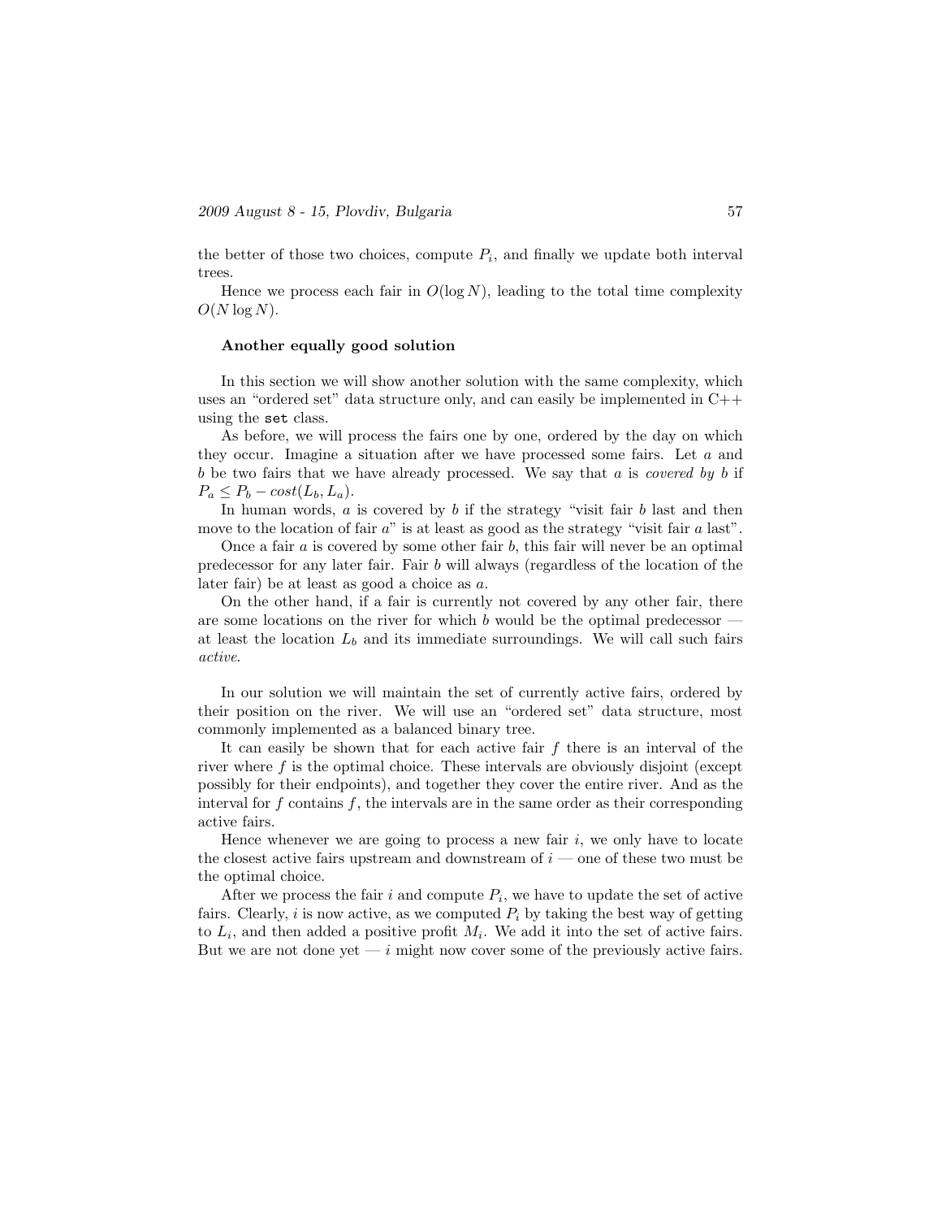the better of those two choices, compute $P_i$, and finally we update both interval trees.

Hence we process each fair in $O(\log N)$, leading to the total time complexity $O(N \log N)$.

### Another equally good solution

In this section we will show another solution with the same complexity, which uses an "ordered set" data structure only, and can easily be implemented in C++ using the `set` class.

As before, we will process the fairs one by one, ordered by the day on which they occur. Imagine a situation after we have processed some fairs. Let $a$ and $b$ be two fairs that we have already processed. We say that $a$ is *covered by* $b$ if $P_a \leq P_b - cost(L_b, L_a)$.

In human words, $a$ is covered by $b$ if the strategy "visit fair $b$ last and then move to the location of fair $a$" is at least as good as the strategy "visit fair $a$ last".

Once a fair $a$ is covered by some other fair $b$, this fair will never be an optimal predecessor for any later fair. Fair $b$ will always (regardless of the location of the later fair) be at least as good a choice as $a$.

On the other hand, if a fair is currently not covered by any other fair, there are some locations on the river for which $b$ would be the optimal predecessor — at least the location $L_b$ and its immediate surroundings. We will call such fairs *active*.

In our solution we will maintain the set of currently active fairs, ordered by their position on the river. We will use an "ordered set" data structure, most commonly implemented as a balanced binary tree.

It can easily be shown that for each active fair $f$ there is an interval of the river where $f$ is the optimal choice. These intervals are obviously disjoint (except possibly for their endpoints), and together they cover the entire river. And as the interval for $f$ contains $f$, the intervals are in the same order as their corresponding active fairs.

Hence whenever we are going to process a new fair $i$, we only have to locate the closest active fairs upstream and downstream of $i$ — one of these two must be the optimal choice.

After we process the fair $i$ and compute $P_i$, we have to update the set of active fairs. Clearly, $i$ is now active, as we computed $P_i$ by taking the best way of getting to $L_i$, and then added a positive profit $M_i$. We add it into the set of active fairs. But we are not done yet — $i$ might now cover some of the previously active fairs.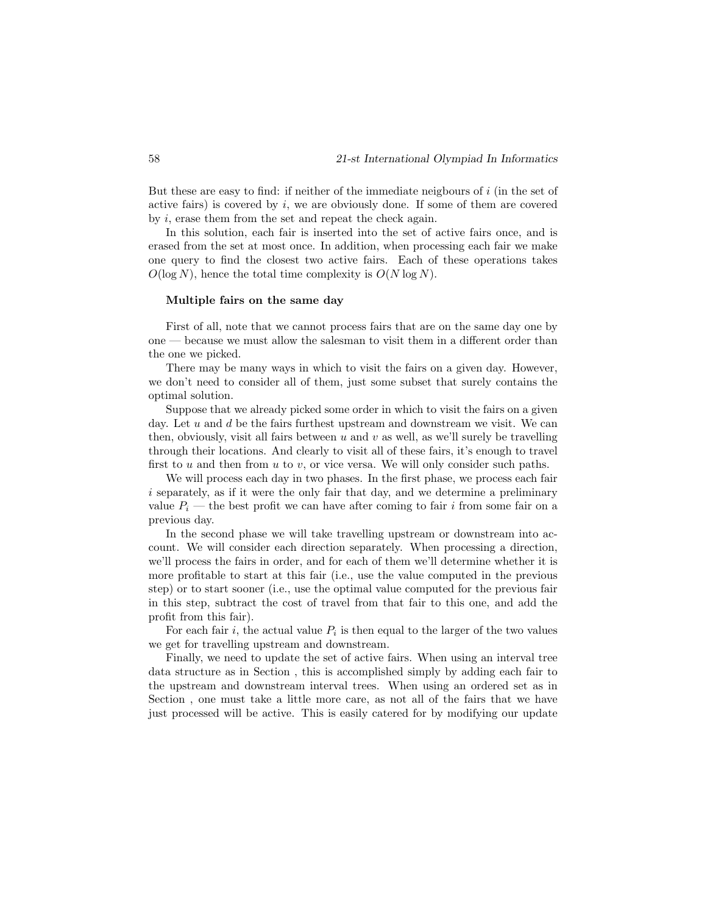But these are easy to find: if neither of the immediate neigbours of $i$ (in the set of active fairs) is covered by $i$, we are obviously done. If some of them are covered by $i$, erase them from the set and repeat the check again.

In this solution, each fair is inserted into the set of active fairs once, and is erased from the set at most once. In addition, when processing each fair we make one query to find the closest two active fairs. Each of these operations takes $O(\log N)$, hence the total time complexity is $O(N \log N)$.

### Multiple fairs on the same day

First of all, note that we cannot process fairs that are on the same day one by one — because we must allow the salesman to visit them in a different order than the one we picked.

There may be many ways in which to visit the fairs on a given day. However, we don't need to consider all of them, just some subset that surely contains the optimal solution.

Suppose that we already picked some order in which to visit the fairs on a given day. Let $u$ and $d$ be the fairs furthest upstream and downstream we visit. We can then, obviously, visit all fairs between $u$ and $v$ as well, as we'll surely be travelling through their locations. And clearly to visit all of these fairs, it's enough to travel first to $u$ and then from $u$ to $v$, or vice versa. We will only consider such paths.

We will process each day in two phases. In the first phase, we process each fair $i$ separately, as if it were the only fair that day, and we determine a preliminary value $P_i$ — the best profit we can have after coming to fair $i$ from some fair on a previous day.

In the second phase we will take travelling upstream or downstream into account. We will consider each direction separately. When processing a direction, we'll process the fairs in order, and for each of them we'll determine whether it is more profitable to start at this fair (i.e., use the value computed in the previous step) or to start sooner (i.e., use the optimal value computed for the previous fair in this step, subtract the cost of travel from that fair to this one, and add the profit from this fair).

For each fair $i$, the actual value $P_i$ is then equal to the larger of the two values we get for travelling upstream and downstream.

Finally, we need to update the set of active fairs. When using an interval tree data structure as in Section , this is accomplished simply by adding each fair to the upstream and downstream interval trees. When using an ordered set as in Section , one must take a little more care, as not all of the fairs that we have just processed will be active. This is easily catered for by modifying our update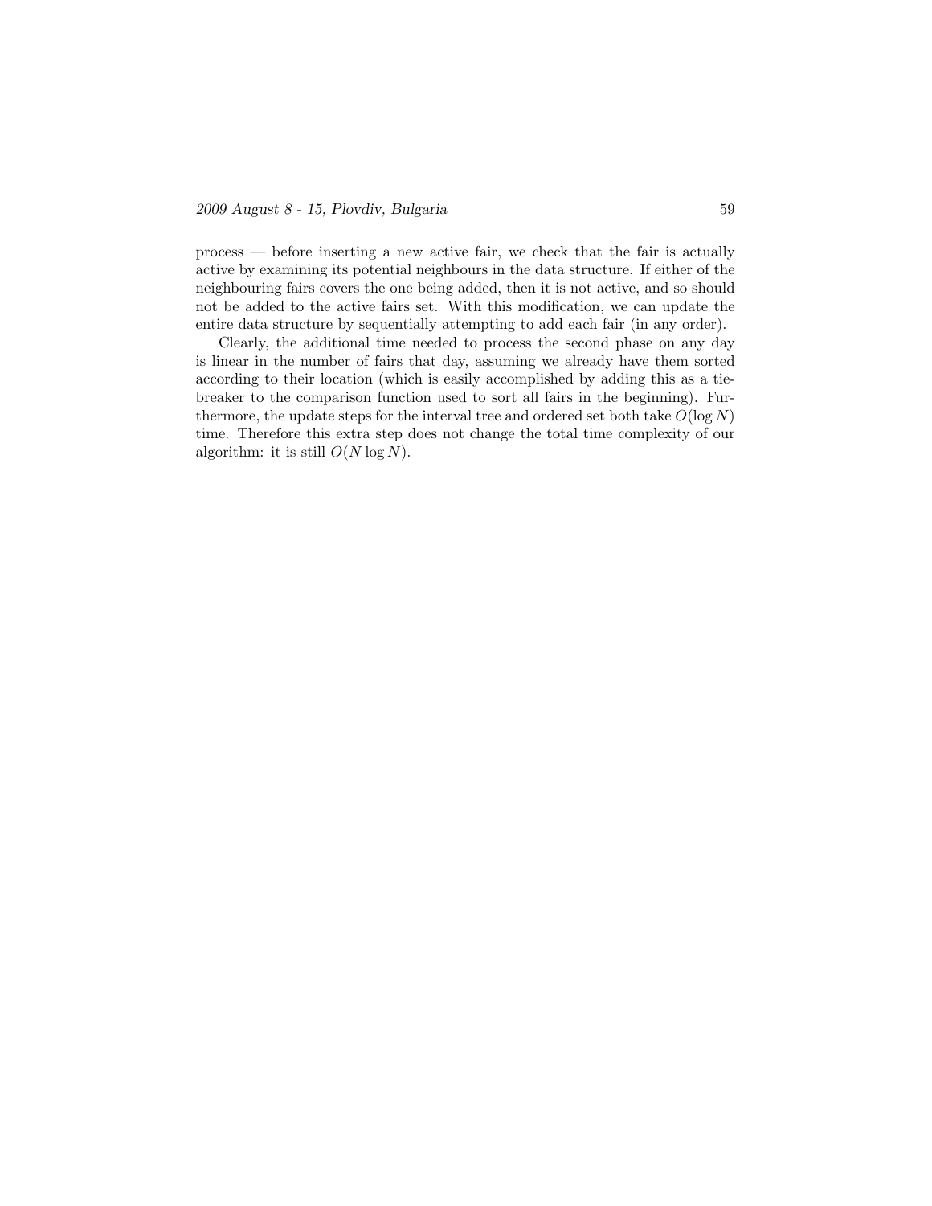process — before inserting a new active fair, we check that the fair is actually active by examining its potential neighbours in the data structure. If either of the neighbouring fairs covers the one being added, then it is not active, and so should not be added to the active fairs set. With this modification, we can update the entire data structure by sequentially attempting to add each fair (in any order).

Clearly, the additional time needed to process the second phase on any day is linear in the number of fairs that day, assuming we already have them sorted according to their location (which is easily accomplished by adding this as a tie-breaker to the comparison function used to sort all fairs in the beginning). Furthermore, the update steps for the interval tree and ordered set both take $O(\log N)$ time. Therefore this extra step does not change the total time complexity of our algorithm: it is still $O(N \log N)$.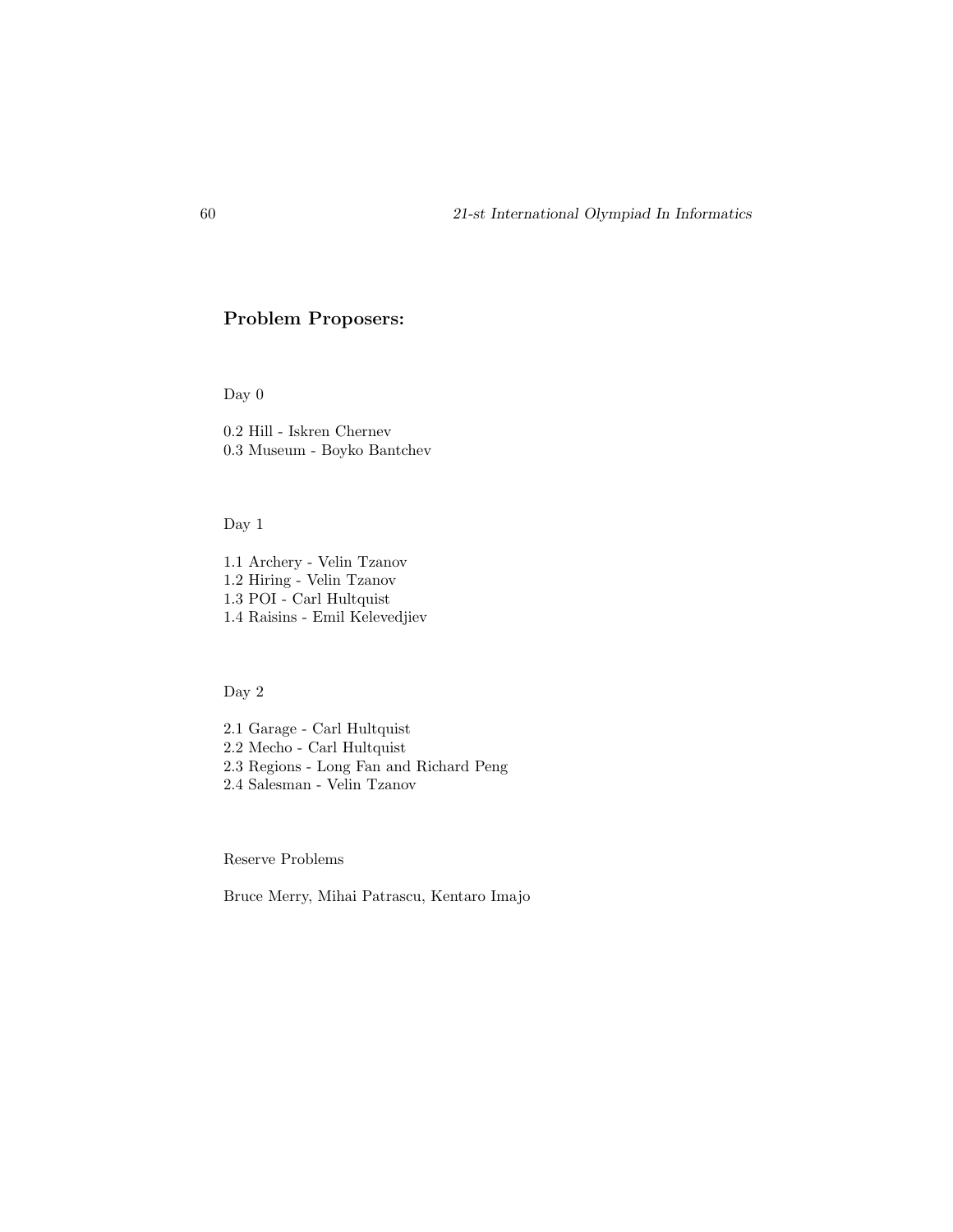## Problem Proposers:

Day 0

0.2 Hill - Iskren Chernev
0.3 Museum - Boyko Bantchev

Day 1

1.1 Archery - Velin Tzanov
1.2 Hiring - Velin Tzanov
1.3 POI - Carl Hultquist
1.4 Raisins - Emil Kelevedjiev

Day 2

2.1 Garage - Carl Hultquist
2.2 Mecho - Carl Hultquist
2.3 Regions - Long Fan and Richard Peng
2.4 Salesman - Velin Tzanov

Reserve Problems

Bruce Merry, Mihai Patrascu, Kentaro Imajo